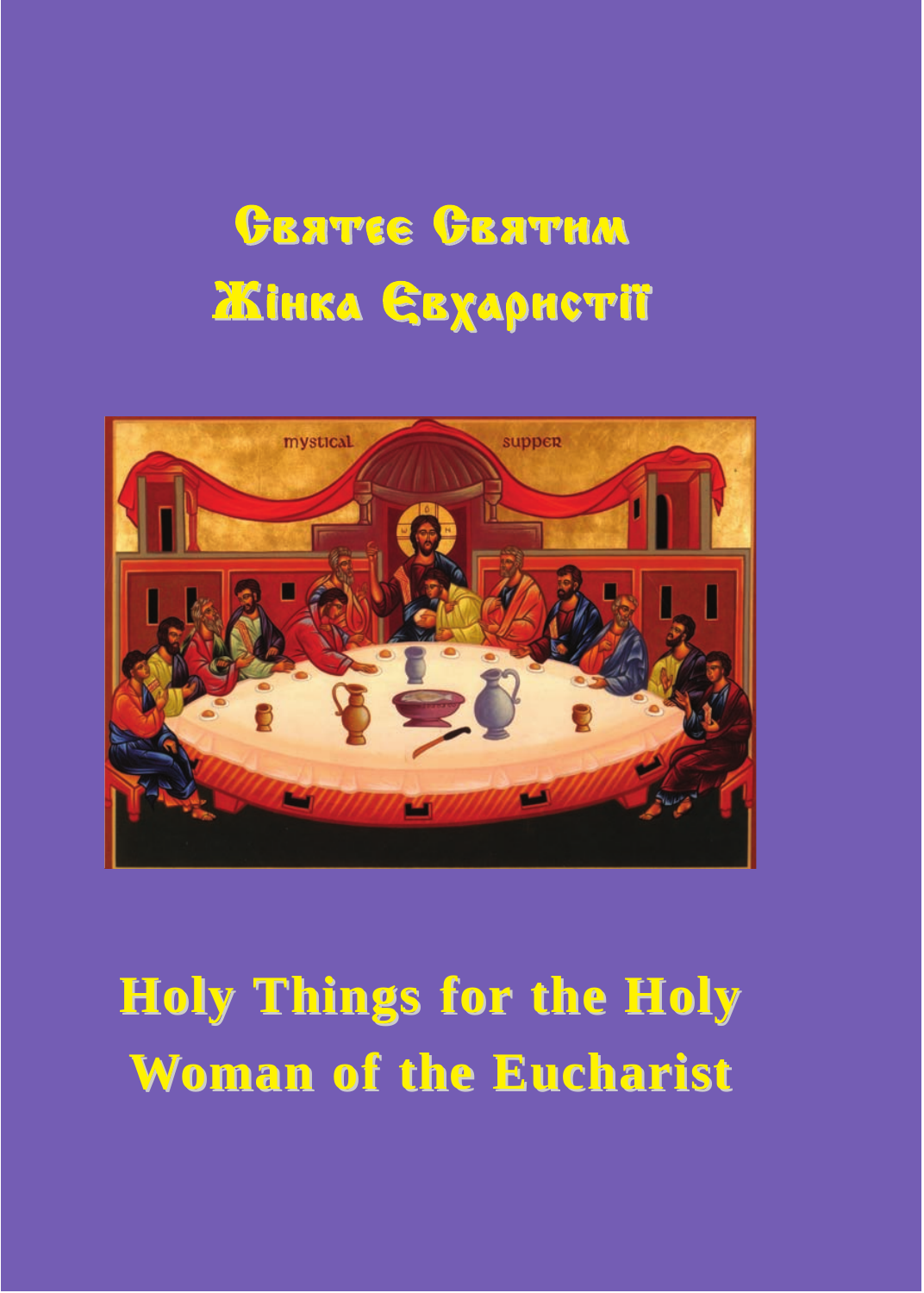# Святее Святим
# Жінка Євхаристії

# Holy Things for the Holy
# Woman of the Eucharist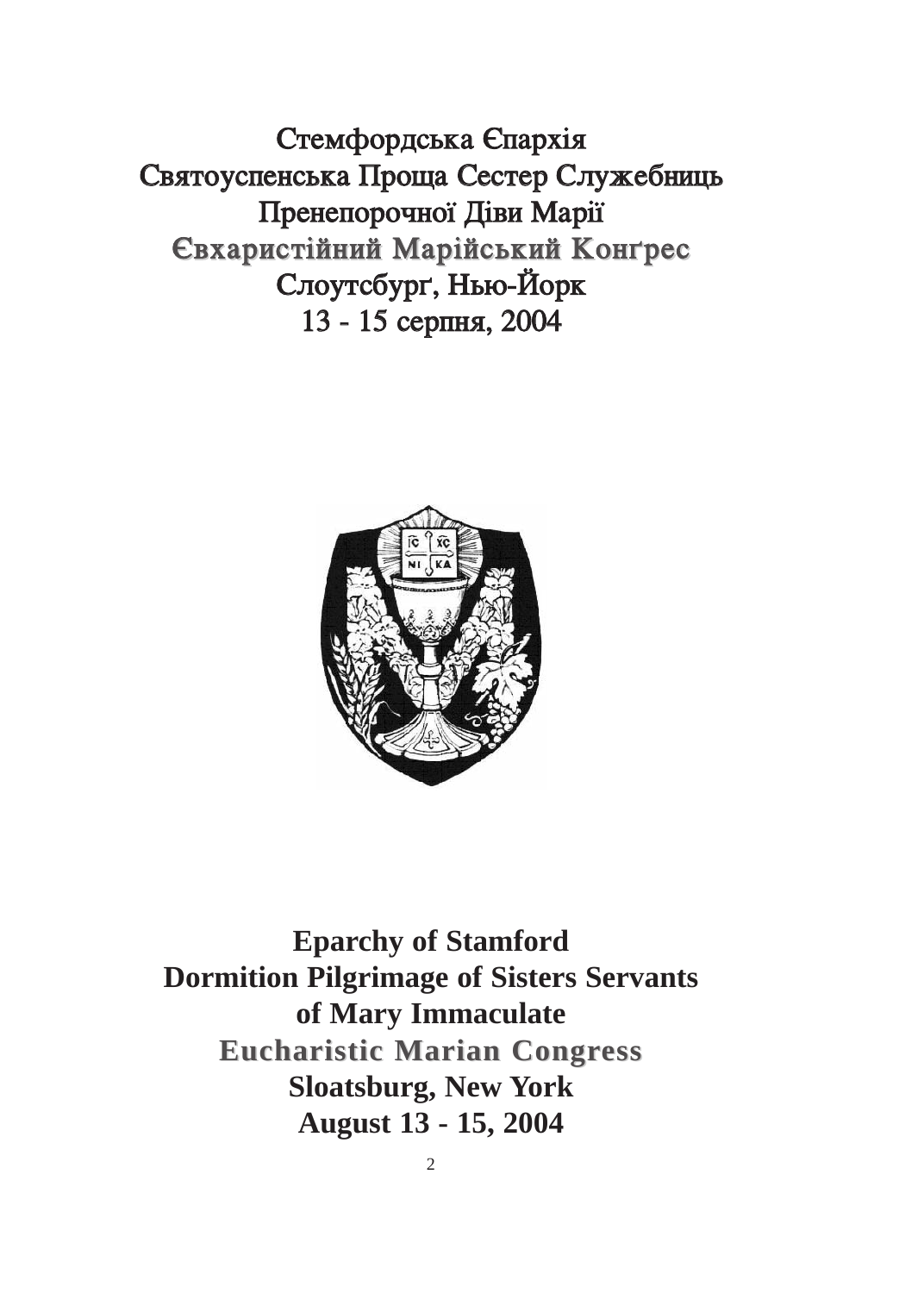Стемфордська Єпархія
Святоуспенська Проща Сестер Служебниць
Пренепорочної Діви Марії

**Євхаристійний Марійський Конґрес**

Слоутсбурґ, Нью-Йорк
13 - 15 серпня, 2004

**Eparchy of Stamford**
**Dormition Pilgrimage of Sisters Servants of Mary Immaculate**

**Eucharistic Marian Congress**

**Sloatsburg, New York**
**August 13 - 15, 2004**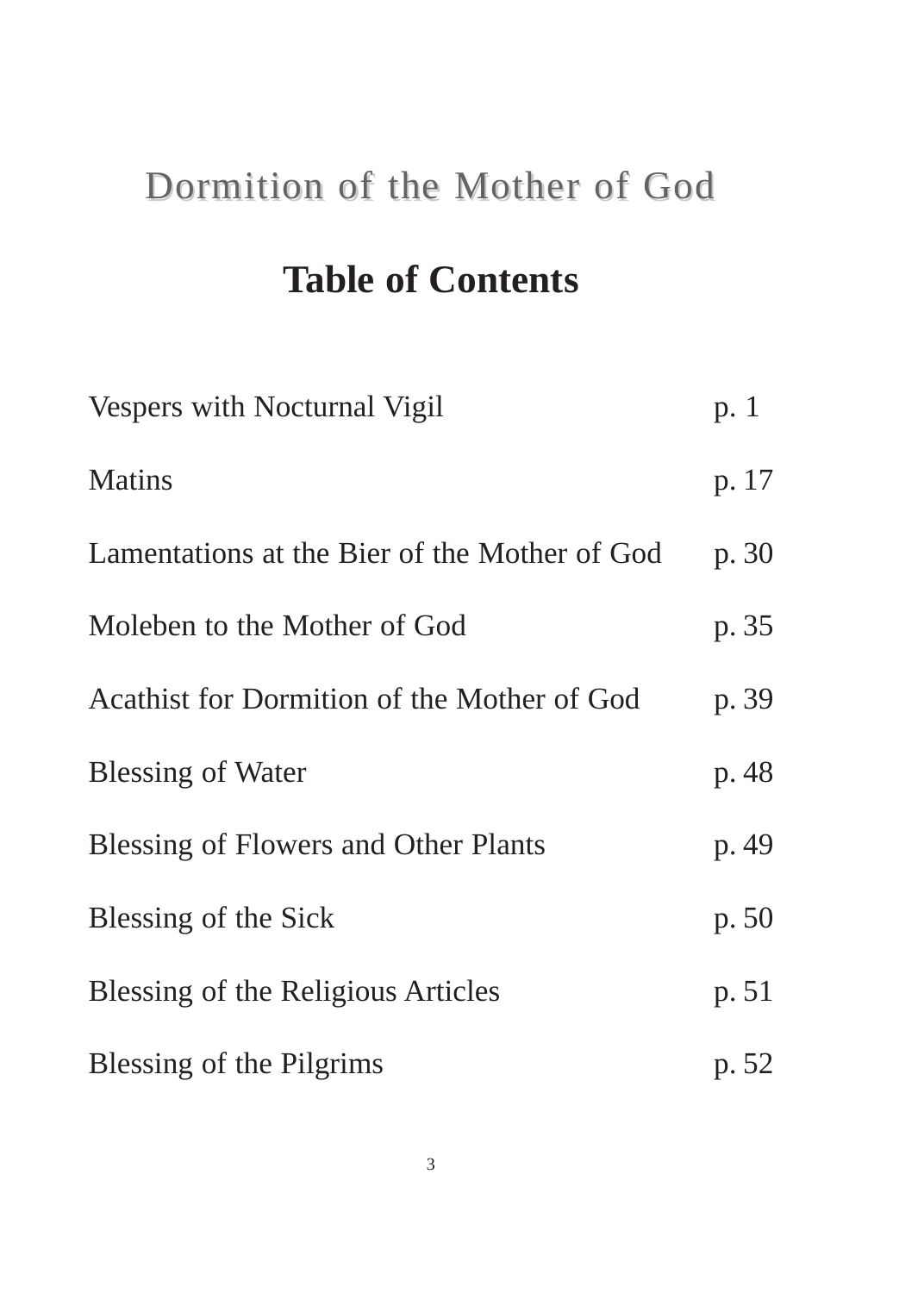# Dormition of the Mother of God

## Table of Contents

| | |
|---|---|
| Vespers with Nocturnal Vigil | p. 1 |
| Matins | p. 17 |
| Lamentations at the Bier of the Mother of God | p. 30 |
| Moleben to the Mother of God | p. 35 |
| Acathist for Dormition of the Mother of God | p. 39 |
| Blessing of Water | p. 48 |
| Blessing of Flowers and Other Plants | p. 49 |
| Blessing of the Sick | p. 50 |
| Blessing of the Religious Articles | p. 51 |
| Blessing of the Pilgrims | p. 52 |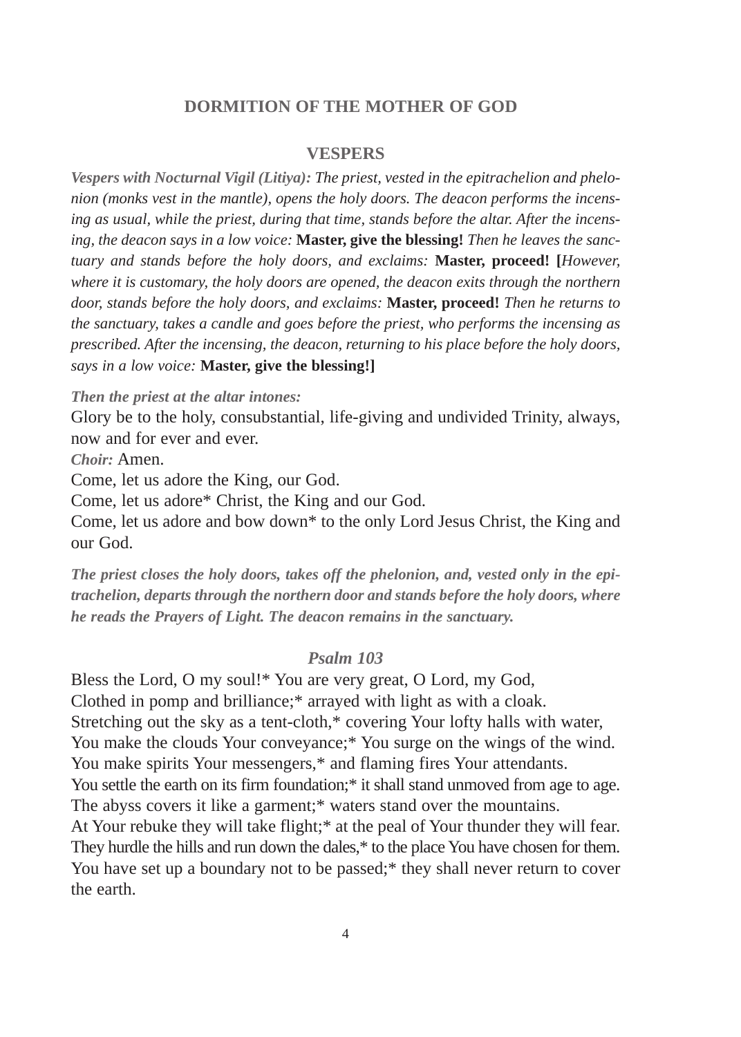## DORMITION OF THE MOTHER OF GOD

### VESPERS

***Vespers with Nocturnal Vigil (Litiya):*** *The priest, vested in the epitrachelion and phelonion (monks vest in the mantle), opens the holy doors. The deacon performs the incensing as usual, while the priest, during that time, stands before the altar. After the incensing, the deacon says in a low voice:* **Master, give the blessing!** *Then he leaves the sanctuary and stands before the holy doors, and exclaims:* **Master, proceed! [***However, where it is customary, the holy doors are opened, the deacon exits through the northern door, stands before the holy doors, and exclaims:* **Master, proceed!** *Then he returns to the sanctuary, takes a candle and goes before the priest, who performs the incensing as prescribed. After the incensing, the deacon, returning to his place before the holy doors, says in a low voice:* **Master, give the blessing!]**

***Then the priest at the altar intones:***

Glory be to the holy, consubstantial, life-giving and undivided Trinity, always, now and for ever and ever.

***Choir:*** Amen.

Come, let us adore the King, our God.

Come, let us adore* Christ, the King and our God.

Come, let us adore and bow down* to the only Lord Jesus Christ, the King and our God.

***The priest closes the holy doors, takes off the phelonion, and, vested only in the epitrachelion, departs through the northern door and stands before the holy doors, where he reads the Prayers of Light. The deacon remains in the sanctuary.***

#### *Psalm 103*

Bless the Lord, O my soul!* You are very great, O Lord, my God,
Clothed in pomp and brilliance;* arrayed with light as with a cloak.
Stretching out the sky as a tent-cloth,* covering Your lofty halls with water,
You make the clouds Your conveyance;* You surge on the wings of the wind.
You make spirits Your messengers,* and flaming fires Your attendants.
You settle the earth on its firm foundation;* it shall stand unmoved from age to age.
The abyss covers it like a garment;* waters stand over the mountains.
At Your rebuke they will take flight;* at the peal of Your thunder they will fear.
They hurdle the hills and run down the dales,* to the place You have chosen for them.
You have set up a boundary not to be passed;* they shall never return to cover the earth.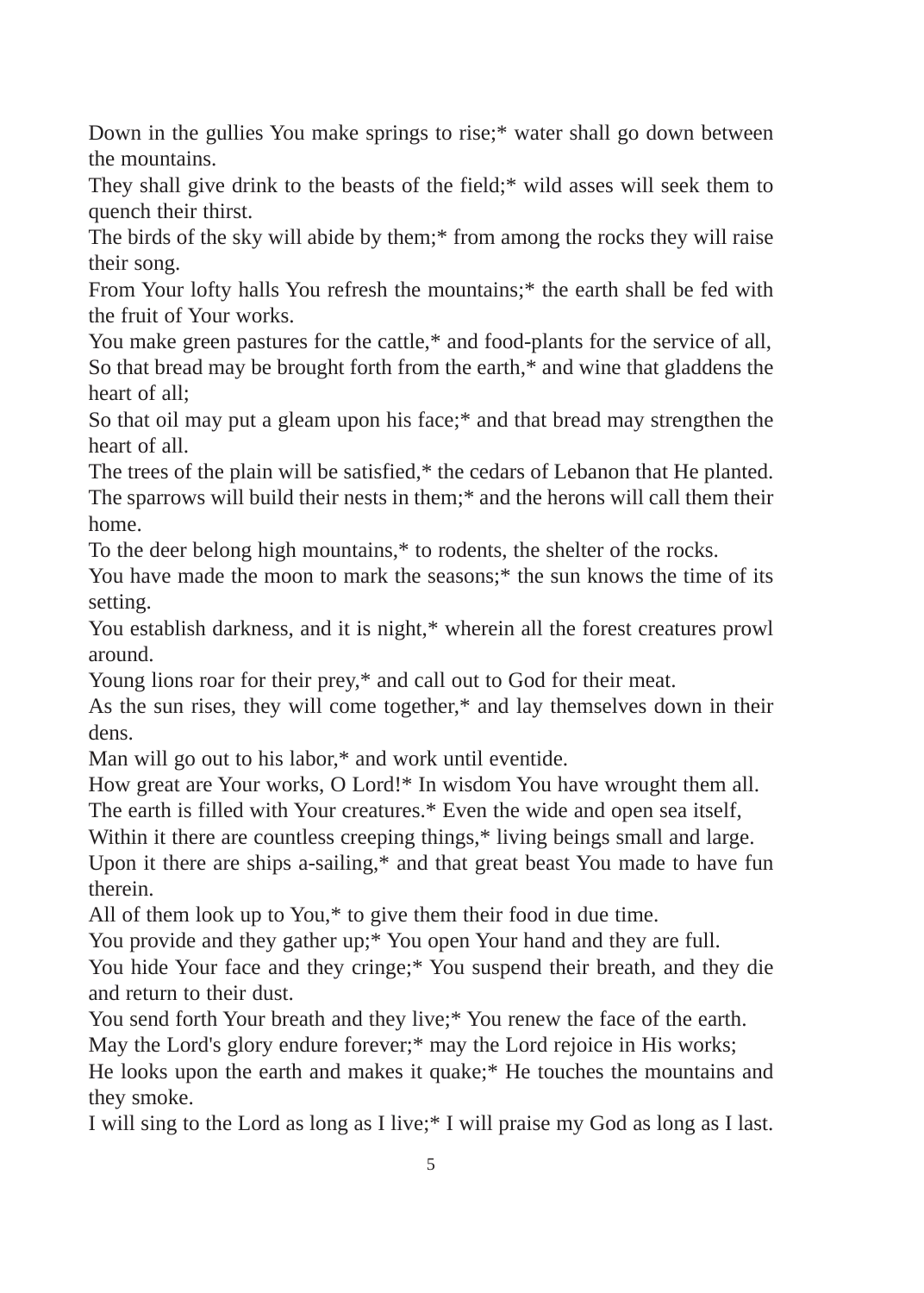Down in the gullies You make springs to rise;* water shall go down between the mountains.
They shall give drink to the beasts of the field;* wild asses will seek them to quench their thirst.
The birds of the sky will abide by them;* from among the rocks they will raise their song.
From Your lofty halls You refresh the mountains;* the earth shall be fed with the fruit of Your works.
You make green pastures for the cattle,* and food-plants for the service of all,
So that bread may be brought forth from the earth,* and wine that gladdens the heart of all;
So that oil may put a gleam upon his face;* and that bread may strengthen the heart of all.
The trees of the plain will be satisfied,* the cedars of Lebanon that He planted.
The sparrows will build their nests in them;* and the herons will call them their home.
To the deer belong high mountains,* to rodents, the shelter of the rocks.
You have made the moon to mark the seasons;* the sun knows the time of its setting.
You establish darkness, and it is night,* wherein all the forest creatures prowl around.
Young lions roar for their prey,* and call out to God for their meat.
As the sun rises, they will come together,* and lay themselves down in their dens.
Man will go out to his labor,* and work until eventide.
How great are Your works, O Lord!* In wisdom You have wrought them all.
The earth is filled with Your creatures.* Even the wide and open sea itself,
Within it there are countless creeping things,* living beings small and large.
Upon it there are ships a-sailing,* and that great beast You made to have fun therein.
All of them look up to You,* to give them their food in due time.
You provide and they gather up;* You open Your hand and they are full.
You hide Your face and they cringe;* You suspend their breath, and they die and return to their dust.
You send forth Your breath and they live;* You renew the face of the earth.
May the Lord's glory endure forever;* may the Lord rejoice in His works;
He looks upon the earth and makes it quake;* He touches the mountains and they smoke.
I will sing to the Lord as long as I live;* I will praise my God as long as I last.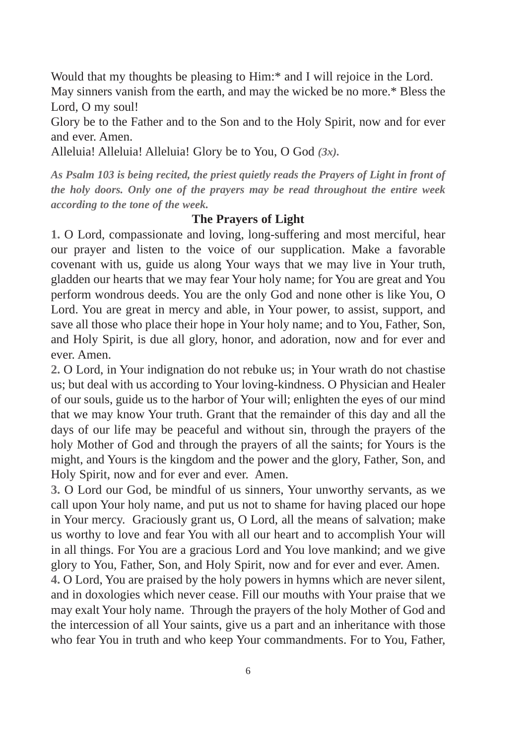Would that my thoughts be pleasing to Him:* and I will rejoice in the Lord.
May sinners vanish from the earth, and may the wicked be no more.* Bless the Lord, O my soul!
Glory be to the Father and to the Son and to the Holy Spirit, now and for ever and ever. Amen.
Alleluia! Alleluia! Alleluia! Glory be to You, O God ***(3x).***

***As Psalm 103 is being recited, the priest quietly reads the Prayers of Light in front of the holy doors. Only one of the prayers may be read throughout the entire week according to the tone of the week.***

**The Prayers of Light**

**1.** O Lord, compassionate and loving, long-suffering and most merciful, hear our prayer and listen to the voice of our supplication. Make a favorable covenant with us, guide us along Your ways that we may live in Your truth, gladden our hearts that we may fear Your holy name; for You are great and You perform wondrous deeds. You are the only God and none other is like You, O Lord. You are great in mercy and able, in Your power, to assist, support, and save all those who place their hope in Your holy name; and to You, Father, Son, and Holy Spirit, is due all glory, honor, and adoration, now and for ever and ever. Amen.

**2.** O Lord, in Your indignation do not rebuke us; in Your wrath do not chastise us; but deal with us according to Your loving-kindness. O Physician and Healer of our souls, guide us to the harbor of Your will; enlighten the eyes of our mind that we may know Your truth. Grant that the remainder of this day and all the days of our life may be peaceful and without sin, through the prayers of the holy Mother of God and through the prayers of all the saints; for Yours is the might, and Yours is the kingdom and the power and the glory, Father, Son, and Holy Spirit, now and for ever and ever. Amen.

**3.** O Lord our God, be mindful of us sinners, Your unworthy servants, as we call upon Your holy name, and put us not to shame for having placed our hope in Your mercy. Graciously grant us, O Lord, all the means of salvation; make us worthy to love and fear You with all our heart and to accomplish Your will in all things. For You are a gracious Lord and You love mankind; and we give glory to You, Father, Son, and Holy Spirit, now and for ever and ever. Amen.

**4.** O Lord, You are praised by the holy powers in hymns which are never silent, and in doxologies which never cease. Fill our mouths with Your praise that we may exalt Your holy name. Through the prayers of the holy Mother of God and the intercession of all Your saints, give us a part and an inheritance with those who fear You in truth and who keep Your commandments. For to You, Father,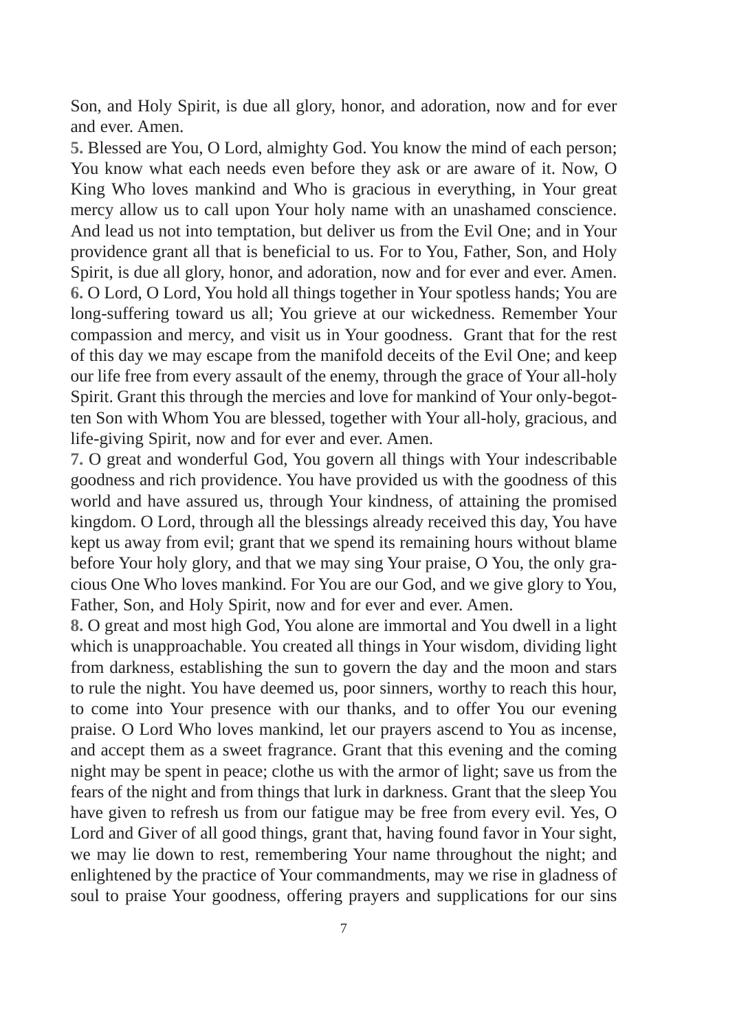Son, and Holy Spirit, is due all glory, honor, and adoration, now and for ever and ever. Amen.

**5.** Blessed are You, O Lord, almighty God. You know the mind of each person; You know what each needs even before they ask or are aware of it. Now, O King Who loves mankind and Who is gracious in everything, in Your great mercy allow us to call upon Your holy name with an unashamed conscience. And lead us not into temptation, but deliver us from the Evil One; and in Your providence grant all that is beneficial to us. For to You, Father, Son, and Holy Spirit, is due all glory, honor, and adoration, now and for ever and ever. Amen.

**6.** O Lord, O Lord, You hold all things together in Your spotless hands; You are long-suffering toward us all; You grieve at our wickedness. Remember Your compassion and mercy, and visit us in Your goodness. Grant that for the rest of this day we may escape from the manifold deceits of the Evil One; and keep our life free from every assault of the enemy, through the grace of Your all-holy Spirit. Grant this through the mercies and love for mankind of Your only-begotten Son with Whom You are blessed, together with Your all-holy, gracious, and life-giving Spirit, now and for ever and ever. Amen.

**7.** O great and wonderful God, You govern all things with Your indescribable goodness and rich providence. You have provided us with the goodness of this world and have assured us, through Your kindness, of attaining the promised kingdom. O Lord, through all the blessings already received this day, You have kept us away from evil; grant that we spend its remaining hours without blame before Your holy glory, and that we may sing Your praise, O You, the only gracious One Who loves mankind. For You are our God, and we give glory to You, Father, Son, and Holy Spirit, now and for ever and ever. Amen.

**8.** O great and most high God, You alone are immortal and You dwell in a light which is unapproachable. You created all things in Your wisdom, dividing light from darkness, establishing the sun to govern the day and the moon and stars to rule the night. You have deemed us, poor sinners, worthy to reach this hour, to come into Your presence with our thanks, and to offer You our evening praise. O Lord Who loves mankind, let our prayers ascend to You as incense, and accept them as a sweet fragrance. Grant that this evening and the coming night may be spent in peace; clothe us with the armor of light; save us from the fears of the night and from things that lurk in darkness. Grant that the sleep You have given to refresh us from our fatigue may be free from every evil. Yes, O Lord and Giver of all good things, grant that, having found favor in Your sight, we may lie down to rest, remembering Your name throughout the night; and enlightened by the practice of Your commandments, may we rise in gladness of soul to praise Your goodness, offering prayers and supplications for our sins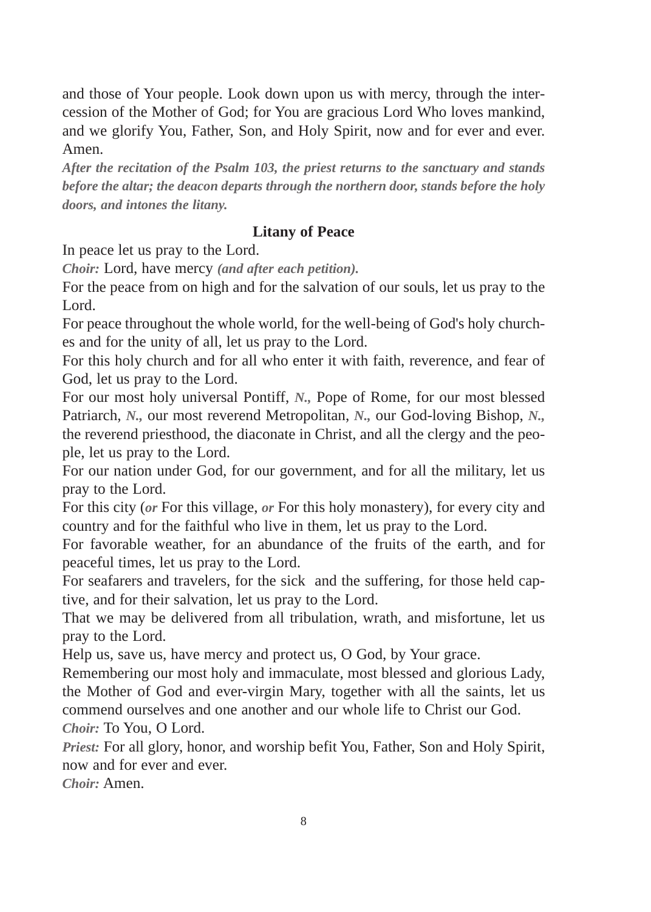and those of Your people. Look down upon us with mercy, through the intercession of the Mother of God; for You are gracious Lord Who loves mankind, and we glorify You, Father, Son, and Holy Spirit, now and for ever and ever. Amen.

***After the recitation of the Psalm 103, the priest returns to the sanctuary and stands before the altar; the deacon departs through the northern door, stands before the holy doors, and intones the litany.***

**Litany of Peace**

In peace let us pray to the Lord.

***Choir:*** Lord, have mercy ***(and after each petition).***

For the peace from on high and for the salvation of our souls, let us pray to the Lord.

For peace throughout the whole world, for the well-being of God's holy churches and for the unity of all, let us pray to the Lord.

For this holy church and for all who enter it with faith, reverence, and fear of God, let us pray to the Lord.

For our most holy universal Pontiff, ***N.***, Pope of Rome, for our most blessed Patriarch, ***N.***, our most reverend Metropolitan, ***N.***, our God-loving Bishop, ***N.***, the reverend priesthood, the diaconate in Christ, and all the clergy and the people, let us pray to the Lord.

For our nation under God, for our government, and for all the military, let us pray to the Lord.

For this city (***or*** For this village, ***or*** For this holy monastery), for every city and country and for the faithful who live in them, let us pray to the Lord.

For favorable weather, for an abundance of the fruits of the earth, and for peaceful times, let us pray to the Lord.

For seafarers and travelers, for the sick and the suffering, for those held captive, and for their salvation, let us pray to the Lord.

That we may be delivered from all tribulation, wrath, and misfortune, let us pray to the Lord.

Help us, save us, have mercy and protect us, O God, by Your grace.

Remembering our most holy and immaculate, most blessed and glorious Lady, the Mother of God and ever-virgin Mary, together with all the saints, let us commend ourselves and one another and our whole life to Christ our God.

***Choir:*** To You, O Lord.

***Priest:*** For all glory, honor, and worship befit You, Father, Son and Holy Spirit, now and for ever and ever.

***Choir:*** Amen.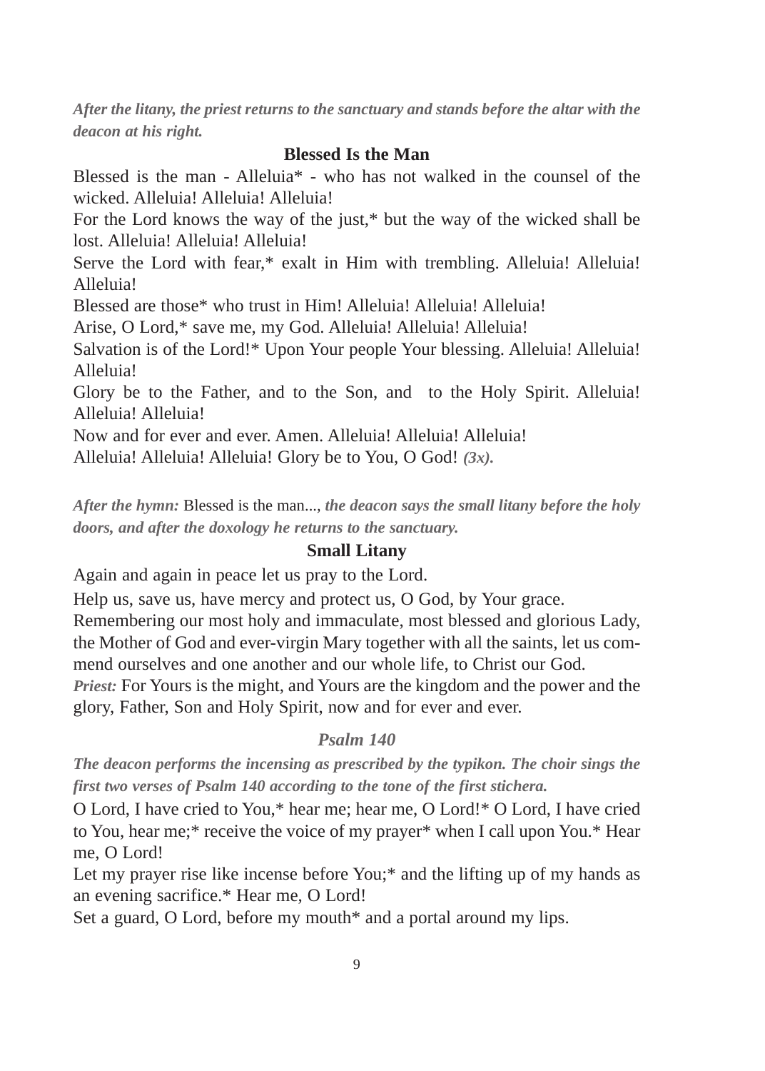*After the litany, the priest returns to the sanctuary and stands before the altar with the deacon at his right.*

## Blessed Is the Man

Blessed is the man - Alleluia* - who has not walked in the counsel of the wicked. Alleluia! Alleluia! Alleluia!

For the Lord knows the way of the just,* but the way of the wicked shall be lost. Alleluia! Alleluia! Alleluia!

Serve the Lord with fear,* exalt in Him with trembling. Alleluia! Alleluia! Alleluia!

Blessed are those* who trust in Him! Alleluia! Alleluia! Alleluia!

Arise, O Lord,* save me, my God. Alleluia! Alleluia! Alleluia!

Salvation is of the Lord!* Upon Your people Your blessing. Alleluia! Alleluia! Alleluia!

Glory be to the Father, and to the Son, and to the Holy Spirit. Alleluia! Alleluia! Alleluia!

Now and for ever and ever. Amen. Alleluia! Alleluia! Alleluia!

Alleluia! Alleluia! Alleluia! Glory be to You, O God! *(3x).*

*After the hymn:* Blessed is the man..., *the deacon says the small litany before the holy doors, and after the doxology he returns to the sanctuary.*

## Small Litany

Again and again in peace let us pray to the Lord.

Help us, save us, have mercy and protect us, O God, by Your grace.

Remembering our most holy and immaculate, most blessed and glorious Lady, the Mother of God and ever-virgin Mary together with all the saints, let us commend ourselves and one another and our whole life, to Christ our God.

*Priest:* For Yours is the might, and Yours are the kingdom and the power and the glory, Father, Son and Holy Spirit, now and for ever and ever.

## *Psalm 140*

*The deacon performs the incensing as prescribed by the typikon. The choir sings the first two verses of Psalm 140 according to the tone of the first stichera.*

O Lord, I have cried to You,* hear me; hear me, O Lord!* O Lord, I have cried to You, hear me;* receive the voice of my prayer* when I call upon You.* Hear me, O Lord!

Let my prayer rise like incense before You;* and the lifting up of my hands as an evening sacrifice.* Hear me, O Lord!

Set a guard, O Lord, before my mouth* and a portal around my lips.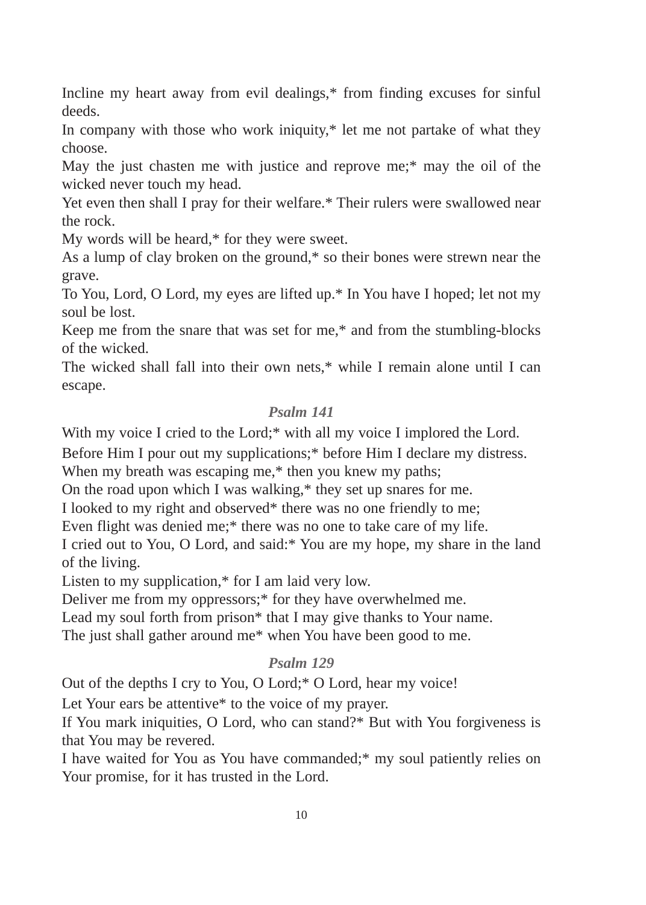Incline my heart away from evil dealings,* from finding excuses for sinful deeds.

In company with those who work iniquity,* let me not partake of what they choose.

May the just chasten me with justice and reprove me;* may the oil of the wicked never touch my head.

Yet even then shall I pray for their welfare.* Their rulers were swallowed near the rock.

My words will be heard,* for they were sweet.

As a lump of clay broken on the ground,* so their bones were strewn near the grave.

To You, Lord, O Lord, my eyes are lifted up.* In You have I hoped; let not my soul be lost.

Keep me from the snare that was set for me,* and from the stumbling-blocks of the wicked.

The wicked shall fall into their own nets,* while I remain alone until I can escape.

### *Psalm 141*

With my voice I cried to the Lord;* with all my voice I implored the Lord.

Before Him I pour out my supplications;* before Him I declare my distress.

When my breath was escaping me,* then you knew my paths;

On the road upon which I was walking,* they set up snares for me.

I looked to my right and observed* there was no one friendly to me;

Even flight was denied me;* there was no one to take care of my life.

I cried out to You, O Lord, and said:* You are my hope, my share in the land of the living.

Listen to my supplication,* for I am laid very low.

Deliver me from my oppressors;* for they have overwhelmed me.

Lead my soul forth from prison* that I may give thanks to Your name.

The just shall gather around me* when You have been good to me.

### *Psalm 129*

Out of the depths I cry to You, O Lord;* O Lord, hear my voice!

Let Your ears be attentive* to the voice of my prayer.

If You mark iniquities, O Lord, who can stand?* But with You forgiveness is that You may be revered.

I have waited for You as You have commanded;* my soul patiently relies on Your promise, for it has trusted in the Lord.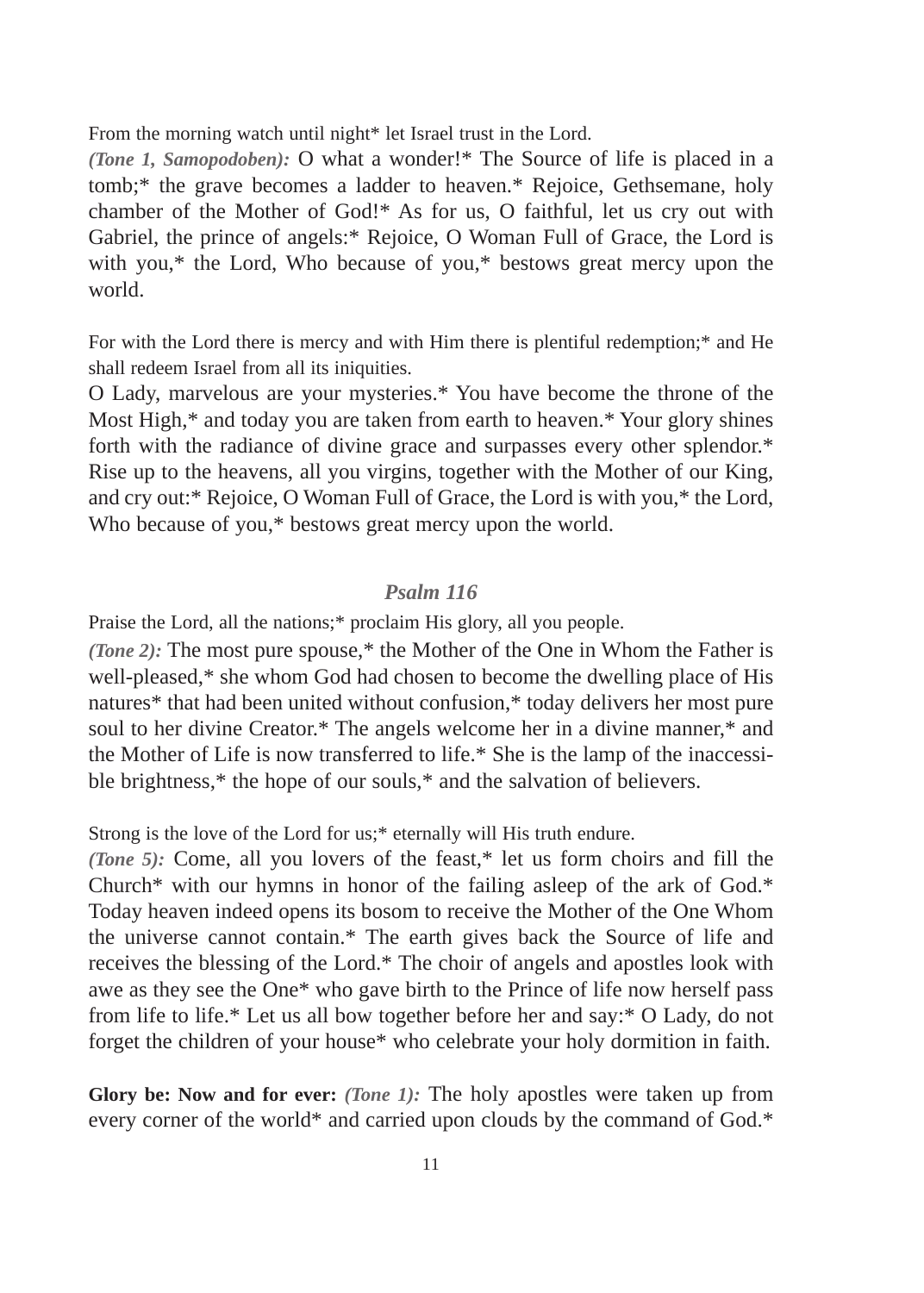From the morning watch until night* let Israel trust in the Lord.

***(Tone 1, Samopodoben):*** O what a wonder!* The Source of life is placed in a tomb;* the grave becomes a ladder to heaven.* Rejoice, Gethsemane, holy chamber of the Mother of God!* As for us, O faithful, let us cry out with Gabriel, the prince of angels:* Rejoice, O Woman Full of Grace, the Lord is with you,* the Lord, Who because of you,* bestows great mercy upon the world.

For with the Lord there is mercy and with Him there is plentiful redemption;* and He shall redeem Israel from all its iniquities.

O Lady, marvelous are your mysteries.* You have become the throne of the Most High,* and today you are taken from earth to heaven.* Your glory shines forth with the radiance of divine grace and surpasses every other splendor.* Rise up to the heavens, all you virgins, together with the Mother of our King, and cry out:* Rejoice, O Woman Full of Grace, the Lord is with you,* the Lord, Who because of you,* bestows great mercy upon the world.

## *Psalm 116*

Praise the Lord, all the nations;* proclaim His glory, all you people.

***(Tone 2):*** The most pure spouse,* the Mother of the One in Whom the Father is well-pleased,* she whom God had chosen to become the dwelling place of His natures* that had been united without confusion,* today delivers her most pure soul to her divine Creator.* The angels welcome her in a divine manner,* and the Mother of Life is now transferred to life.* She is the lamp of the inaccessible brightness,* the hope of our souls,* and the salvation of believers.

Strong is the love of the Lord for us;* eternally will His truth endure.

***(Tone 5):*** Come, all you lovers of the feast,* let us form choirs and fill the Church* with our hymns in honor of the failing asleep of the ark of God.* Today heaven indeed opens its bosom to receive the Mother of the One Whom the universe cannot contain.* The earth gives back the Source of life and receives the blessing of the Lord.* The choir of angels and apostles look with awe as they see the One* who gave birth to the Prince of life now herself pass from life to life.* Let us all bow together before her and say:* O Lady, do not forget the children of your house* who celebrate your holy dormition in faith.

**Glory be: Now and for ever:** ***(Tone 1):*** The holy apostles were taken up from every corner of the world* and carried upon clouds by the command of God.*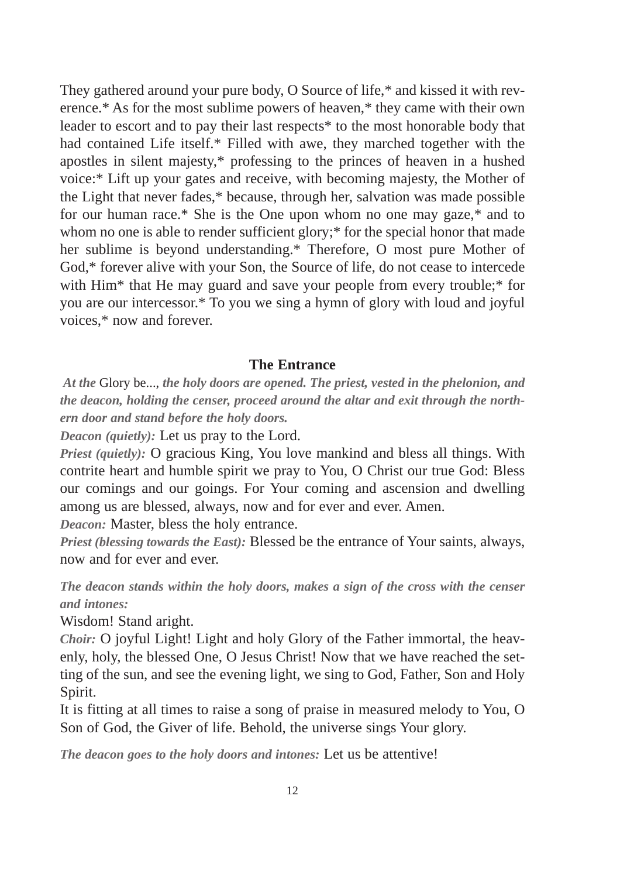They gathered around your pure body, O Source of life,* and kissed it with reverence.* As for the most sublime powers of heaven,* they came with their own leader to escort and to pay their last respects* to the most honorable body that had contained Life itself.* Filled with awe, they marched together with the apostles in silent majesty,* professing to the princes of heaven in a hushed voice:* Lift up your gates and receive, with becoming majesty, the Mother of the Light that never fades,* because, through her, salvation was made possible for our human race.* She is the One upon whom no one may gaze,* and to whom no one is able to render sufficient glory;* for the special honor that made her sublime is beyond understanding.* Therefore, O most pure Mother of God,* forever alive with your Son, the Source of life, do not cease to intercede with Him* that He may guard and save your people from every trouble;* for you are our intercessor.* To you we sing a hymn of glory with loud and joyful voices,* now and forever.

## The Entrance

***At the*** Glory be..., ***the holy doors are opened. The priest, vested in the phelonion, and the deacon, holding the censer, proceed around the altar and exit through the northern door and stand before the holy doors.***

***Deacon (quietly):*** Let us pray to the Lord.

***Priest (quietly):*** O gracious King, You love mankind and bless all things. With contrite heart and humble spirit we pray to You, O Christ our true God: Bless our comings and our goings. For Your coming and ascension and dwelling among us are blessed, always, now and for ever and ever. Amen.

***Deacon:*** Master, bless the holy entrance.

***Priest (blessing towards the East):*** Blessed be the entrance of Your saints, always, now and for ever and ever.

***The deacon stands within the holy doors, makes a sign of the cross with the censer and intones:***

Wisdom! Stand aright.

***Choir:*** O joyful Light! Light and holy Glory of the Father immortal, the heavenly, holy, the blessed One, O Jesus Christ! Now that we have reached the setting of the sun, and see the evening light, we sing to God, Father, Son and Holy Spirit.

It is fitting at all times to raise a song of praise in measured melody to You, O Son of God, the Giver of life. Behold, the universe sings Your glory.

***The deacon goes to the holy doors and intones:*** Let us be attentive!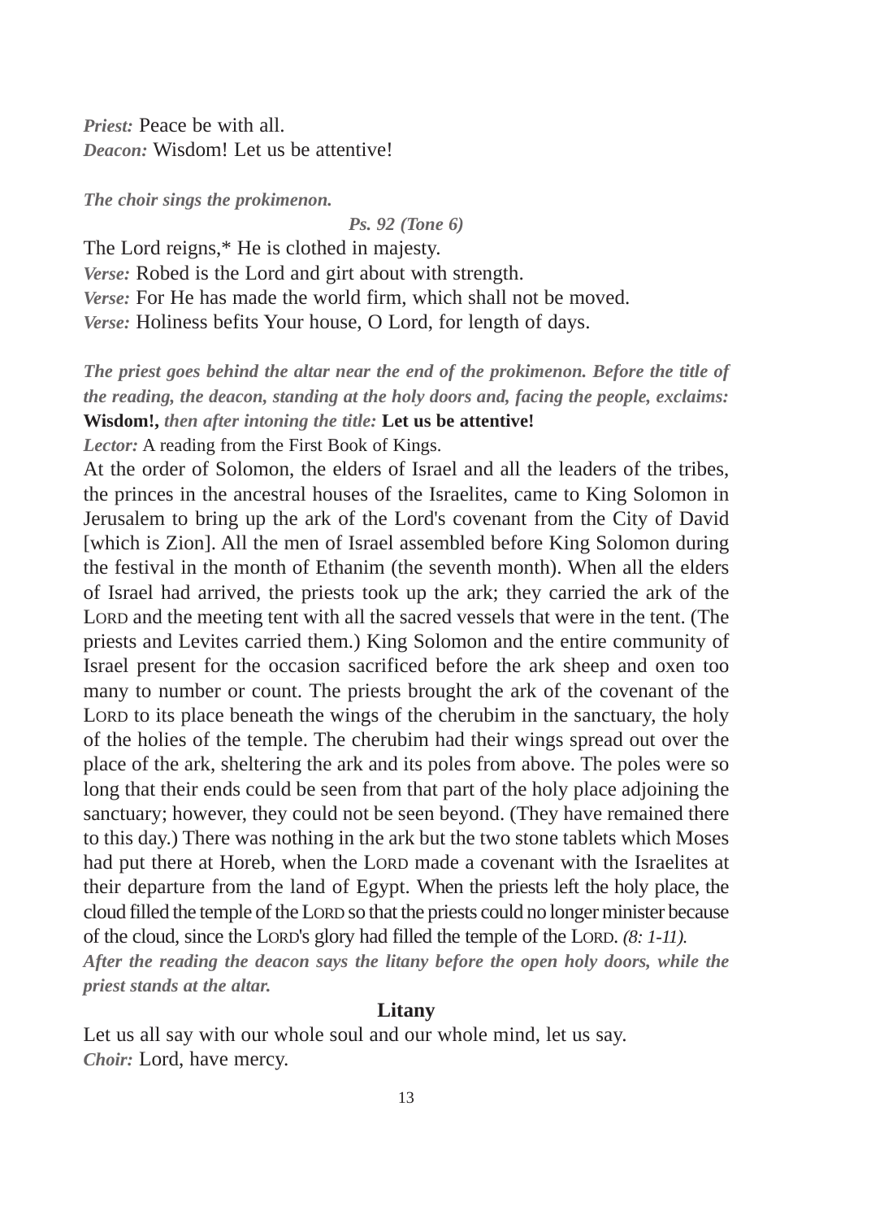*Priest:* Peace be with all.
*Deacon:* Wisdom! Let us be attentive!

***The choir sings the prokimenon.***

***Ps. 92 (Tone 6)***

The Lord reigns,* He is clothed in majesty.
*Verse:* Robed is the Lord and girt about with strength.
*Verse:* For He has made the world firm, which shall not be moved.
*Verse:* Holiness befits Your house, O Lord, for length of days.

***The priest goes behind the altar near the end of the prokimenon. Before the title of the reading, the deacon, standing at the holy doors and, facing the people, exclaims:*** **Wisdom!,** ***then after intoning the title:*** **Let us be attentive!**

*Lector:* A reading from the First Book of Kings.

At the order of Solomon, the elders of Israel and all the leaders of the tribes, the princes in the ancestral houses of the Israelites, came to King Solomon in Jerusalem to bring up the ark of the Lord's covenant from the City of David [which is Zion]. All the men of Israel assembled before King Solomon during the festival in the month of Ethanim (the seventh month). When all the elders of Israel had arrived, the priests took up the ark; they carried the ark of the LORD and the meeting tent with all the sacred vessels that were in the tent. (The priests and Levites carried them.) King Solomon and the entire community of Israel present for the occasion sacrificed before the ark sheep and oxen too many to number or count. The priests brought the ark of the covenant of the LORD to its place beneath the wings of the cherubim in the sanctuary, the holy of the holies of the temple. The cherubim had their wings spread out over the place of the ark, sheltering the ark and its poles from above. The poles were so long that their ends could be seen from that part of the holy place adjoining the sanctuary; however, they could not be seen beyond. (They have remained there to this day.) There was nothing in the ark but the two stone tablets which Moses had put there at Horeb, when the LORD made a covenant with the Israelites at their departure from the land of Egypt. When the priests left the holy place, the cloud filled the temple of the LORD so that the priests could no longer minister because of the cloud, since the LORD's glory had filled the temple of the LORD. *(8: 1-11).*

***After the reading the deacon says the litany before the open holy doors, while the priest stands at the altar.***

**Litany**

Let us all say with our whole soul and our whole mind, let us say.
*Choir:* Lord, have mercy.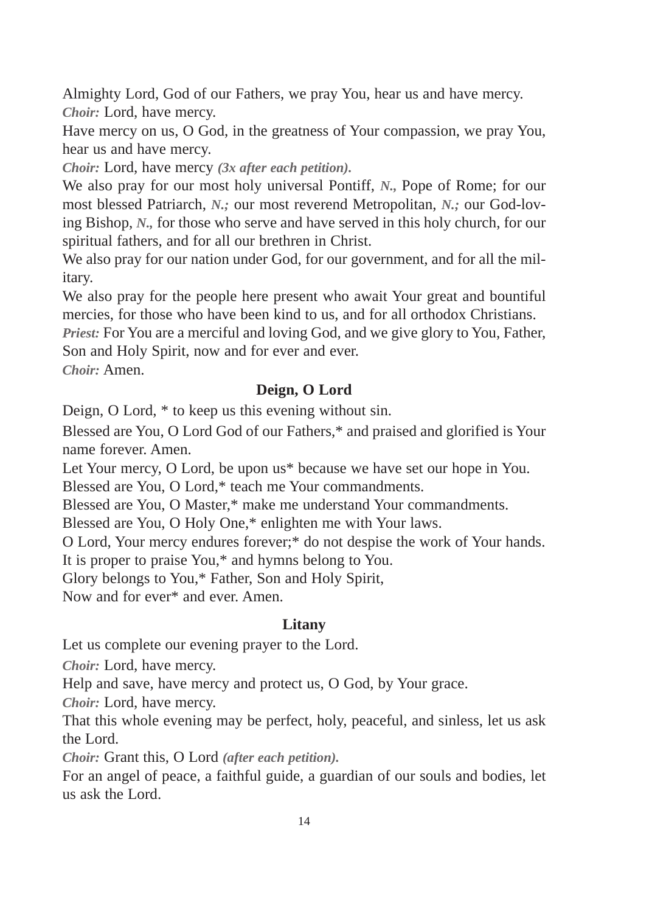Almighty Lord, God of our Fathers, we pray You, hear us and have mercy.
***Choir:*** Lord, have mercy.

Have mercy on us, O God, in the greatness of Your compassion, we pray You, hear us and have mercy.

***Choir:*** Lord, have mercy ***(3x after each petition).***

We also pray for our most holy universal Pontiff, ***N.,*** Pope of Rome; for our most blessed Patriarch, ***N.;*** our most reverend Metropolitan, ***N.;*** our God-loving Bishop, ***N.,*** for those who serve and have served in this holy church, for our spiritual fathers, and for all our brethren in Christ.

We also pray for our nation under God, for our government, and for all the military.

We also pray for the people here present who await Your great and bountiful mercies, for those who have been kind to us, and for all orthodox Christians.

***Priest:*** For You are a merciful and loving God, and we give glory to You, Father, Son and Holy Spirit, now and for ever and ever.

***Choir:*** Amen.

## Deign, O Lord

Deign, O Lord, * to keep us this evening without sin.

Blessed are You, O Lord God of our Fathers,* and praised and glorified is Your name forever. Amen.

Let Your mercy, O Lord, be upon us* because we have set our hope in You.

Blessed are You, O Lord,* teach me Your commandments.

Blessed are You, O Master,* make me understand Your commandments.

Blessed are You, O Holy One,* enlighten me with Your laws.

O Lord, Your mercy endures forever;* do not despise the work of Your hands.

It is proper to praise You,* and hymns belong to You.

Glory belongs to You,* Father, Son and Holy Spirit,

Now and for ever* and ever. Amen.

## Litany

Let us complete our evening prayer to the Lord.

***Choir:*** Lord, have mercy.

Help and save, have mercy and protect us, O God, by Your grace.

***Choir:*** Lord, have mercy.

That this whole evening may be perfect, holy, peaceful, and sinless, let us ask the Lord.

***Choir:*** Grant this, O Lord ***(after each petition).***

For an angel of peace, a faithful guide, a guardian of our souls and bodies, let us ask the Lord.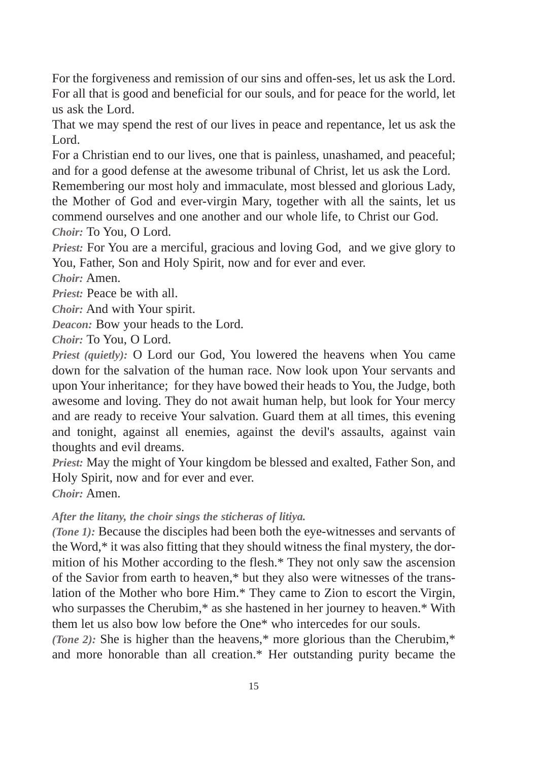For the forgiveness and remission of our sins and offen-ses, let us ask the Lord.
For all that is good and beneficial for our souls, and for peace for the world, let us ask the Lord.
That we may spend the rest of our lives in peace and repentance, let us ask the Lord.
For a Christian end to our lives, one that is painless, unashamed, and peaceful; and for a good defense at the awesome tribunal of Christ, let us ask the Lord.
Remembering our most holy and immaculate, most blessed and glorious Lady, the Mother of God and ever-virgin Mary, together with all the saints, let us commend ourselves and one another and our whole life, to Christ our God.
***Choir:*** To You, O Lord.
***Priest:*** For You are a merciful, gracious and loving God, and we give glory to You, Father, Son and Holy Spirit, now and for ever and ever.
***Choir:*** Amen.
***Priest:*** Peace be with all.
***Choir:*** And with Your spirit.
***Deacon:*** Bow your heads to the Lord.
***Choir:*** To You, O Lord.
***Priest (quietly):*** O Lord our God, You lowered the heavens when You came down for the salvation of the human race. Now look upon Your servants and upon Your inheritance; for they have bowed their heads to You, the Judge, both awesome and loving. They do not await human help, but look for Your mercy and are ready to receive Your salvation. Guard them at all times, this evening and tonight, against all enemies, against the devil's assaults, against vain thoughts and evil dreams.
***Priest:*** May the might of Your kingdom be blessed and exalted, Father Son, and Holy Spirit, now and for ever and ever.
***Choir:*** Amen.

***After the litany, the choir sings the sticheras of litiya.***
***(Tone 1):*** Because the disciples had been both the eye-witnesses and servants of the Word,* it was also fitting that they should witness the final mystery, the dor-mition of his Mother according to the flesh.* They not only saw the ascension of the Savior from earth to heaven,* but they also were witnesses of the trans-lation of the Mother who bore Him.* They came to Zion to escort the Virgin, who surpasses the Cherubim,* as she hastened in her journey to heaven.* With them let us also bow low before the One* who intercedes for our souls.
***(Tone 2):*** She is higher than the heavens,* more glorious than the Cherubim,* and more honorable than all creation.* Her outstanding purity became the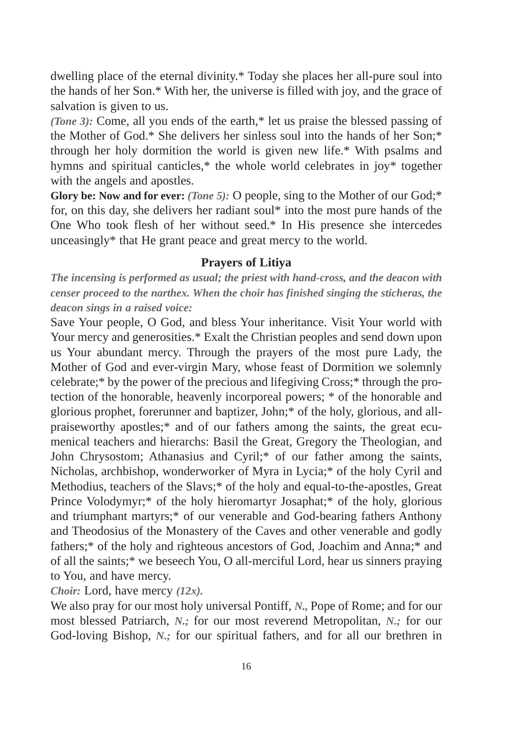dwelling place of the eternal divinity.* Today she places her all-pure soul into the hands of her Son.* With her, the universe is filled with joy, and the grace of salvation is given to us.

*(Tone 3):* Come, all you ends of the earth,* let us praise the blessed passing of the Mother of God.* She delivers her sinless soul into the hands of her Son;* through her holy dormition the world is given new life.* With psalms and hymns and spiritual canticles,* the whole world celebrates in joy* together with the angels and apostles.

**Glory be: Now and for ever:** *(Tone 5):* O people, sing to the Mother of our God;* for, on this day, she delivers her radiant soul* into the most pure hands of the One Who took flesh of her without seed.* In His presence she intercedes unceasingly* that He grant peace and great mercy to the world.

### Prayers of Litiya

***The incensing is performed as usual; the priest with hand-cross, and the deacon with censer proceed to the narthex. When the choir has finished singing the sticheras, the deacon sings in a raised voice:***

Save Your people, O God, and bless Your inheritance. Visit Your world with Your mercy and generosities.* Exalt the Christian peoples and send down upon us Your abundant mercy. Through the prayers of the most pure Lady, the Mother of God and ever-virgin Mary, whose feast of Dormition we solemnly celebrate;* by the power of the precious and lifegiving Cross;* through the protection of the honorable, heavenly incorporeal powers; * of the honorable and glorious prophet, forerunner and baptizer, John;* of the holy, glorious, and all-praiseworthy apostles;* and of our fathers among the saints, the great ecumenical teachers and hierarchs: Basil the Great, Gregory the Theologian, and John Chrysostom; Athanasius and Cyril;* of our father among the saints, Nicholas, archbishop, wonderworker of Myra in Lycia;* of the holy Cyril and Methodius, teachers of the Slavs;* of the holy and equal-to-the-apostles, Great Prince Volodymyr;* of the holy hieromartyr Josaphat;* of the holy, glorious and triumphant martyrs;* of our venerable and God-bearing fathers Anthony and Theodosius of the Monastery of the Caves and other venerable and godly fathers;* of the holy and righteous ancestors of God, Joachim and Anna;* and of all the saints;* we beseech You, O all-merciful Lord, hear us sinners praying to You, and have mercy.

*Choir:* Lord, have mercy *(12x).*

We also pray for our most holy universal Pontiff, ***N.***, Pope of Rome; and for our most blessed Patriarch, ***N.;*** for our most reverend Metropolitan, ***N.;*** for our God-loving Bishop, ***N.;*** for our spiritual fathers, and for all our brethren in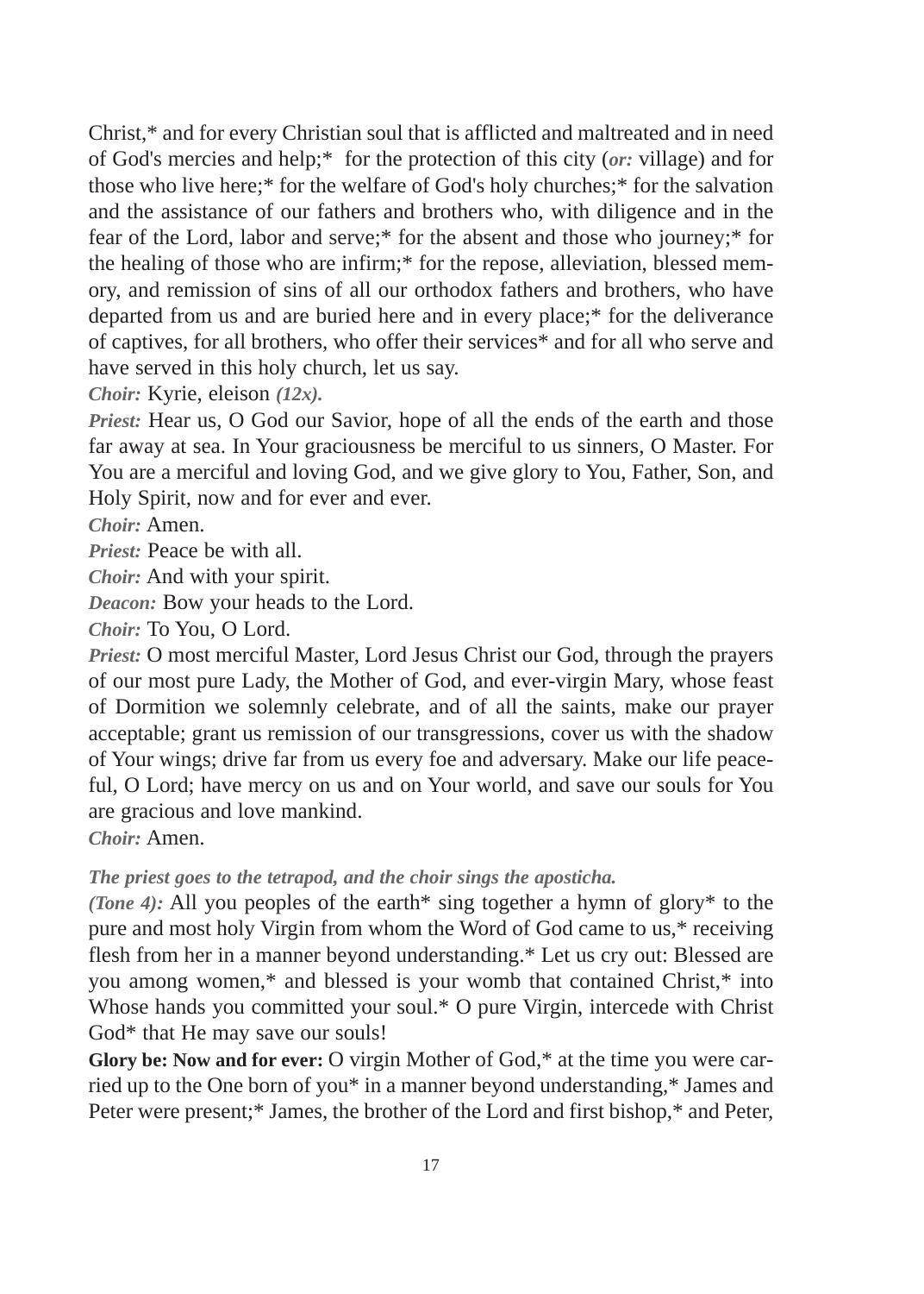Christ,* and for every Christian soul that is afflicted and maltreated and in need of God's mercies and help;* for the protection of this city (*or:* village) and for those who live here;* for the welfare of God's holy churches;* for the salvation and the assistance of our fathers and brothers who, with diligence and in the fear of the Lord, labor and serve;* for the absent and those who journey;* for the healing of those who are infirm;* for the repose, alleviation, blessed memory, and remission of sins of all our orthodox fathers and brothers, who have departed from us and are buried here and in every place;* for the deliverance of captives, for all brothers, who offer their services* and for all who serve and have served in this holy church, let us say.

***Choir:*** Kyrie, eleison ***(12x).***

***Priest:*** Hear us, O God our Savior, hope of all the ends of the earth and those far away at sea. In Your graciousness be merciful to us sinners, O Master. For You are a merciful and loving God, and we give glory to You, Father, Son, and Holy Spirit, now and for ever and ever.

***Choir:*** Amen.

***Priest:*** Peace be with all.

***Choir:*** And with your spirit.

***Deacon:*** Bow your heads to the Lord.

***Choir:*** To You, O Lord.

***Priest:*** O most merciful Master, Lord Jesus Christ our God, through the prayers of our most pure Lady, the Mother of God, and ever-virgin Mary, whose feast of Dormition we solemnly celebrate, and of all the saints, make our prayer acceptable; grant us remission of our transgressions, cover us with the shadow of Your wings; drive far from us every foe and adversary. Make our life peaceful, O Lord; have mercy on us and on Your world, and save our souls for You are gracious and love mankind.

***Choir:*** Amen.

***The priest goes to the tetrapod, and the choir sings the aposticha.***

***(Tone 4):*** All you peoples of the earth* sing together a hymn of glory* to the pure and most holy Virgin from whom the Word of God came to us,* receiving flesh from her in a manner beyond understanding.* Let us cry out: Blessed are you among women,* and blessed is your womb that contained Christ,* into Whose hands you committed your soul.* O pure Virgin, intercede with Christ God* that He may save our souls!

**Glory be: Now and for ever:** O virgin Mother of God,* at the time you were carried up to the One born of you* in a manner beyond understanding,* James and Peter were present;* James, the brother of the Lord and first bishop,* and Peter,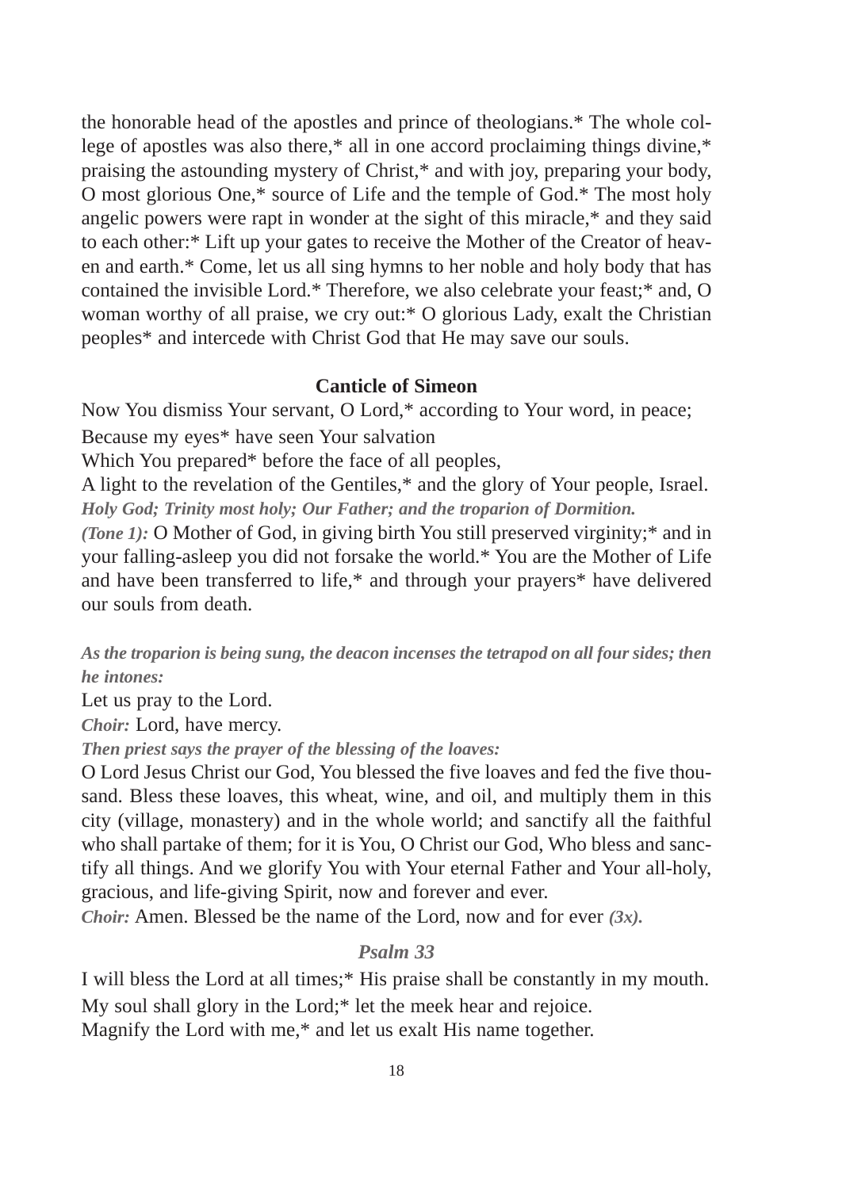the honorable head of the apostles and prince of theologians.* The whole college of apostles was also there,* all in one accord proclaiming things divine,* praising the astounding mystery of Christ,* and with joy, preparing your body, O most glorious One,* source of Life and the temple of God.* The most holy angelic powers were rapt in wonder at the sight of this miracle,* and they said to each other:* Lift up your gates to receive the Mother of the Creator of heaven and earth.* Come, let us all sing hymns to her noble and holy body that has contained the invisible Lord.* Therefore, we also celebrate your feast;* and, O woman worthy of all praise, we cry out:* O glorious Lady, exalt the Christian peoples* and intercede with Christ God that He may save our souls.

### Canticle of Simeon

Now You dismiss Your servant, O Lord,* according to Your word, in peace;
Because my eyes* have seen Your salvation
Which You prepared* before the face of all peoples,
A light to the revelation of the Gentiles,* and the glory of Your people, Israel.
***Holy God; Trinity most holy; Our Father; and the troparion of Dormition.***
***(Tone 1):*** O Mother of God, in giving birth You still preserved virginity;* and in your falling-asleep you did not forsake the world.* You are the Mother of Life and have been transferred to life,* and through your prayers* have delivered our souls from death.

***As the troparion is being sung, the deacon incenses the tetrapod on all four sides; then he intones:***
Let us pray to the Lord.
***Choir:*** Lord, have mercy.
***Then priest says the prayer of the blessing of the loaves:***
O Lord Jesus Christ our God, You blessed the five loaves and fed the five thousand. Bless these loaves, this wheat, wine, and oil, and multiply them in this city (village, monastery) and in the whole world; and sanctify all the faithful who shall partake of them; for it is You, O Christ our God, Who bless and sanctify all things. And we glorify You with Your eternal Father and Your all-holy, gracious, and life-giving Spirit, now and forever and ever.
***Choir:*** Amen. Blessed be the name of the Lord, now and for ever ***(3x).***

### *Psalm 33*

I will bless the Lord at all times;* His praise shall be constantly in my mouth.
My soul shall glory in the Lord;* let the meek hear and rejoice.
Magnify the Lord with me,* and let us exalt His name together.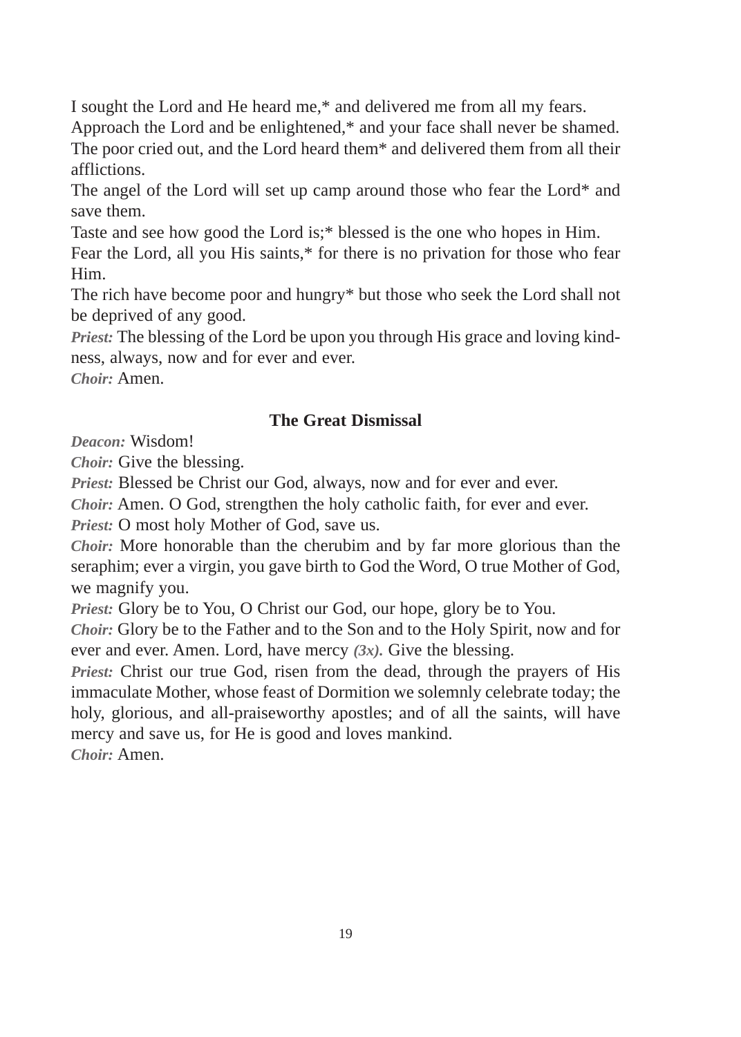I sought the Lord and He heard me,* and delivered me from all my fears.
Approach the Lord and be enlightened,* and your face shall never be shamed.
The poor cried out, and the Lord heard them* and delivered them from all their afflictions.
The angel of the Lord will set up camp around those who fear the Lord* and save them.
Taste and see how good the Lord is;* blessed is the one who hopes in Him.
Fear the Lord, all you His saints,* for there is no privation for those who fear Him.
The rich have become poor and hungry* but those who seek the Lord shall not be deprived of any good.
***Priest:*** The blessing of the Lord be upon you through His grace and loving kindness, always, now and for ever and ever.
***Choir:*** Amen.

### The Great Dismissal

***Deacon:*** Wisdom!
***Choir:*** Give the blessing.
***Priest:*** Blessed be Christ our God, always, now and for ever and ever.
***Choir:*** Amen. O God, strengthen the holy catholic faith, for ever and ever.
***Priest:*** O most holy Mother of God, save us.
***Choir:*** More honorable than the cherubim and by far more glorious than the seraphim; ever a virgin, you gave birth to God the Word, O true Mother of God, we magnify you.
***Priest:*** Glory be to You, O Christ our God, our hope, glory be to You.
***Choir:*** Glory be to the Father and to the Son and to the Holy Spirit, now and for ever and ever. Amen. Lord, have mercy ***(3x).*** Give the blessing.
***Priest:*** Christ our true God, risen from the dead, through the prayers of His immaculate Mother, whose feast of Dormition we solemnly celebrate today; the holy, glorious, and all-praiseworthy apostles; and of all the saints, will have mercy and save us, for He is good and loves mankind.
***Choir:*** Amen.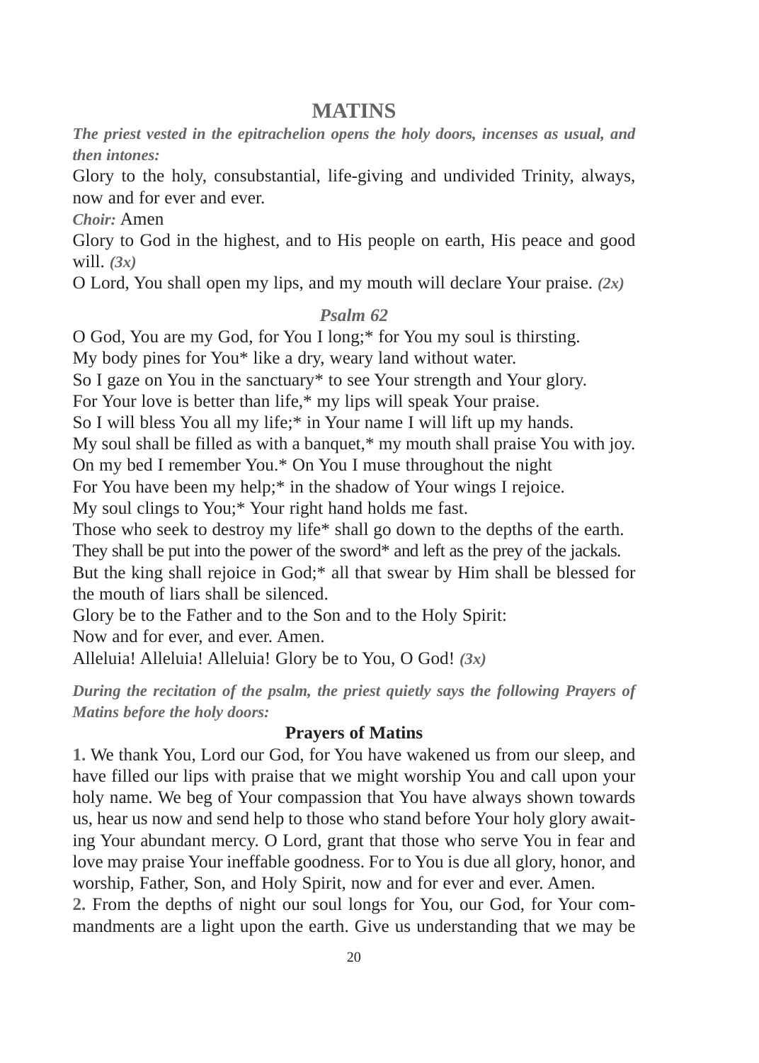# MATINS

***The priest vested in the epitrachelion opens the holy doors, incenses as usual, and then intones:***

Glory to the holy, consubstantial, life-giving and undivided Trinity, always, now and for ever and ever.

***Choir:*** Amen

Glory to God in the highest, and to His people on earth, His peace and good will. ***(3x)***

O Lord, You shall open my lips, and my mouth will declare Your praise. ***(2x)***

### *Psalm 62*

O God, You are my God, for You I long;* for You my soul is thirsting.
My body pines for You* like a dry, weary land without water.
So I gaze on You in the sanctuary* to see Your strength and Your glory.
For Your love is better than life,* my lips will speak Your praise.
So I will bless You all my life;* in Your name I will lift up my hands.
My soul shall be filled as with a banquet,* my mouth shall praise You with joy.
On my bed I remember You.* On You I muse throughout the night
For You have been my help;* in the shadow of Your wings I rejoice.
My soul clings to You;* Your right hand holds me fast.
Those who seek to destroy my life* shall go down to the depths of the earth.
They shall be put into the power of the sword* and left as the prey of the jackals.
But the king shall rejoice in God;* all that swear by Him shall be blessed for the mouth of liars shall be silenced.
Glory be to the Father and to the Son and to the Holy Spirit:
Now and for ever, and ever. Amen.
Alleluia! Alleluia! Alleluia! Glory be to You, O God! ***(3x)***

***During the recitation of the psalm, the priest quietly says the following Prayers of Matins before the holy doors:***

### Prayers of Matins

**1.** We thank You, Lord our God, for You have wakened us from our sleep, and have filled our lips with praise that we might worship You and call upon your holy name. We beg of Your compassion that You have always shown towards us, hear us now and send help to those who stand before Your holy glory awaiting Your abundant mercy. O Lord, grant that those who serve You in fear and love may praise Your ineffable goodness. For to You is due all glory, honor, and worship, Father, Son, and Holy Spirit, now and for ever and ever. Amen.

**2.** From the depths of night our soul longs for You, our God, for Your commandments are a light upon the earth. Give us understanding that we may be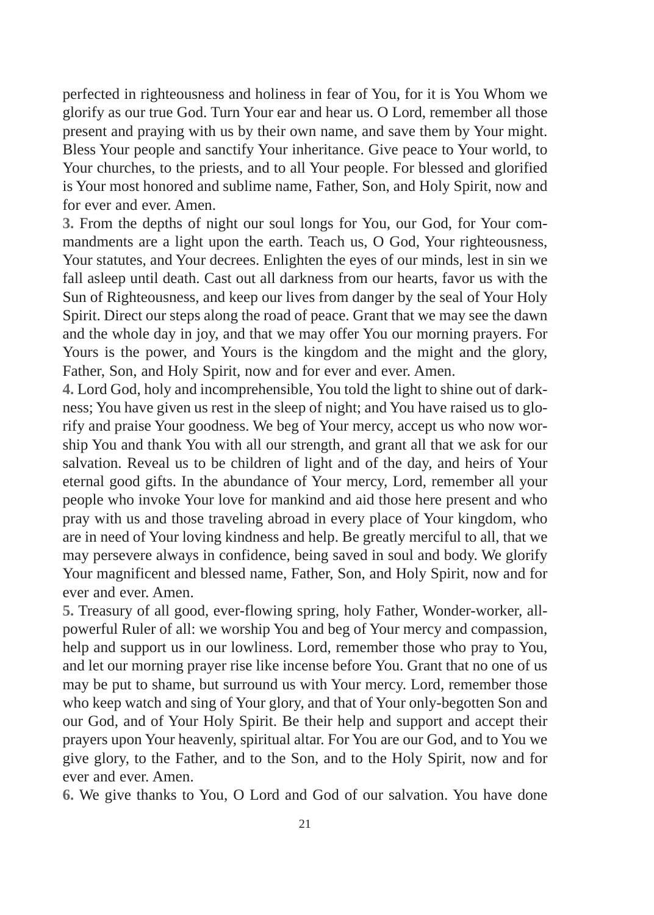perfected in righteousness and holiness in fear of You, for it is You Whom we glorify as our true God. Turn Your ear and hear us. O Lord, remember all those present and praying with us by their own name, and save them by Your might. Bless Your people and sanctify Your inheritance. Give peace to Your world, to Your churches, to the priests, and to all Your people. For blessed and glorified is Your most honored and sublime name, Father, Son, and Holy Spirit, now and for ever and ever. Amen.

**3.** From the depths of night our soul longs for You, our God, for Your commandments are a light upon the earth. Teach us, O God, Your righteousness, Your statutes, and Your decrees. Enlighten the eyes of our minds, lest in sin we fall asleep until death. Cast out all darkness from our hearts, favor us with the Sun of Righteousness, and keep our lives from danger by the seal of Your Holy Spirit. Direct our steps along the road of peace. Grant that we may see the dawn and the whole day in joy, and that we may offer You our morning prayers. For Yours is the power, and Yours is the kingdom and the might and the glory, Father, Son, and Holy Spirit, now and for ever and ever. Amen.

**4.** Lord God, holy and incomprehensible, You told the light to shine out of darkness; You have given us rest in the sleep of night; and You have raised us to glorify and praise Your goodness. We beg of Your mercy, accept us who now worship You and thank You with all our strength, and grant all that we ask for our salvation. Reveal us to be children of light and of the day, and heirs of Your eternal good gifts. In the abundance of Your mercy, Lord, remember all your people who invoke Your love for mankind and aid those here present and who pray with us and those traveling abroad in every place of Your kingdom, who are in need of Your loving kindness and help. Be greatly merciful to all, that we may persevere always in confidence, being saved in soul and body. We glorify Your magnificent and blessed name, Father, Son, and Holy Spirit, now and for ever and ever. Amen.

**5.** Treasury of all good, ever-flowing spring, holy Father, Wonder-worker, all-powerful Ruler of all: we worship You and beg of Your mercy and compassion, help and support us in our lowliness. Lord, remember those who pray to You, and let our morning prayer rise like incense before You. Grant that no one of us may be put to shame, but surround us with Your mercy. Lord, remember those who keep watch and sing of Your glory, and that of Your only-begotten Son and our God, and of Your Holy Spirit. Be their help and support and accept their prayers upon Your heavenly, spiritual altar. For You are our God, and to You we give glory, to the Father, and to the Son, and to the Holy Spirit, now and for ever and ever. Amen.

**6.** We give thanks to You, O Lord and God of our salvation. You have done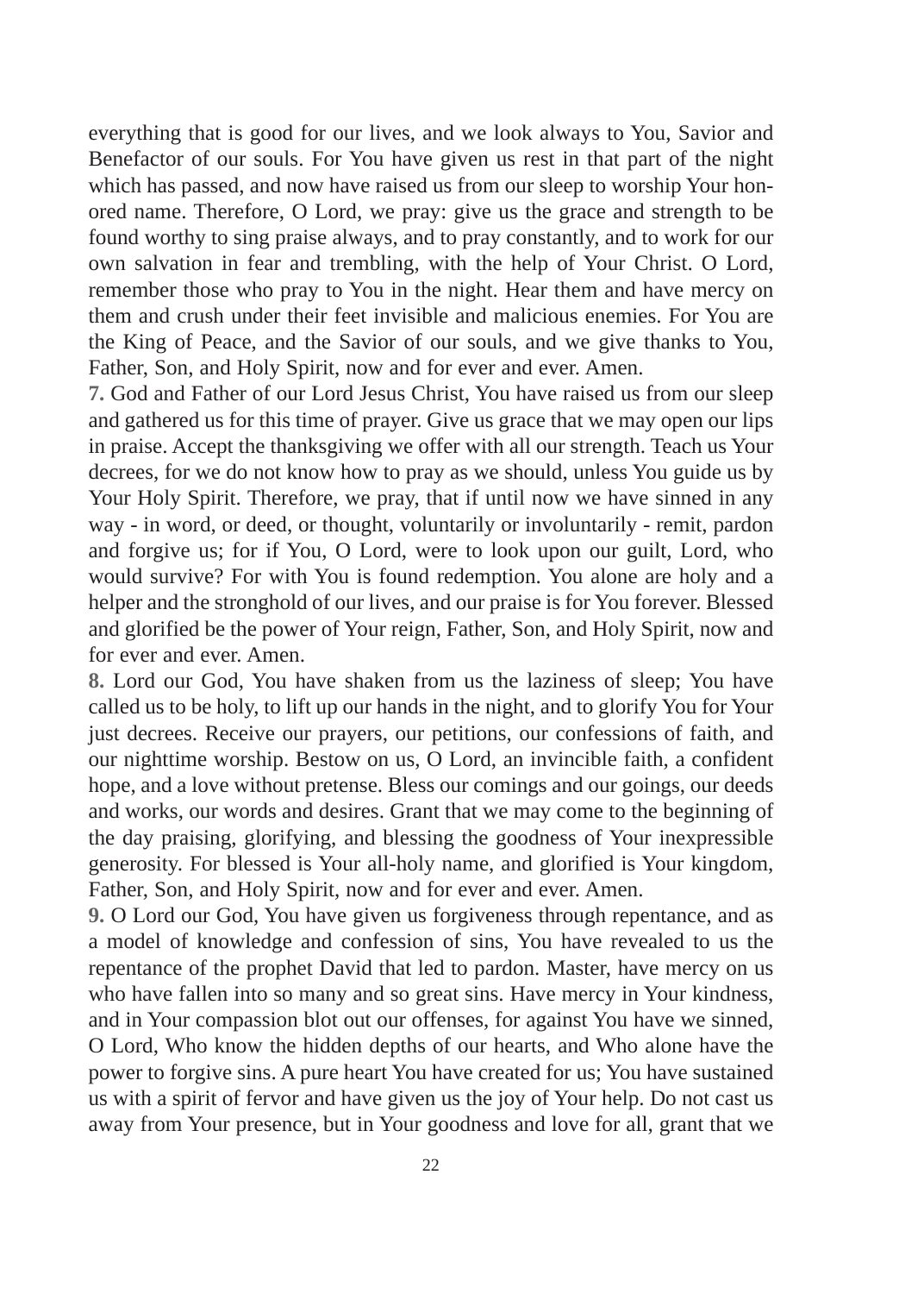everything that is good for our lives, and we look always to You, Savior and Benefactor of our souls. For You have given us rest in that part of the night which has passed, and now have raised us from our sleep to worship Your honored name. Therefore, O Lord, we pray: give us the grace and strength to be found worthy to sing praise always, and to pray constantly, and to work for our own salvation in fear and trembling, with the help of Your Christ. O Lord, remember those who pray to You in the night. Hear them and have mercy on them and crush under their feet invisible and malicious enemies. For You are the King of Peace, and the Savior of our souls, and we give thanks to You, Father, Son, and Holy Spirit, now and for ever and ever. Amen.

**7.** God and Father of our Lord Jesus Christ, You have raised us from our sleep and gathered us for this time of prayer. Give us grace that we may open our lips in praise. Accept the thanksgiving we offer with all our strength. Teach us Your decrees, for we do not know how to pray as we should, unless You guide us by Your Holy Spirit. Therefore, we pray, that if until now we have sinned in any way - in word, or deed, or thought, voluntarily or involuntarily - remit, pardon and forgive us; for if You, O Lord, were to look upon our guilt, Lord, who would survive? For with You is found redemption. You alone are holy and a helper and the stronghold of our lives, and our praise is for You forever. Blessed and glorified be the power of Your reign, Father, Son, and Holy Spirit, now and for ever and ever. Amen.

**8.** Lord our God, You have shaken from us the laziness of sleep; You have called us to be holy, to lift up our hands in the night, and to glorify You for Your just decrees. Receive our prayers, our petitions, our confessions of faith, and our nighttime worship. Bestow on us, O Lord, an invincible faith, a confident hope, and a love without pretense. Bless our comings and our goings, our deeds and works, our words and desires. Grant that we may come to the beginning of the day praising, glorifying, and blessing the goodness of Your inexpressible generosity. For blessed is Your all-holy name, and glorified is Your kingdom, Father, Son, and Holy Spirit, now and for ever and ever. Amen.

**9.** O Lord our God, You have given us forgiveness through repentance, and as a model of knowledge and confession of sins, You have revealed to us the repentance of the prophet David that led to pardon. Master, have mercy on us who have fallen into so many and so great sins. Have mercy in Your kindness, and in Your compassion blot out our offenses, for against You have we sinned, O Lord, Who know the hidden depths of our hearts, and Who alone have the power to forgive sins. A pure heart You have created for us; You have sustained us with a spirit of fervor and have given us the joy of Your help. Do not cast us away from Your presence, but in Your goodness and love for all, grant that we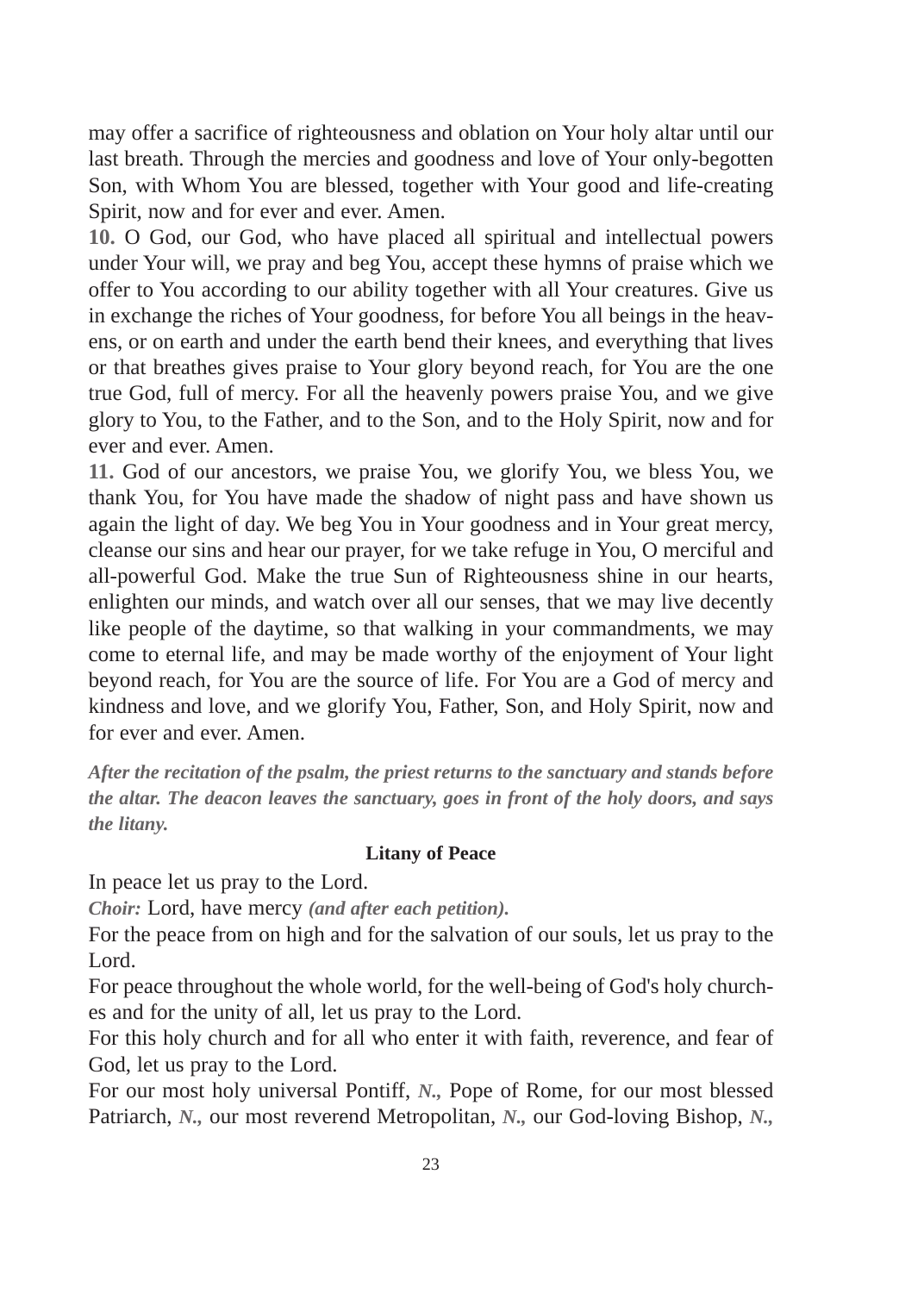may offer a sacrifice of righteousness and oblation on Your holy altar until our last breath. Through the mercies and goodness and love of Your only-begotten Son, with Whom You are blessed, together with Your good and life-creating Spirit, now and for ever and ever. Amen.

**10.** O God, our God, who have placed all spiritual and intellectual powers under Your will, we pray and beg You, accept these hymns of praise which we offer to You according to our ability together with all Your creatures. Give us in exchange the riches of Your goodness, for before You all beings in the heavens, or on earth and under the earth bend their knees, and everything that lives or that breathes gives praise to Your glory beyond reach, for You are the one true God, full of mercy. For all the heavenly powers praise You, and we give glory to You, to the Father, and to the Son, and to the Holy Spirit, now and for ever and ever. Amen.

**11.** God of our ancestors, we praise You, we glorify You, we bless You, we thank You, for You have made the shadow of night pass and have shown us again the light of day. We beg You in Your goodness and in Your great mercy, cleanse our sins and hear our prayer, for we take refuge in You, O merciful and all-powerful God. Make the true Sun of Righteousness shine in our hearts, enlighten our minds, and watch over all our senses, that we may live decently like people of the daytime, so that walking in your commandments, we may come to eternal life, and may be made worthy of the enjoyment of Your light beyond reach, for You are the source of life. For You are a God of mercy and kindness and love, and we glorify You, Father, Son, and Holy Spirit, now and for ever and ever. Amen.

***After the recitation of the psalm, the priest returns to the sanctuary and stands before the altar. The deacon leaves the sanctuary, goes in front of the holy doors, and says the litany.***

### Litany of Peace

In peace let us pray to the Lord.

***Choir:*** Lord, have mercy ***(and after each petition).***

For the peace from on high and for the salvation of our souls, let us pray to the Lord.

For peace throughout the whole world, for the well-being of God's holy churches and for the unity of all, let us pray to the Lord.

For this holy church and for all who enter it with faith, reverence, and fear of God, let us pray to the Lord.

For our most holy universal Pontiff, ***N.,*** Pope of Rome, for our most blessed Patriarch, ***N.,*** our most reverend Metropolitan, ***N.,*** our God-loving Bishop, ***N.,***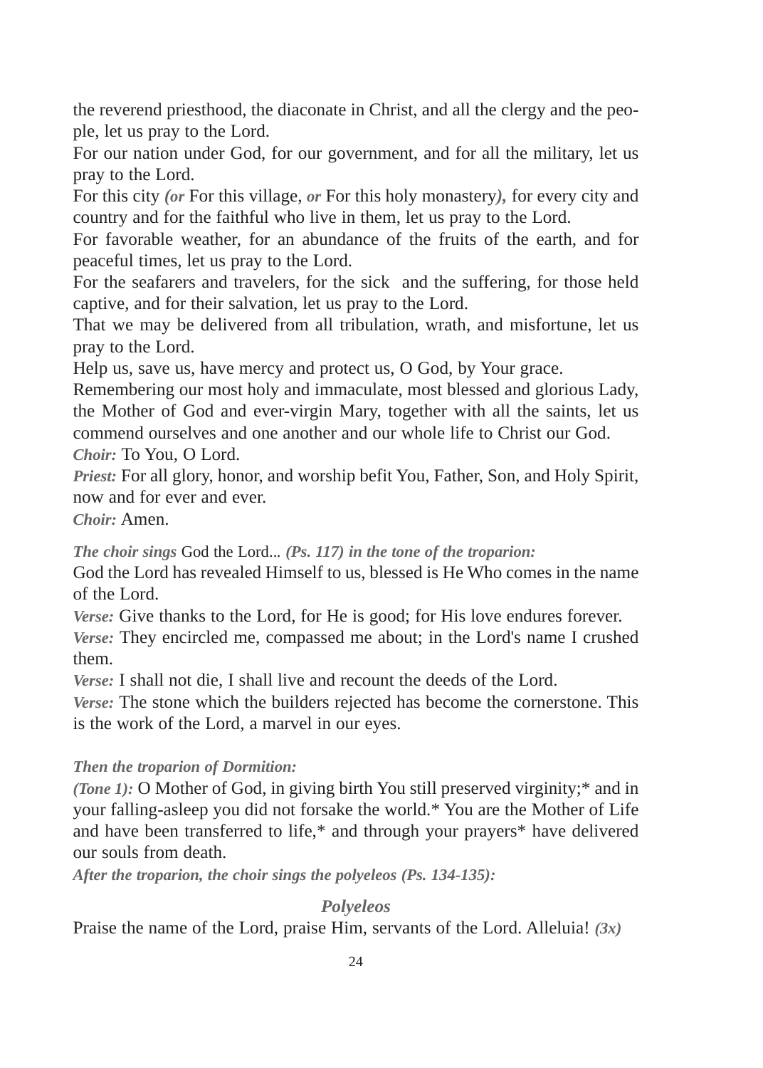the reverend priesthood, the diaconate in Christ, and all the clergy and the people, let us pray to the Lord.

For our nation under God, for our government, and for all the military, let us pray to the Lord.

For this city *(or* For this village, *or* For this holy monastery*),* for every city and country and for the faithful who live in them, let us pray to the Lord.

For favorable weather, for an abundance of the fruits of the earth, and for peaceful times, let us pray to the Lord.

For the seafarers and travelers, for the sick and the suffering, for those held captive, and for their salvation, let us pray to the Lord.

That we may be delivered from all tribulation, wrath, and misfortune, let us pray to the Lord.

Help us, save us, have mercy and protect us, O God, by Your grace.

Remembering our most holy and immaculate, most blessed and glorious Lady, the Mother of God and ever-virgin Mary, together with all the saints, let us commend ourselves and one another and our whole life to Christ our God.

*Choir:* To You, O Lord.

*Priest:* For all glory, honor, and worship befit You, Father, Son, and Holy Spirit, now and for ever and ever.

*Choir:* Amen.

***The choir sings*** God the Lord... ***(Ps. 117) in the tone of the troparion:***

God the Lord has revealed Himself to us, blessed is He Who comes in the name of the Lord.

*Verse:* Give thanks to the Lord, for He is good; for His love endures forever.

*Verse:* They encircled me, compassed me about; in the Lord's name I crushed them.

*Verse:* I shall not die, I shall live and recount the deeds of the Lord.

*Verse:* The stone which the builders rejected has become the cornerstone. This is the work of the Lord, a marvel in our eyes.

***Then the troparion of Dormition:***

***(Tone 1):*** O Mother of God, in giving birth You still preserved virginity;* and in your falling-asleep you did not forsake the world.* You are the Mother of Life and have been transferred to life,* and through your prayers* have delivered our souls from death.

***After the troparion, the choir sings the polyeleos (Ps. 134-135):***

### *Polyeleos*

Praise the name of the Lord, praise Him, servants of the Lord. Alleluia! ***(3x)***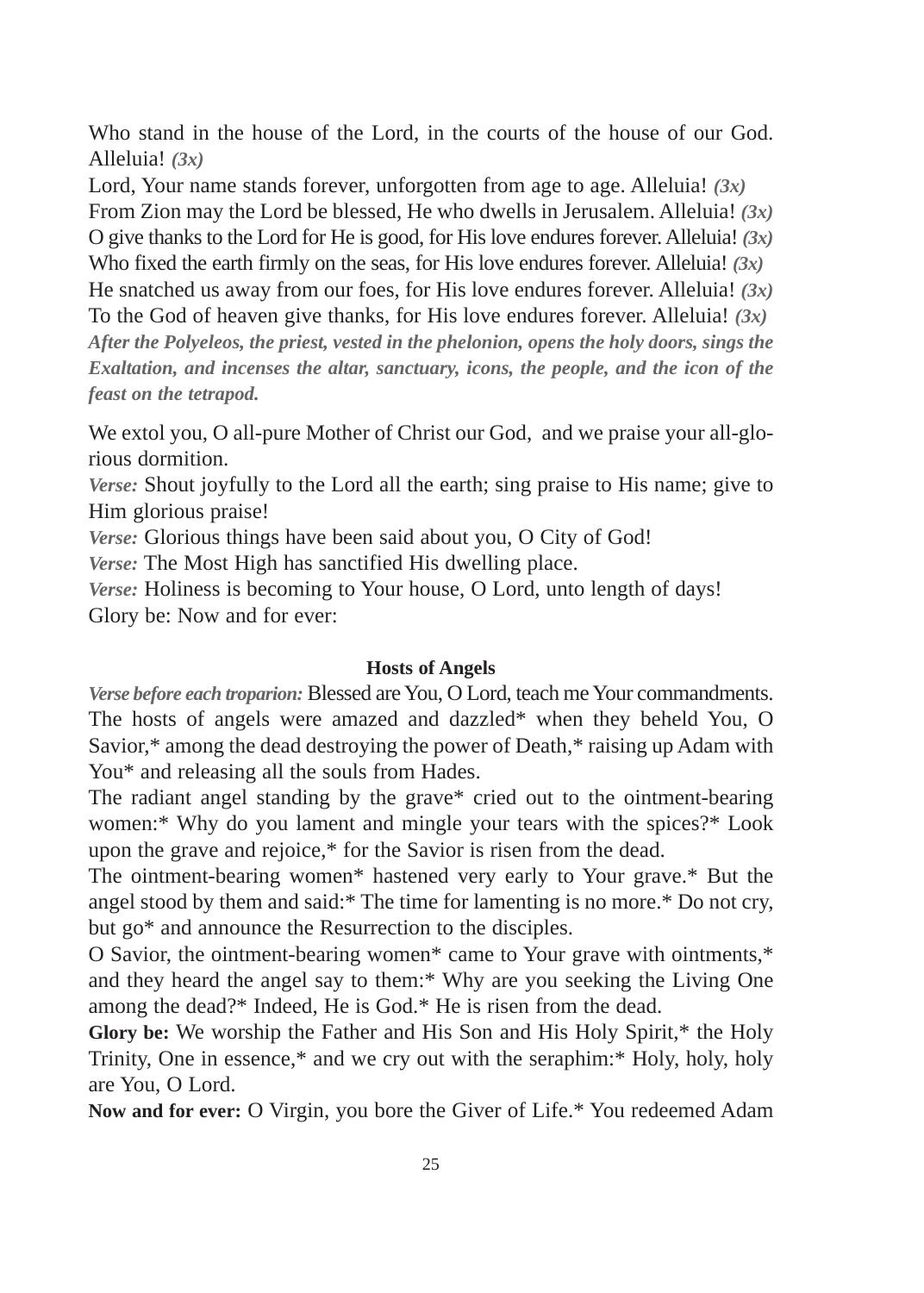Who stand in the house of the Lord, in the courts of the house of our God. Alleluia! ***(3x)***

Lord, Your name stands forever, unforgotten from age to age. Alleluia! ***(3x)***

From Zion may the Lord be blessed, He who dwells in Jerusalem. Alleluia! ***(3x)***

O give thanks to the Lord for He is good, for His love endures forever. Alleluia! ***(3x)***

Who fixed the earth firmly on the seas, for His love endures forever. Alleluia! ***(3x)***

He snatched us away from our foes, for His love endures forever. Alleluia! ***(3x)***

To the God of heaven give thanks, for His love endures forever. Alleluia! ***(3x)***

***After the Polyeleos, the priest, vested in the phelonion, opens the holy doors, sings the Exaltation, and incenses the altar, sanctuary, icons, the people, and the icon of the feast on the tetrapod.***

We extol you, O all-pure Mother of Christ our God, and we praise your all-glorious dormition.

*Verse:* Shout joyfully to the Lord all the earth; sing praise to His name; give to Him glorious praise!

*Verse:* Glorious things have been said about you, O City of God!

*Verse:* The Most High has sanctified His dwelling place.

*Verse:* Holiness is becoming to Your house, O Lord, unto length of days!

Glory be: Now and for ever:

### Hosts of Angels

*Verse before each troparion:* Blessed are You, O Lord, teach me Your commandments.

The hosts of angels were amazed and dazzled* when they beheld You, O Savior,* among the dead destroying the power of Death,* raising up Adam with You* and releasing all the souls from Hades.

The radiant angel standing by the grave* cried out to the ointment-bearing women:* Why do you lament and mingle your tears with the spices?* Look upon the grave and rejoice,* for the Savior is risen from the dead.

The ointment-bearing women* hastened very early to Your grave.* But the angel stood by them and said:* The time for lamenting is no more.* Do not cry, but go* and announce the Resurrection to the disciples.

O Savior, the ointment-bearing women* came to Your grave with ointments,* and they heard the angel say to them:* Why are you seeking the Living One among the dead?* Indeed, He is God.* He is risen from the dead.

**Glory be:** We worship the Father and His Son and His Holy Spirit,* the Holy Trinity, One in essence,* and we cry out with the seraphim:* Holy, holy, holy are You, O Lord.

**Now and for ever:** O Virgin, you bore the Giver of Life.* You redeemed Adam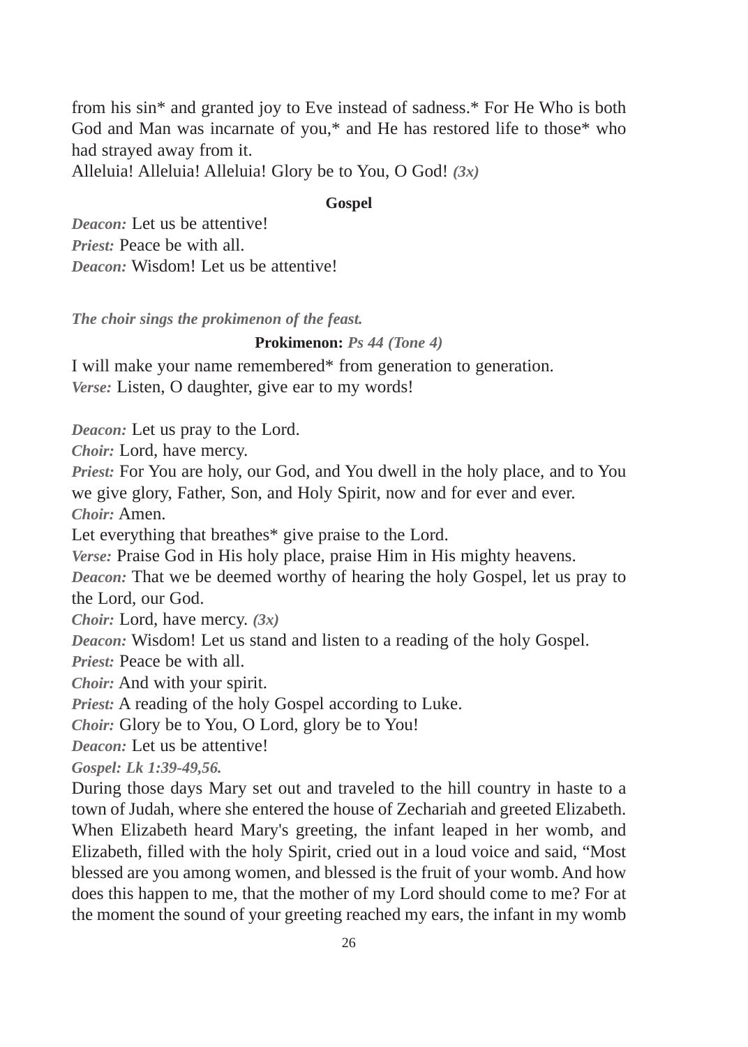from his sin* and granted joy to Eve instead of sadness.* For He Who is both God and Man was incarnate of you,* and He has restored life to those* who had strayed away from it.
Alleluia! Alleluia! Alleluia! Glory be to You, O God! ***(3x)***

**Gospel**

***Deacon:*** Let us be attentive!
***Priest:*** Peace be with all.
***Deacon:*** Wisdom! Let us be attentive!

***The choir sings the prokimenon of the feast.***

**Prokimenon:** ***Ps 44 (Tone 4)***

I will make your name remembered* from generation to generation.
***Verse:*** Listen, O daughter, give ear to my words!

***Deacon:*** Let us pray to the Lord.
***Choir:*** Lord, have mercy.
***Priest:*** For You are holy, our God, and You dwell in the holy place, and to You we give glory, Father, Son, and Holy Spirit, now and for ever and ever.
***Choir:*** Amen.
Let everything that breathes* give praise to the Lord.
***Verse:*** Praise God in His holy place, praise Him in His mighty heavens.
***Deacon:*** That we be deemed worthy of hearing the holy Gospel, let us pray to the Lord, our God.
***Choir:*** Lord, have mercy. ***(3x)***
***Deacon:*** Wisdom! Let us stand and listen to a reading of the holy Gospel.
***Priest:*** Peace be with all.
***Choir:*** And with your spirit.
***Priest:*** A reading of the holy Gospel according to Luke.
***Choir:*** Glory be to You, O Lord, glory be to You!
***Deacon:*** Let us be attentive!
***Gospel: Lk 1:39-49,56.***
During those days Mary set out and traveled to the hill country in haste to a town of Judah, where she entered the house of Zechariah and greeted Elizabeth. When Elizabeth heard Mary's greeting, the infant leaped in her womb, and Elizabeth, filled with the holy Spirit, cried out in a loud voice and said, “Most blessed are you among women, and blessed is the fruit of your womb. And how does this happen to me, that the mother of my Lord should come to me? For at the moment the sound of your greeting reached my ears, the infant in my womb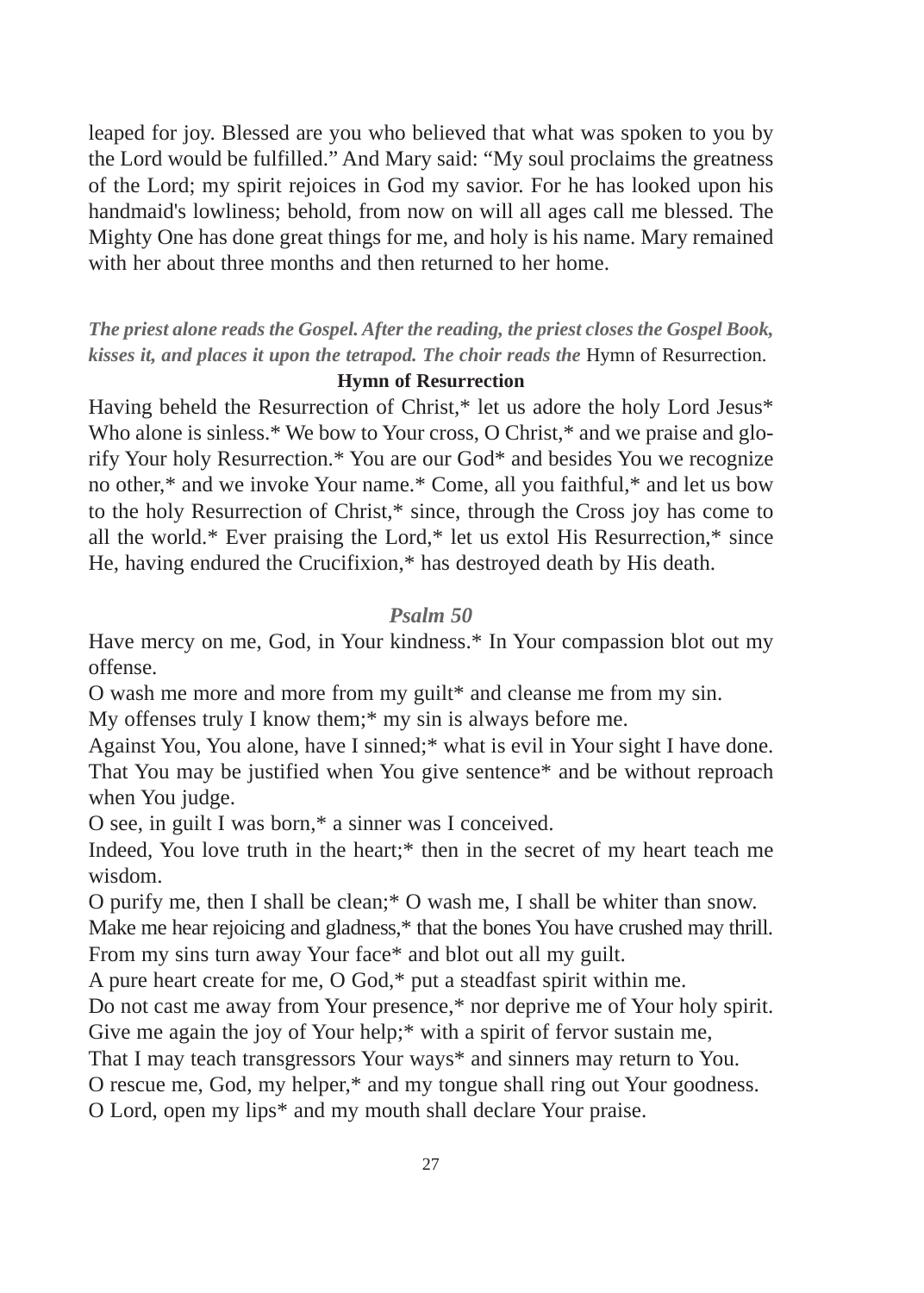leaped for joy. Blessed are you who believed that what was spoken to you by the Lord would be fulfilled." And Mary said: "My soul proclaims the greatness of the Lord; my spirit rejoices in God my savior. For he has looked upon his handmaid's lowliness; behold, from now on will all ages call me blessed. The Mighty One has done great things for me, and holy is his name. Mary remained with her about three months and then returned to her home.

***The priest alone reads the Gospel. After the reading, the priest closes the Gospel Book, kisses it, and places it upon the tetrapod. The choir reads the*** Hymn of Resurrection.

**Hymn of Resurrection**

Having beheld the Resurrection of Christ,* let us adore the holy Lord Jesus* Who alone is sinless.* We bow to Your cross, O Christ,* and we praise and glorify Your holy Resurrection.* You are our God* and besides You we recognize no other,* and we invoke Your name.* Come, all you faithful,* and let us bow to the holy Resurrection of Christ,* since, through the Cross joy has come to all the world.* Ever praising the Lord,* let us extol His Resurrection,* since He, having endured the Crucifixion,* has destroyed death by His death.

***Psalm 50***

Have mercy on me, God, in Your kindness.* In Your compassion blot out my offense.
O wash me more and more from my guilt* and cleanse me from my sin.
My offenses truly I know them;* my sin is always before me.
Against You, You alone, have I sinned;* what is evil in Your sight I have done.
That You may be justified when You give sentence* and be without reproach when You judge.
O see, in guilt I was born,* a sinner was I conceived.
Indeed, You love truth in the heart;* then in the secret of my heart teach me wisdom.
O purify me, then I shall be clean;* O wash me, I shall be whiter than snow.
Make me hear rejoicing and gladness,* that the bones You have crushed may thrill.
From my sins turn away Your face* and blot out all my guilt.
A pure heart create for me, O God,* put a steadfast spirit within me.
Do not cast me away from Your presence,* nor deprive me of Your holy spirit.
Give me again the joy of Your help;* with a spirit of fervor sustain me,
That I may teach transgressors Your ways* and sinners may return to You.
O rescue me, God, my helper,* and my tongue shall ring out Your goodness.
O Lord, open my lips* and my mouth shall declare Your praise.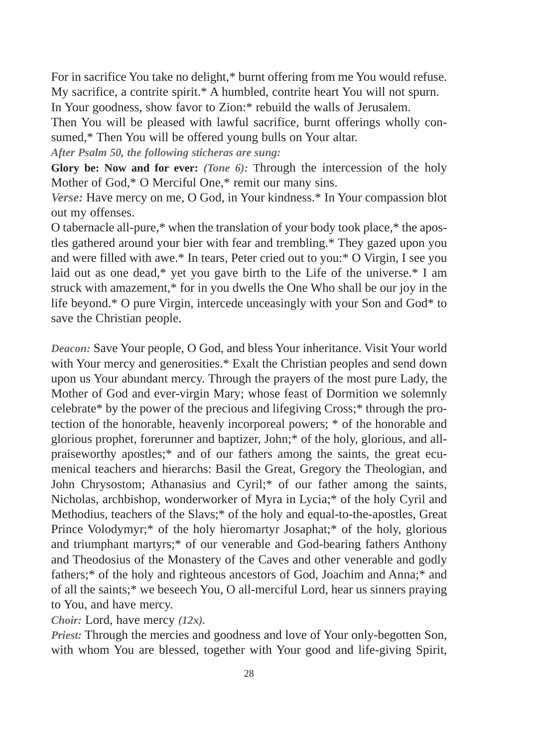For in sacrifice You take no delight,* burnt offering from me You would refuse. My sacrifice, a contrite spirit.* A humbled, contrite heart You will not spurn.
In Your goodness, show favor to Zion:* rebuild the walls of Jerusalem.
Then You will be pleased with lawful sacrifice, burnt offerings wholly consumed,* Then You will be offered young bulls on Your altar.

***After Psalm 50, the following sticheras are sung:***

**Glory be: Now and for ever:** ***(Tone 6):*** Through the intercession of the holy Mother of God,* O Merciful One,* remit our many sins.

***Verse:*** Have mercy on me, O God, in Your kindness.* In Your compassion blot out my offenses.

O tabernacle all-pure,* when the translation of your body took place,* the apostles gathered around your bier with fear and trembling.* They gazed upon you and were filled with awe.* In tears, Peter cried out to you:* O Virgin, I see you laid out as one dead,* yet you gave birth to the Life of the universe.* I am struck with amazement,* for in you dwells the One Who shall be our joy in the life beyond.* O pure Virgin, intercede unceasingly with your Son and God* to save the Christian people.

***Deacon:*** Save Your people, O God, and bless Your inheritance. Visit Your world with Your mercy and generosities.* Exalt the Christian peoples and send down upon us Your abundant mercy. Through the prayers of the most pure Lady, the Mother of God and ever-virgin Mary; whose feast of Dormition we solemnly celebrate* by the power of the precious and lifegiving Cross;* through the protection of the honorable, heavenly incorporeal powers; * of the honorable and glorious prophet, forerunner and baptizer, John;* of the holy, glorious, and all-praiseworthy apostles;* and of our fathers among the saints, the great ecumenical teachers and hierarchs: Basil the Great, Gregory the Theologian, and John Chrysostom; Athanasius and Cyril;* of our father among the saints, Nicholas, archbishop, wonderworker of Myra in Lycia;* of the holy Cyril and Methodius, teachers of the Slavs;* of the holy and equal-to-the-apostles, Great Prince Volodymyr;* of the holy hieromartyr Josaphat;* of the holy, glorious and triumphant martyrs;* of our venerable and God-bearing fathers Anthony and Theodosius of the Monastery of the Caves and other venerable and godly fathers;* of the holy and righteous ancestors of God, Joachim and Anna;* and of all the saints;* we beseech You, O all-merciful Lord, hear us sinners praying to You, and have mercy.

***Choir:*** Lord, have mercy ***(12x).***

***Priest:*** Through the mercies and goodness and love of Your only-begotten Son, with whom You are blessed, together with Your good and life-giving Spirit,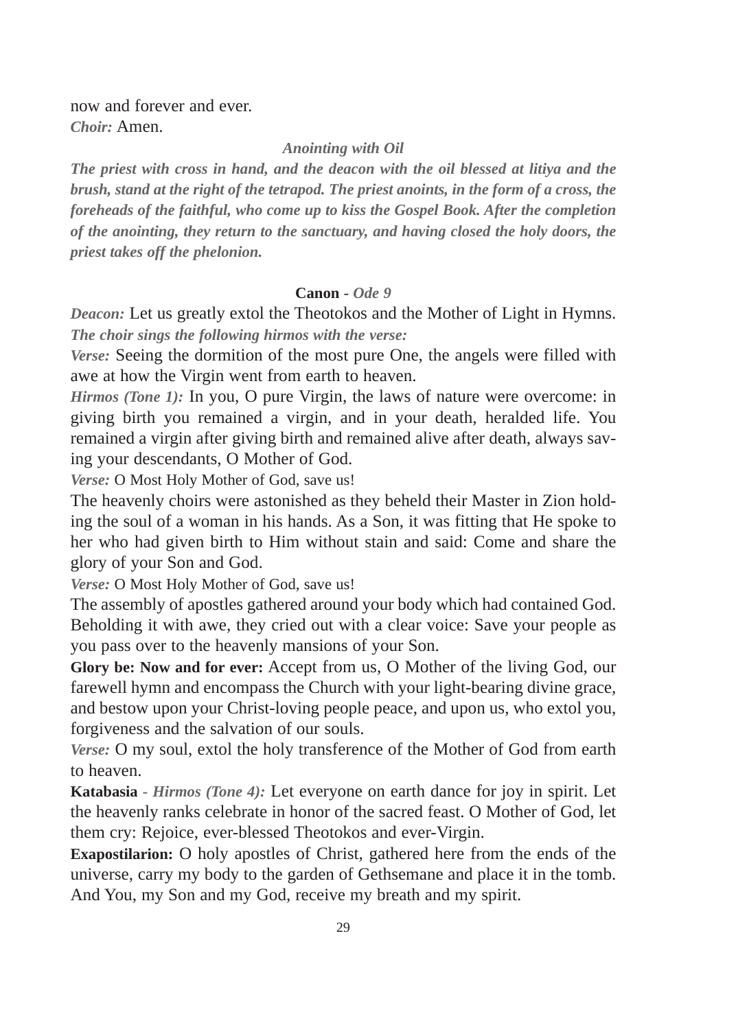now and forever and ever.
*Choir:* Amen.

***Anointing with Oil***

***The priest with cross in hand, and the deacon with the oil blessed at litiya and the brush, stand at the right of the tetrapod. The priest anoints, in the form of a cross, the foreheads of the faithful, who come up to kiss the Gospel Book. After the completion of the anointing, they return to the sanctuary, and having closed the holy doors, the priest takes off the phelonion.***

**Canon** - *Ode 9*

*Deacon:* Let us greatly extol the Theotokos and the Mother of Light in Hymns.
***The choir sings the following hirmos with the verse:***

*Verse:* Seeing the dormition of the most pure One, the angels were filled with awe at how the Virgin went from earth to heaven.

*Hirmos (Tone 1):* In you, O pure Virgin, the laws of nature were overcome: in giving birth you remained a virgin, and in your death, heralded life. You remained a virgin after giving birth and remained alive after death, always saving your descendants, O Mother of God.

*Verse:* O Most Holy Mother of God, save us!

The heavenly choirs were astonished as they beheld their Master in Zion holding the soul of a woman in his hands. As a Son, it was fitting that He spoke to her who had given birth to Him without stain and said: Come and share the glory of your Son and God.

*Verse:* O Most Holy Mother of God, save us!

The assembly of apostles gathered around your body which had contained God. Beholding it with awe, they cried out with a clear voice: Save your people as you pass over to the heavenly mansions of your Son.

**Glory be: Now and for ever:** Accept from us, O Mother of the living God, our farewell hymn and encompass the Church with your light-bearing divine grace, and bestow upon your Christ-loving people peace, and upon us, who extol you, forgiveness and the salvation of our souls.

*Verse:* O my soul, extol the holy transference of the Mother of God from earth to heaven.

**Katabasia** - *Hirmos (Tone 4):* Let everyone on earth dance for joy in spirit. Let the heavenly ranks celebrate in honor of the sacred feast. O Mother of God, let them cry: Rejoice, ever-blessed Theotokos and ever-Virgin.

**Exapostilarion:** O holy apostles of Christ, gathered here from the ends of the universe, carry my body to the garden of Gethsemane and place it in the tomb. And You, my Son and my God, receive my breath and my spirit.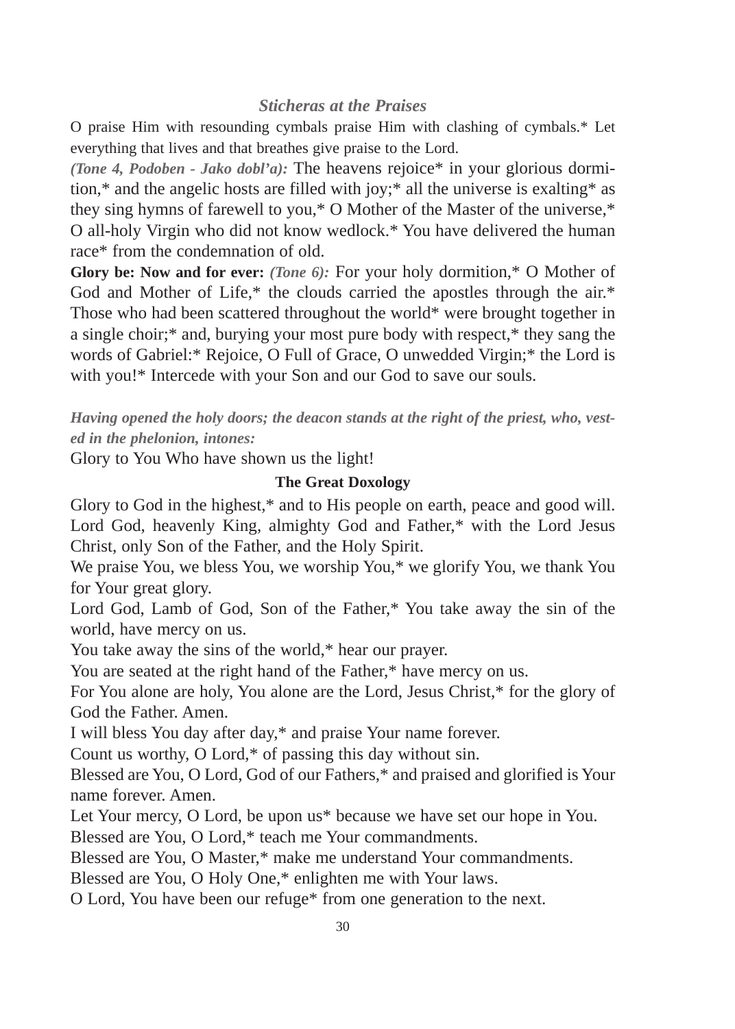### *Sticheras at the Praises*

O praise Him with resounding cymbals praise Him with clashing of cymbals.* Let everything that lives and that breathes give praise to the Lord.

***(Tone 4, Podoben - Jako dobl'a):*** The heavens rejoice* in your glorious dormition,* and the angelic hosts are filled with joy;* all the universe is exalting* as they sing hymns of farewell to you,* O Mother of the Master of the universe,* O all-holy Virgin who did not know wedlock.* You have delivered the human race* from the condemnation of old.

**Glory be: Now and for ever:** ***(Tone 6):*** For your holy dormition,* O Mother of God and Mother of Life,* the clouds carried the apostles through the air.* Those who had been scattered throughout the world* were brought together in a single choir;* and, burying your most pure body with respect,* they sang the words of Gabriel:* Rejoice, O Full of Grace, O unwedded Virgin;* the Lord is with you!* Intercede with your Son and our God to save our souls.

***Having opened the holy doors; the deacon stands at the right of the priest, who, vested in the phelonion, intones:***

Glory to You Who have shown us the light!

#### The Great Doxology

Glory to God in the highest,* and to His people on earth, peace and good will.
Lord God, heavenly King, almighty God and Father,* with the Lord Jesus Christ, only Son of the Father, and the Holy Spirit.
We praise You, we bless You, we worship You,* we glorify You, we thank You for Your great glory.
Lord God, Lamb of God, Son of the Father,* You take away the sin of the world, have mercy on us.
You take away the sins of the world,* hear our prayer.
You are seated at the right hand of the Father,* have mercy on us.
For You alone are holy, You alone are the Lord, Jesus Christ,* for the glory of God the Father. Amen.
I will bless You day after day,* and praise Your name forever.
Count us worthy, O Lord,* of passing this day without sin.
Blessed are You, O Lord, God of our Fathers,* and praised and glorified is Your name forever. Amen.
Let Your mercy, O Lord, be upon us* because we have set our hope in You.
Blessed are You, O Lord,* teach me Your commandments.
Blessed are You, O Master,* make me understand Your commandments.
Blessed are You, O Holy One,* enlighten me with Your laws.
O Lord, You have been our refuge* from one generation to the next.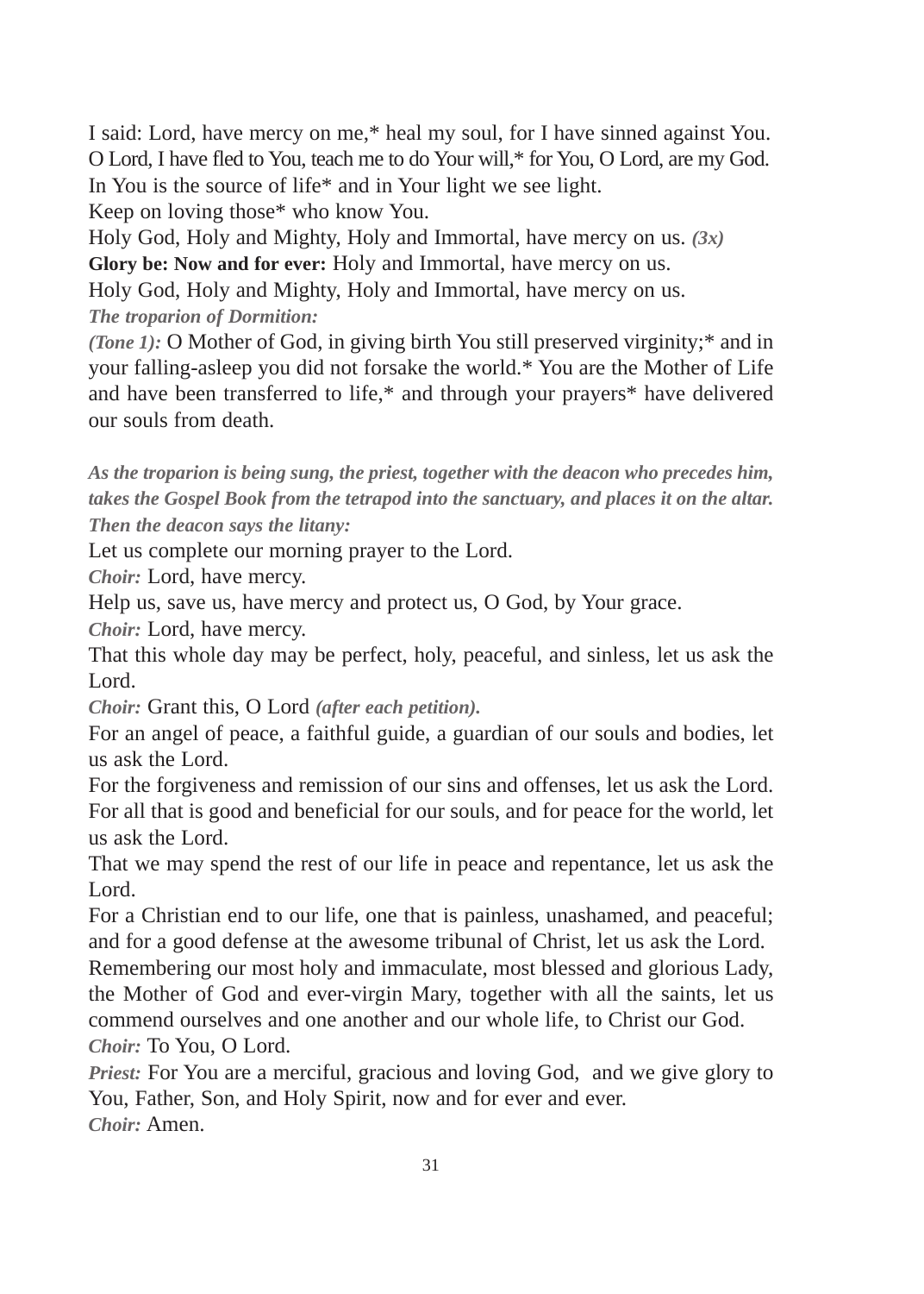I said: Lord, have mercy on me,* heal my soul, for I have sinned against You.
O Lord, I have fled to You, teach me to do Your will,* for You, O Lord, are my God.
In You is the source of life* and in Your light we see light.
Keep on loving those* who know You.
Holy God, Holy and Mighty, Holy and Immortal, have mercy on us. ***(3x)***
**Glory be: Now and for ever:** Holy and Immortal, have mercy on us.
Holy God, Holy and Mighty, Holy and Immortal, have mercy on us.
***The troparion of Dormition:***
***(Tone 1):*** O Mother of God, in giving birth You still preserved virginity;* and in your falling-asleep you did not forsake the world.* You are the Mother of Life and have been transferred to life,* and through your prayers* have delivered our souls from death.

***As the troparion is being sung, the priest, together with the deacon who precedes him, takes the Gospel Book from the tetrapod into the sanctuary, and places it on the altar. Then the deacon says the litany:***
Let us complete our morning prayer to the Lord.
***Choir:*** Lord, have mercy.
Help us, save us, have mercy and protect us, O God, by Your grace.
***Choir:*** Lord, have mercy.
That this whole day may be perfect, holy, peaceful, and sinless, let us ask the Lord.
***Choir:*** Grant this, O Lord ***(after each petition).***
For an angel of peace, a faithful guide, a guardian of our souls and bodies, let us ask the Lord.
For the forgiveness and remission of our sins and offenses, let us ask the Lord.
For all that is good and beneficial for our souls, and for peace for the world, let us ask the Lord.
That we may spend the rest of our life in peace and repentance, let us ask the Lord.
For a Christian end to our life, one that is painless, unashamed, and peaceful; and for a good defense at the awesome tribunal of Christ, let us ask the Lord.
Remembering our most holy and immaculate, most blessed and glorious Lady, the Mother of God and ever-virgin Mary, together with all the saints, let us commend ourselves and one another and our whole life, to Christ our God.
***Choir:*** To You, O Lord.
***Priest:*** For You are a merciful, gracious and loving God, and we give glory to You, Father, Son, and Holy Spirit, now and for ever and ever.
***Choir:*** Amen.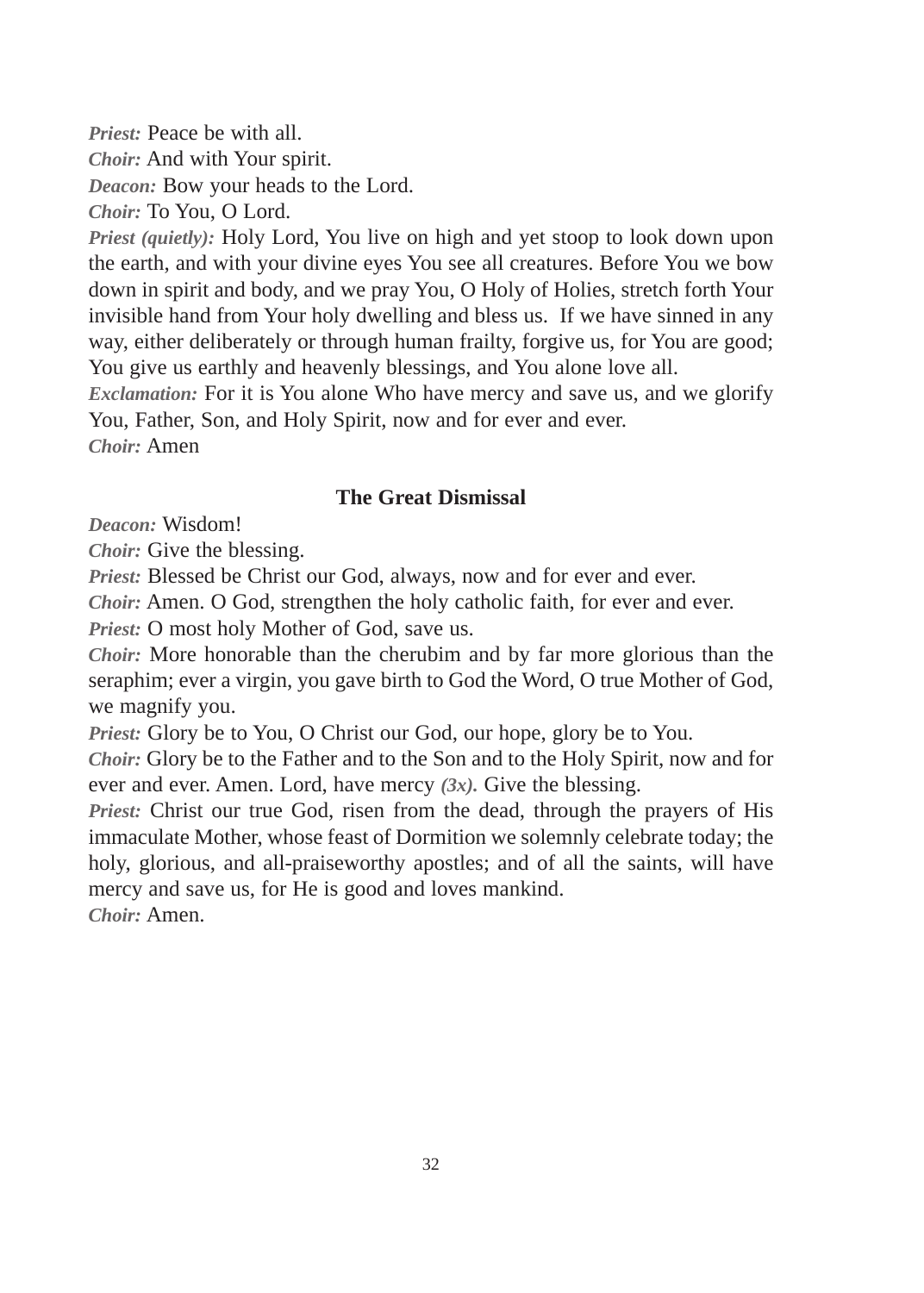*Priest:* Peace be with all.
*Choir:* And with Your spirit.
*Deacon:* Bow your heads to the Lord.
*Choir:* To You, O Lord.
*Priest (quietly):* Holy Lord, You live on high and yet stoop to look down upon the earth, and with your divine eyes You see all creatures. Before You we bow down in spirit and body, and we pray You, O Holy of Holies, stretch forth Your invisible hand from Your holy dwelling and bless us. If we have sinned in any way, either deliberately or through human frailty, forgive us, for You are good; You give us earthly and heavenly blessings, and You alone love all.
*Exclamation:* For it is You alone Who have mercy and save us, and we glorify You, Father, Son, and Holy Spirit, now and for ever and ever.
*Choir:* Amen

## The Great Dismissal

*Deacon:* Wisdom!
*Choir:* Give the blessing.
*Priest:* Blessed be Christ our God, always, now and for ever and ever.
*Choir:* Amen. O God, strengthen the holy catholic faith, for ever and ever.
*Priest:* O most holy Mother of God, save us.
*Choir:* More honorable than the cherubim and by far more glorious than the seraphim; ever a virgin, you gave birth to God the Word, O true Mother of God, we magnify you.
*Priest:* Glory be to You, O Christ our God, our hope, glory be to You.
*Choir:* Glory be to the Father and to the Son and to the Holy Spirit, now and for ever and ever. Amen. Lord, have mercy *(3x)*. Give the blessing.
*Priest:* Christ our true God, risen from the dead, through the prayers of His immaculate Mother, whose feast of Dormition we solemnly celebrate today; the holy, glorious, and all-praiseworthy apostles; and of all the saints, will have mercy and save us, for He is good and loves mankind.
*Choir:* Amen.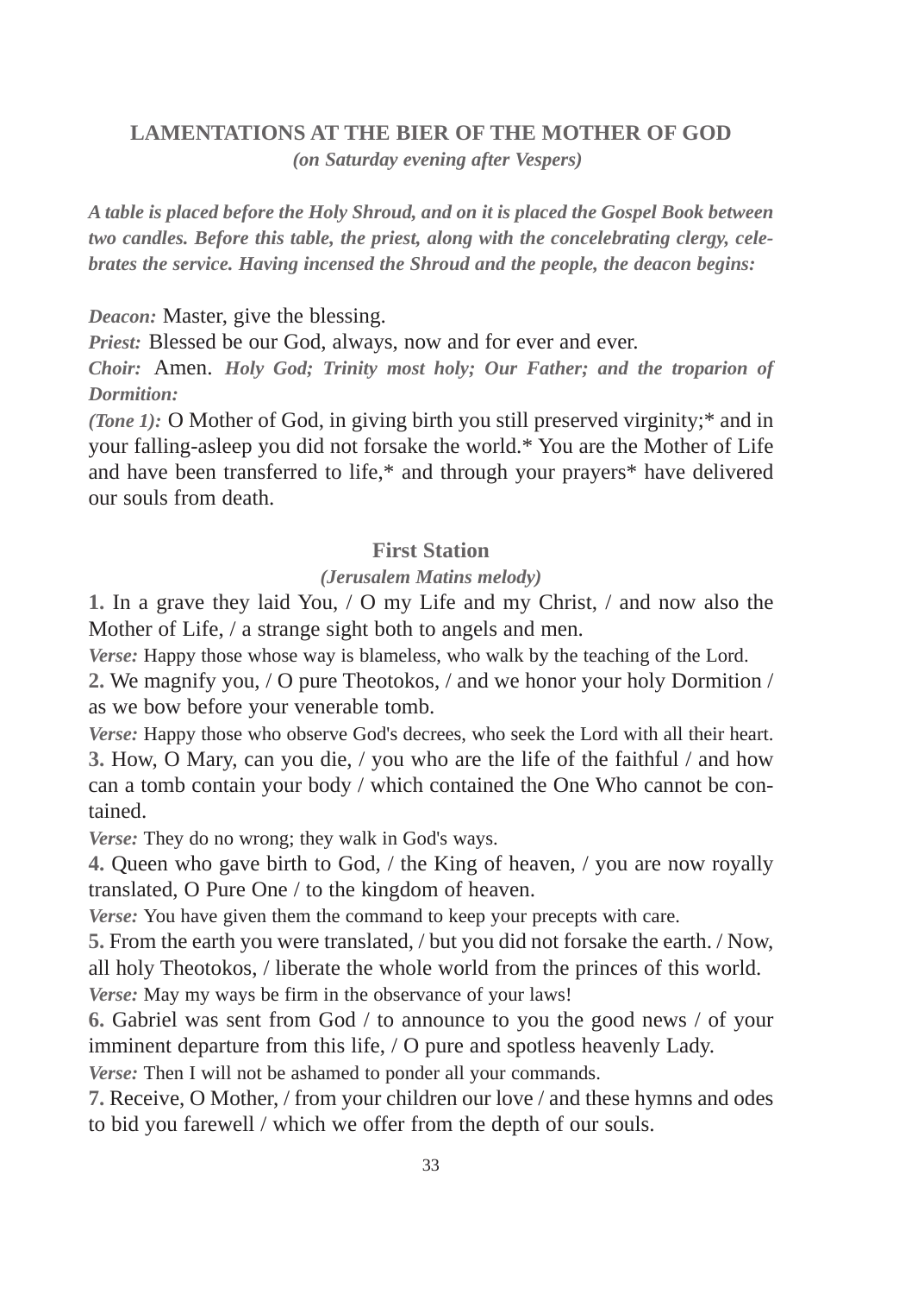## LAMENTATIONS AT THE BIER OF THE MOTHER OF GOD

***(on Saturday evening after Vespers)***

***A table is placed before the Holy Shroud, and on it is placed the Gospel Book between two candles. Before this table, the priest, along with the concelebrating clergy, celebrates the service. Having incensed the Shroud and the people, the deacon begins:***

***Deacon:*** Master, give the blessing.

***Priest:*** Blessed be our God, always, now and for ever and ever.

***Choir:*** Amen. ***Holy God; Trinity most holy; Our Father; and the troparion of Dormition:***

***(Tone 1):*** O Mother of God, in giving birth you still preserved virginity;* and in your falling-asleep you did not forsake the world.* You are the Mother of Life and have been transferred to life,* and through your prayers* have delivered our souls from death.

### First Station

***(Jerusalem Matins melody)***

**1.** In a grave they laid You, / O my Life and my Christ, / and now also the Mother of Life, / a strange sight both to angels and men.

*Verse:* Happy those whose way is blameless, who walk by the teaching of the Lord.

**2.** We magnify you, / O pure Theotokos, / and we honor your holy Dormition / as we bow before your venerable tomb.

*Verse:* Happy those who observe God's decrees, who seek the Lord with all their heart.

**3.** How, O Mary, can you die, / you who are the life of the faithful / and how can a tomb contain your body / which contained the One Who cannot be contained.

*Verse:* They do no wrong; they walk in God's ways.

**4.** Queen who gave birth to God, / the King of heaven, / you are now royally translated, O Pure One / to the kingdom of heaven.

*Verse:* You have given them the command to keep your precepts with care.

**5.** From the earth you were translated, / but you did not forsake the earth. / Now, all holy Theotokos, / liberate the whole world from the princes of this world.

*Verse:* May my ways be firm in the observance of your laws!

**6.** Gabriel was sent from God / to announce to you the good news / of your imminent departure from this life, / O pure and spotless heavenly Lady.

*Verse:* Then I will not be ashamed to ponder all your commands.

**7.** Receive, O Mother, / from your children our love / and these hymns and odes to bid you farewell / which we offer from the depth of our souls.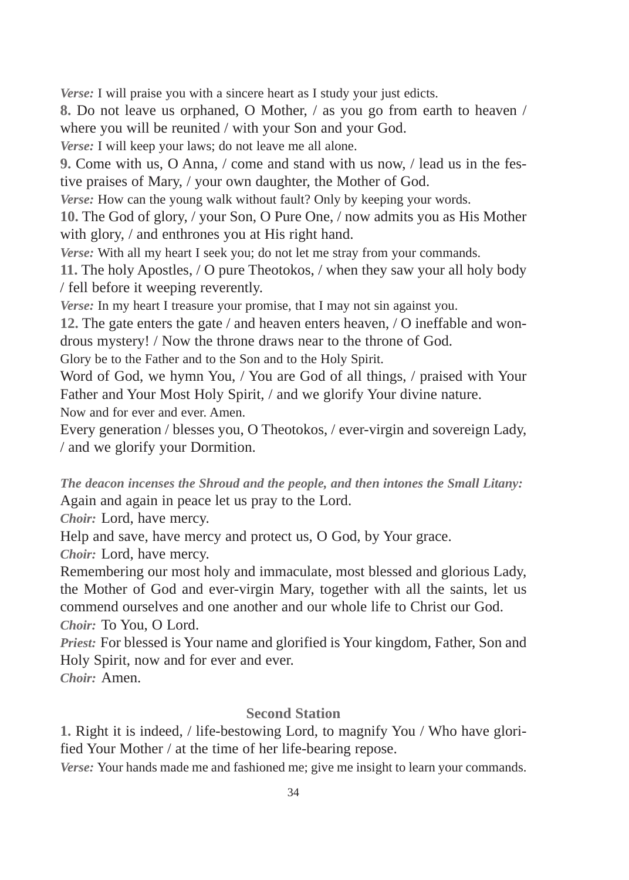*Verse:* I will praise you with a sincere heart as I study your just edicts.

**8.** Do not leave us orphaned, O Mother, / as you go from earth to heaven / where you will be reunited / with your Son and your God.

*Verse:* I will keep your laws; do not leave me all alone.

**9.** Come with us, O Anna, / come and stand with us now, / lead us in the festive praises of Mary, / your own daughter, the Mother of God.

*Verse:* How can the young walk without fault? Only by keeping your words.

**10.** The God of glory, / your Son, O Pure One, / now admits you as His Mother with glory, / and enthrones you at His right hand.

*Verse:* With all my heart I seek you; do not let me stray from your commands.

**11.** The holy Apostles, / O pure Theotokos, / when they saw your all holy body / fell before it weeping reverently.

*Verse:* In my heart I treasure your promise, that I may not sin against you.

**12.** The gate enters the gate / and heaven enters heaven, / O ineffable and wondrous mystery! / Now the throne draws near to the throne of God.

Glory be to the Father and to the Son and to the Holy Spirit.

Word of God, we hymn You, / You are God of all things, / praised with Your Father and Your Most Holy Spirit, / and we glorify Your divine nature.

Now and for ever and ever. Amen.

Every generation / blesses you, O Theotokos, / ever-virgin and sovereign Lady, / and we glorify your Dormition.

***The deacon incenses the Shroud and the people, and then intones the Small Litany:***

Again and again in peace let us pray to the Lord.

*Choir:* Lord, have mercy.

Help and save, have mercy and protect us, O God, by Your grace.

*Choir:* Lord, have mercy.

Remembering our most holy and immaculate, most blessed and glorious Lady, the Mother of God and ever-virgin Mary, together with all the saints, let us commend ourselves and one another and our whole life to Christ our God.

*Choir:* To You, O Lord.

*Priest:* For blessed is Your name and glorified is Your kingdom, Father, Son and Holy Spirit, now and for ever and ever.

*Choir:* Amen.

## Second Station

**1.** Right it is indeed, / life-bestowing Lord, to magnify You / Who have glorified Your Mother / at the time of her life-bearing repose.

*Verse:* Your hands made me and fashioned me; give me insight to learn your commands.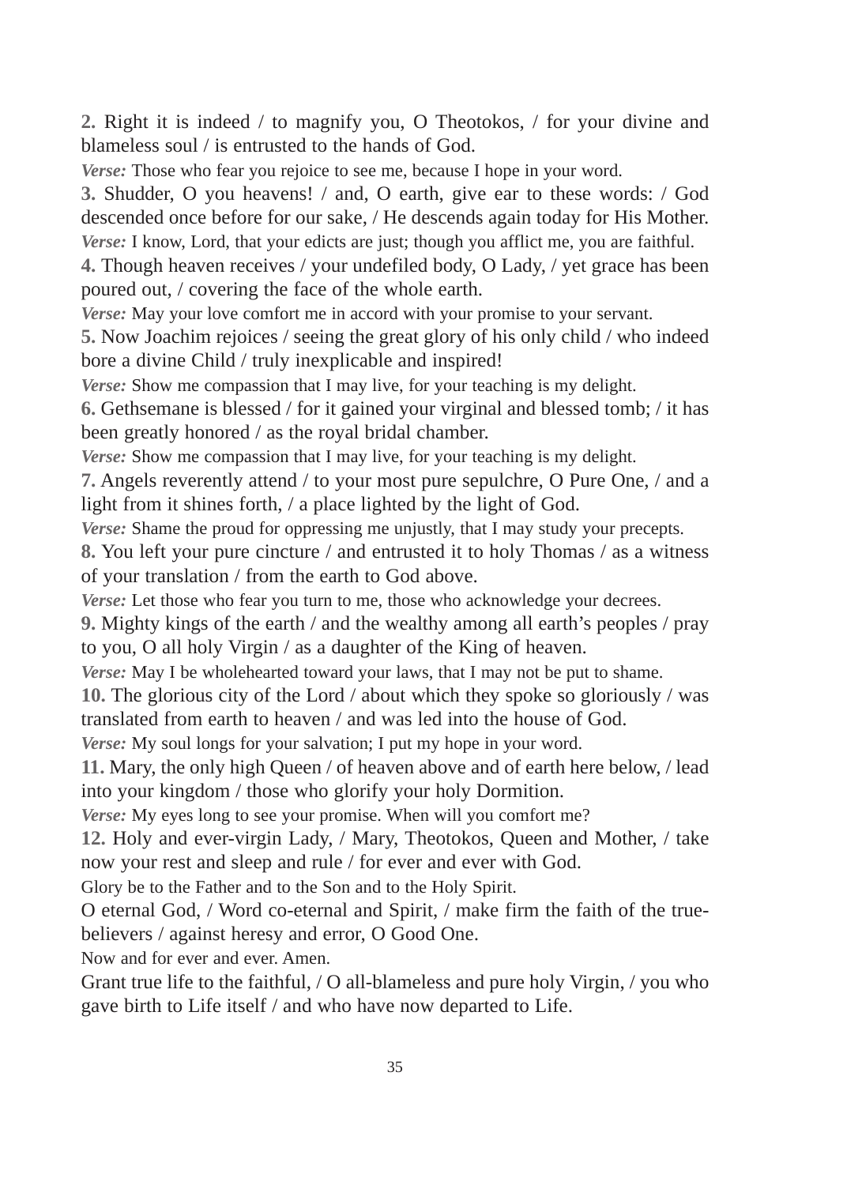**2.** Right it is indeed / to magnify you, O Theotokos, / for your divine and blameless soul / is entrusted to the hands of God.

***Verse:*** Those who fear you rejoice to see me, because I hope in your word.

**3.** Shudder, O you heavens! / and, O earth, give ear to these words: / God descended once before for our sake, / He descends again today for His Mother.

***Verse:*** I know, Lord, that your edicts are just; though you afflict me, you are faithful.

**4.** Though heaven receives / your undefiled body, O Lady, / yet grace has been poured out, / covering the face of the whole earth.

***Verse:*** May your love comfort me in accord with your promise to your servant.

**5.** Now Joachim rejoices / seeing the great glory of his only child / who indeed bore a divine Child / truly inexplicable and inspired!

***Verse:*** Show me compassion that I may live, for your teaching is my delight.

**6.** Gethsemane is blessed / for it gained your virginal and blessed tomb; / it has been greatly honored / as the royal bridal chamber.

***Verse:*** Show me compassion that I may live, for your teaching is my delight.

**7.** Angels reverently attend / to your most pure sepulchre, O Pure One, / and a light from it shines forth, / a place lighted by the light of God.

***Verse:*** Shame the proud for oppressing me unjustly, that I may study your precepts.

**8.** You left your pure cincture / and entrusted it to holy Thomas / as a witness of your translation / from the earth to God above.

***Verse:*** Let those who fear you turn to me, those who acknowledge your decrees.

**9.** Mighty kings of the earth / and the wealthy among all earth's peoples / pray to you, O all holy Virgin / as a daughter of the King of heaven.

***Verse:*** May I be wholehearted toward your laws, that I may not be put to shame.

**10.** The glorious city of the Lord / about which they spoke so gloriously / was translated from earth to heaven / and was led into the house of God.

***Verse:*** My soul longs for your salvation; I put my hope in your word.

**11.** Mary, the only high Queen / of heaven above and of earth here below, / lead into your kingdom / those who glorify your holy Dormition.

***Verse:*** My eyes long to see your promise. When will you comfort me?

**12.** Holy and ever-virgin Lady, / Mary, Theotokos, Queen and Mother, / take now your rest and sleep and rule / for ever and ever with God.

Glory be to the Father and to the Son and to the Holy Spirit.

O eternal God, / Word co-eternal and Spirit, / make firm the faith of the true-believers / against heresy and error, O Good One.

Now and for ever and ever. Amen.

Grant true life to the faithful, / O all-blameless and pure holy Virgin, / you who gave birth to Life itself / and who have now departed to Life.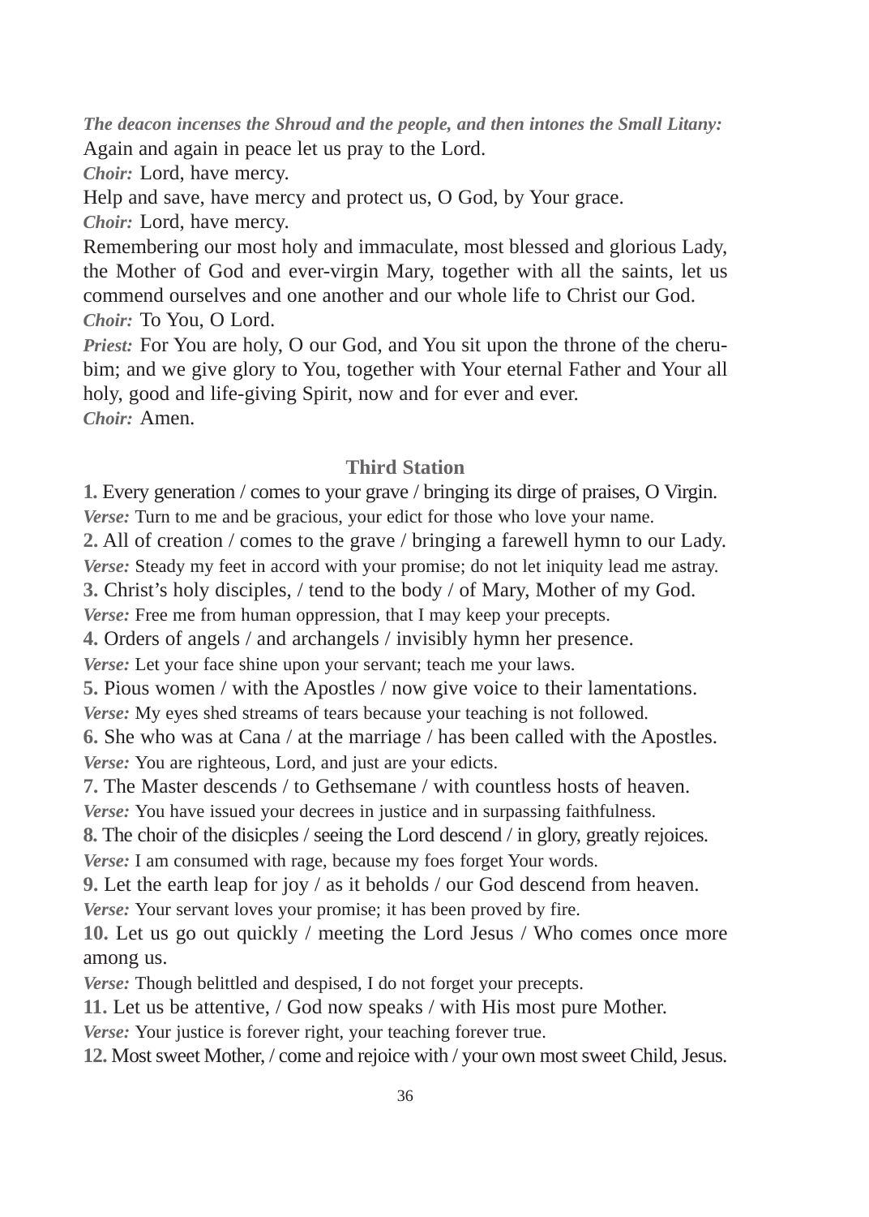***The deacon incenses the Shroud and the people, and then intones the Small Litany:***
Again and again in peace let us pray to the Lord.
*Choir:* Lord, have mercy.
Help and save, have mercy and protect us, O God, by Your grace.
*Choir:* Lord, have mercy.
Remembering our most holy and immaculate, most blessed and glorious Lady, the Mother of God and ever-virgin Mary, together with all the saints, let us commend ourselves and one another and our whole life to Christ our God.
*Choir:* To You, O Lord.
*Priest:* For You are holy, O our God, and You sit upon the throne of the cherubim; and we give glory to You, together with Your eternal Father and Your all holy, good and life-giving Spirit, now and for ever and ever.
*Choir:* Amen.

### Third Station

**1.** Every generation / comes to your grave / bringing its dirge of praises, O Virgin.
*Verse:* Turn to me and be gracious, your edict for those who love your name.
**2.** All of creation / comes to the grave / bringing a farewell hymn to our Lady.
*Verse:* Steady my feet in accord with your promise; do not let iniquity lead me astray.
**3.** Christ's holy disciples, / tend to the body / of Mary, Mother of my God.
*Verse:* Free me from human oppression, that I may keep your precepts.
**4.** Orders of angels / and archangels / invisibly hymn her presence.
*Verse:* Let your face shine upon your servant; teach me your laws.
**5.** Pious women / with the Apostles / now give voice to their lamentations.
*Verse:* My eyes shed streams of tears because your teaching is not followed.
**6.** She who was at Cana / at the marriage / has been called with the Apostles.
*Verse:* You are righteous, Lord, and just are your edicts.
**7.** The Master descends / to Gethsemane / with countless hosts of heaven.
*Verse:* You have issued your decrees in justice and in surpassing faithfulness.
**8.** The choir of the disicples / seeing the Lord descend / in glory, greatly rejoices.
*Verse:* I am consumed with rage, because my foes forget Your words.
**9.** Let the earth leap for joy / as it beholds / our God descend from heaven.
*Verse:* Your servant loves your promise; it has been proved by fire.
**10.** Let us go out quickly / meeting the Lord Jesus / Who comes once more among us.
*Verse:* Though belittled and despised, I do not forget your precepts.
**11.** Let us be attentive, / God now speaks / with His most pure Mother.
*Verse:* Your justice is forever right, your teaching forever true.
**12.** Most sweet Mother, / come and rejoice with / your own most sweet Child, Jesus.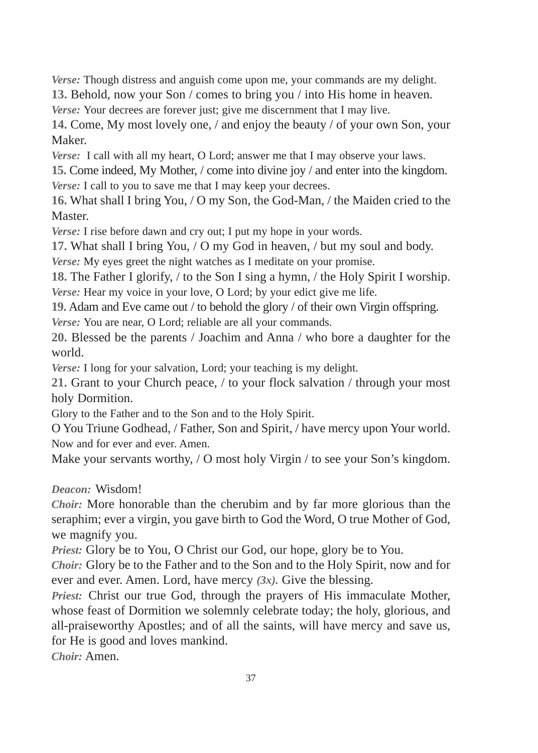*Verse:* Though distress and anguish come upon me, your commands are my delight.

**13.** Behold, now your Son / comes to bring you / into His home in heaven.

*Verse:* Your decrees are forever just; give me discernment that I may live.

**14.** Come, My most lovely one, / and enjoy the beauty / of your own Son, your Maker.

*Verse:* I call with all my heart, O Lord; answer me that I may observe your laws.

**15.** Come indeed, My Mother, / come into divine joy / and enter into the kingdom.

*Verse:* I call to you to save me that I may keep your decrees.

**16.** What shall I bring You, / O my Son, the God-Man, / the Maiden cried to the Master.

*Verse:* I rise before dawn and cry out; I put my hope in your words.

**17.** What shall I bring You, / O my God in heaven, / but my soul and body.

*Verse:* My eyes greet the night watches as I meditate on your promise.

**18.** The Father I glorify, / to the Son I sing a hymn, / the Holy Spirit I worship.

*Verse:* Hear my voice in your love, O Lord; by your edict give me life.

**19.** Adam and Eve came out / to behold the glory / of their own Virgin offspring.

*Verse:* You are near, O Lord; reliable are all your commands.

**20.** Blessed be the parents / Joachim and Anna / who bore a daughter for the world.

*Verse:* I long for your salvation, Lord; your teaching is my delight.

**21.** Grant to your Church peace, / to your flock salvation / through your most holy Dormition.

Glory to the Father and to the Son and to the Holy Spirit.

O You Triune Godhead, / Father, Son and Spirit, / have mercy upon Your world.

Now and for ever and ever. Amen.

Make your servants worthy, / O most holy Virgin / to see your Son's kingdom.

*Deacon:* Wisdom!

*Choir:* More honorable than the cherubim and by far more glorious than the seraphim; ever a virgin, you gave birth to God the Word, O true Mother of God, we magnify you.

*Priest:* Glory be to You, O Christ our God, our hope, glory be to You.

*Choir:* Glory be to the Father and to the Son and to the Holy Spirit, now and for ever and ever. Amen. Lord, have mercy *(3x).* Give the blessing.

*Priest:* Christ our true God, through the prayers of His immaculate Mother, whose feast of Dormition we solemnly celebrate today; the holy, glorious, and all-praiseworthy Apostles; and of all the saints, will have mercy and save us, for He is good and loves mankind.

*Choir:* Amen.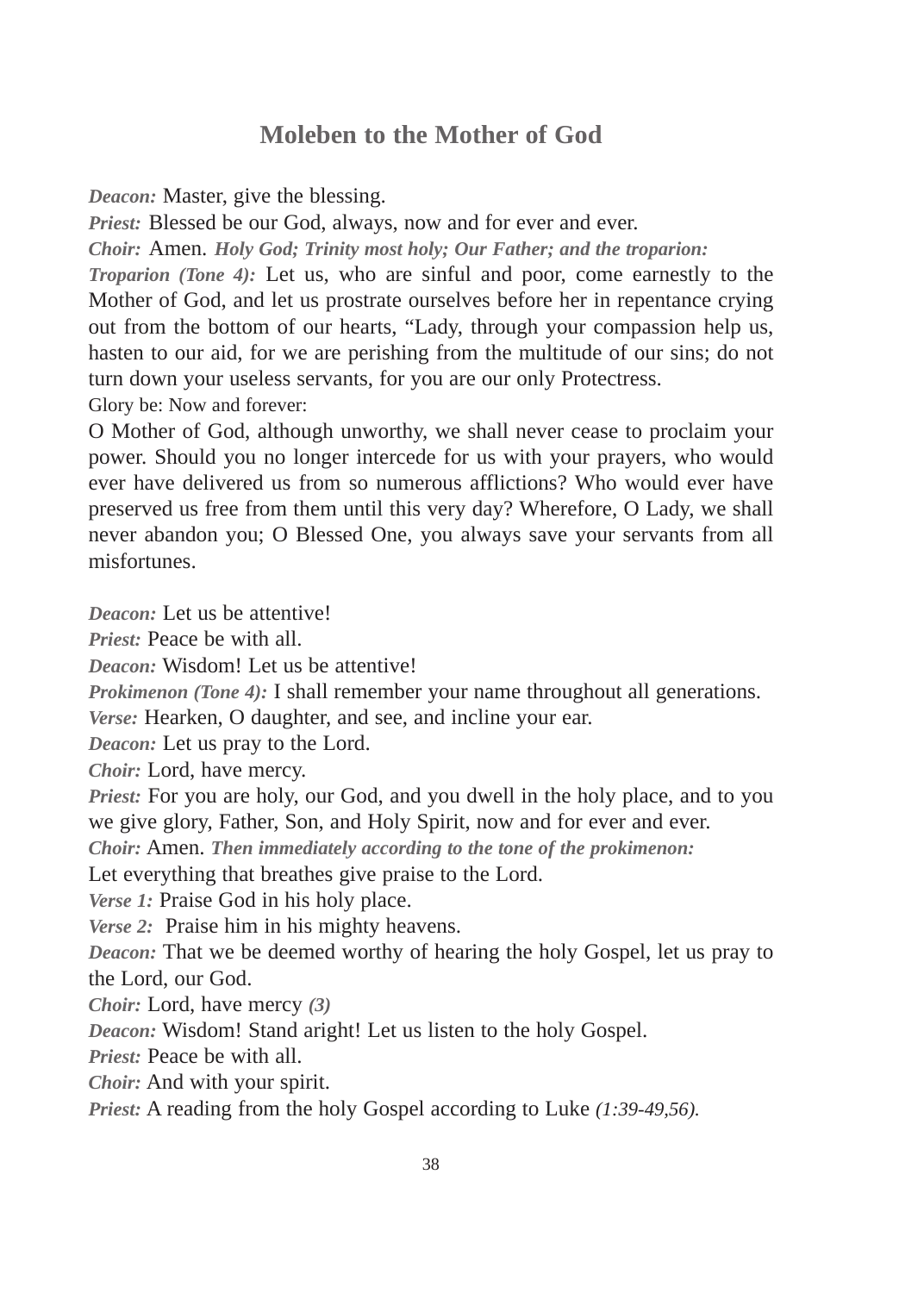## Moleben to the Mother of God

*Deacon:* Master, give the blessing.
*Priest:* Blessed be our God, always, now and for ever and ever.
*Choir:* Amen. ***Holy God; Trinity most holy; Our Father; and the troparion:***
*Troparion (Tone 4):* Let us, who are sinful and poor, come earnestly to the Mother of God, and let us prostrate ourselves before her in repentance crying out from the bottom of our hearts, "Lady, through your compassion help us, hasten to our aid, for we are perishing from the multitude of our sins; do not turn down your useless servants, for you are our only Protectress.
Glory be: Now and forever:
O Mother of God, although unworthy, we shall never cease to proclaim your power. Should you no longer intercede for us with your prayers, who would ever have delivered us from so numerous afflictions? Who would ever have preserved us free from them until this very day? Wherefore, O Lady, we shall never abandon you; O Blessed One, you always save your servants from all misfortunes.

*Deacon:* Let us be attentive!
*Priest:* Peace be with all.
*Deacon:* Wisdom! Let us be attentive!
*Prokimenon (Tone 4):* I shall remember your name throughout all generations.
*Verse:* Hearken, O daughter, and see, and incline your ear.
*Deacon:* Let us pray to the Lord.
*Choir:* Lord, have mercy.
*Priest:* For you are holy, our God, and you dwell in the holy place, and to you we give glory, Father, Son, and Holy Spirit, now and for ever and ever.
*Choir:* Amen. ***Then immediately according to the tone of the prokimenon:***
Let everything that breathes give praise to the Lord.
*Verse 1:* Praise God in his holy place.
*Verse 2:* Praise him in his mighty heavens.
*Deacon:* That we be deemed worthy of hearing the holy Gospel, let us pray to the Lord, our God.
*Choir:* Lord, have mercy *(3)*
*Deacon:* Wisdom! Stand aright! Let us listen to the holy Gospel.
*Priest:* Peace be with all.
*Choir:* And with your spirit.
*Priest:* A reading from the holy Gospel according to Luke *(1:39-49,56).*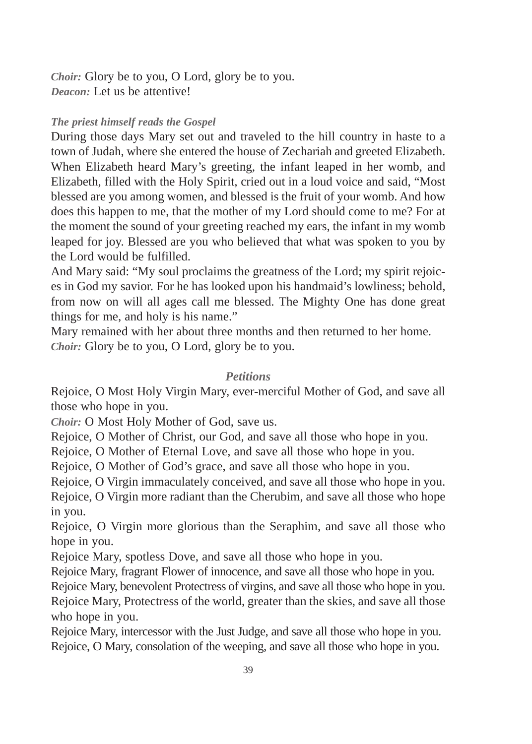*Choir:* Glory be to you, O Lord, glory be to you.
*Deacon:* Let us be attentive!

***The priest himself reads the Gospel***

During those days Mary set out and traveled to the hill country in haste to a town of Judah, where she entered the house of Zechariah and greeted Elizabeth. When Elizabeth heard Mary's greeting, the infant leaped in her womb, and Elizabeth, filled with the Holy Spirit, cried out in a loud voice and said, "Most blessed are you among women, and blessed is the fruit of your womb. And how does this happen to me, that the mother of my Lord should come to me? For at the moment the sound of your greeting reached my ears, the infant in my womb leaped for joy. Blessed are you who believed that what was spoken to you by the Lord would be fulfilled.

And Mary said: "My soul proclaims the greatness of the Lord; my spirit rejoices in God my savior. For he has looked upon his handmaid's lowliness; behold, from now on will all ages call me blessed. The Mighty One has done great things for me, and holy is his name."

Mary remained with her about three months and then returned to her home.
*Choir:* Glory be to you, O Lord, glory be to you.

***Petitions***

Rejoice, O Most Holy Virgin Mary, ever-merciful Mother of God, and save all those who hope in you.
*Choir:* O Most Holy Mother of God, save us.
Rejoice, O Mother of Christ, our God, and save all those who hope in you.
Rejoice, O Mother of Eternal Love, and save all those who hope in you.
Rejoice, O Mother of God's grace, and save all those who hope in you.
Rejoice, O Virgin immaculately conceived, and save all those who hope in you.
Rejoice, O Virgin more radiant than the Cherubim, and save all those who hope in you.
Rejoice, O Virgin more glorious than the Seraphim, and save all those who hope in you.
Rejoice Mary, spotless Dove, and save all those who hope in you.
Rejoice Mary, fragrant Flower of innocence, and save all those who hope in you.
Rejoice Mary, benevolent Protectress of virgins, and save all those who hope in you.
Rejoice Mary, Protectress of the world, greater than the skies, and save all those who hope in you.
Rejoice Mary, intercessor with the Just Judge, and save all those who hope in you.
Rejoice, O Mary, consolation of the weeping, and save all those who hope in you.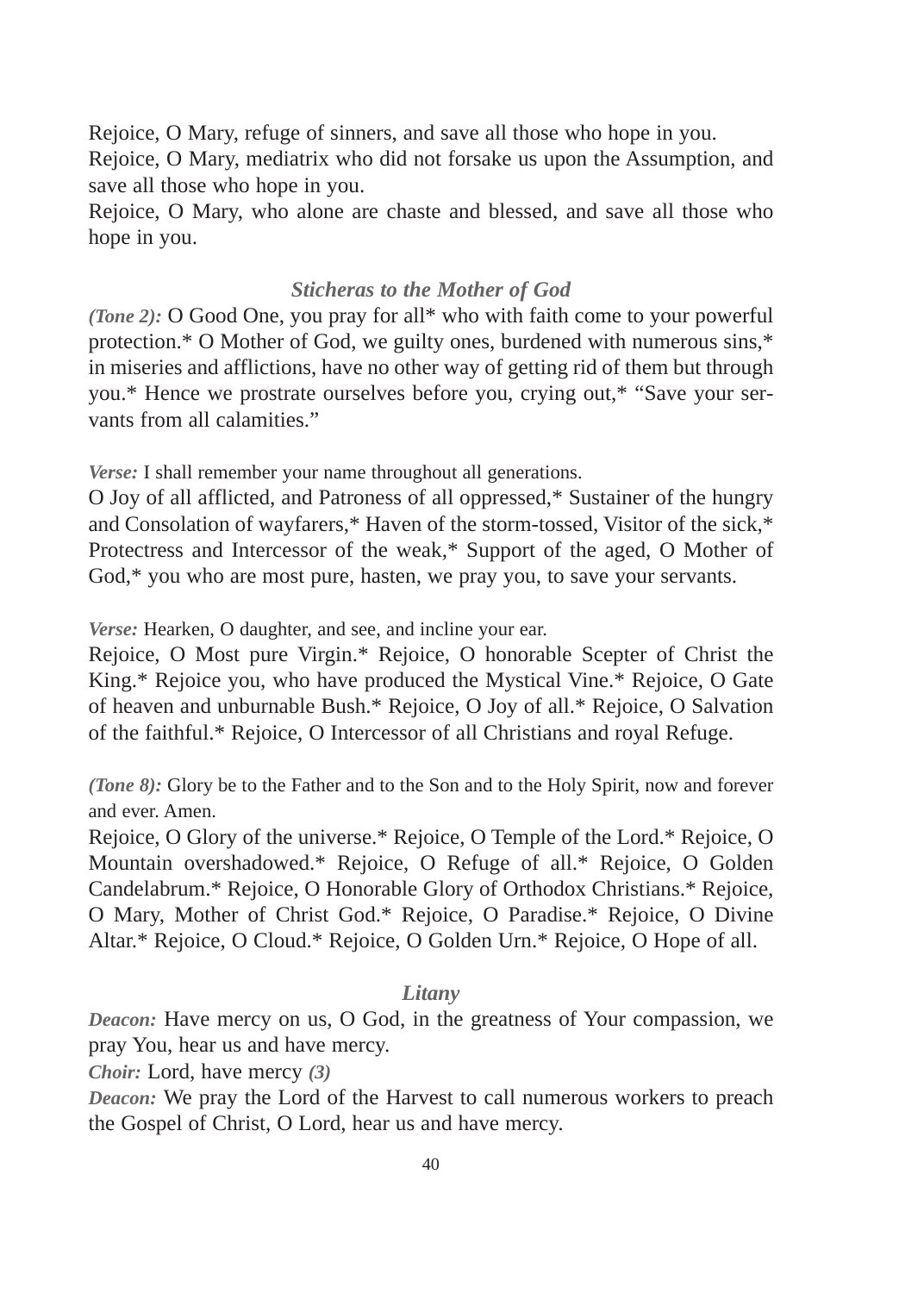Rejoice, O Mary, refuge of sinners, and save all those who hope in you.
Rejoice, O Mary, mediatrix who did not forsake us upon the Assumption, and save all those who hope in you.
Rejoice, O Mary, who alone are chaste and blessed, and save all those who hope in you.

### *Sticheras to the Mother of God*

***(Tone 2):*** O Good One, you pray for all* who with faith come to your powerful protection.* O Mother of God, we guilty ones, burdened with numerous sins,* in miseries and afflictions, have no other way of getting rid of them but through you.* Hence we prostrate ourselves before you, crying out,* "Save your servants from all calamities."

***Verse:*** I shall remember your name throughout all generations.
O Joy of all afflicted, and Patroness of all oppressed,* Sustainer of the hungry and Consolation of wayfarers,* Haven of the storm-tossed, Visitor of the sick,* Protectress and Intercessor of the weak,* Support of the aged, O Mother of God,* you who are most pure, hasten, we pray you, to save your servants.

***Verse:*** Hearken, O daughter, and see, and incline your ear.
Rejoice, O Most pure Virgin.* Rejoice, O honorable Scepter of Christ the King.* Rejoice you, who have produced the Mystical Vine.* Rejoice, O Gate of heaven and unburnable Bush.* Rejoice, O Joy of all.* Rejoice, O Salvation of the faithful.* Rejoice, O Intercessor of all Christians and royal Refuge.

***(Tone 8):*** Glory be to the Father and to the Son and to the Holy Spirit, now and forever and ever. Amen.
Rejoice, O Glory of the universe.* Rejoice, O Temple of the Lord.* Rejoice, O Mountain overshadowed.* Rejoice, O Refuge of all.* Rejoice, O Golden Candelabrum.* Rejoice, O Honorable Glory of Orthodox Christians.* Rejoice, O Mary, Mother of Christ God.* Rejoice, O Paradise.* Rejoice, O Divine Altar.* Rejoice, O Cloud.* Rejoice, O Golden Urn.* Rejoice, O Hope of all.

### *Litany*

***Deacon:*** Have mercy on us, O God, in the greatness of Your compassion, we pray You, hear us and have mercy.
***Choir:*** Lord, have mercy ***(3)***
***Deacon:*** We pray the Lord of the Harvest to call numerous workers to preach the Gospel of Christ, O Lord, hear us and have mercy.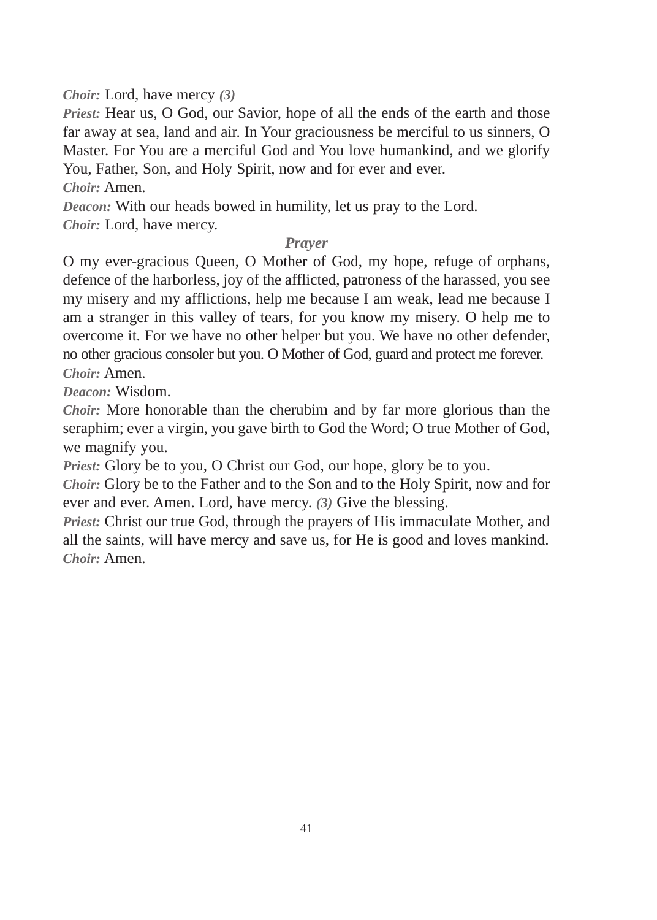*Choir:* Lord, have mercy *(3)*

*Priest:* Hear us, O God, our Savior, hope of all the ends of the earth and those far away at sea, land and air. In Your graciousness be merciful to us sinners, O Master. For You are a merciful God and You love humankind, and we glorify You, Father, Son, and Holy Spirit, now and for ever and ever.

*Choir:* Amen.

*Deacon:* With our heads bowed in humility, let us pray to the Lord.

*Choir:* Lord, have mercy.

***Prayer***

O my ever-gracious Queen, O Mother of God, my hope, refuge of orphans, defence of the harborless, joy of the afflicted, patroness of the harassed, you see my misery and my afflictions, help me because I am weak, lead me because I am a stranger in this valley of tears, for you know my misery. O help me to overcome it. For we have no other helper but you. We have no other defender, no other gracious consoler but you. O Mother of God, guard and protect me forever.

*Choir:* Amen.

*Deacon:* Wisdom.

*Choir:* More honorable than the cherubim and by far more glorious than the seraphim; ever a virgin, you gave birth to God the Word; O true Mother of God, we magnify you.

*Priest:* Glory be to you, O Christ our God, our hope, glory be to you.

*Choir:* Glory be to the Father and to the Son and to the Holy Spirit, now and for ever and ever. Amen. Lord, have mercy. *(3)* Give the blessing.

*Priest:* Christ our true God, through the prayers of His immaculate Mother, and all the saints, will have mercy and save us, for He is good and loves mankind.

*Choir:* Amen.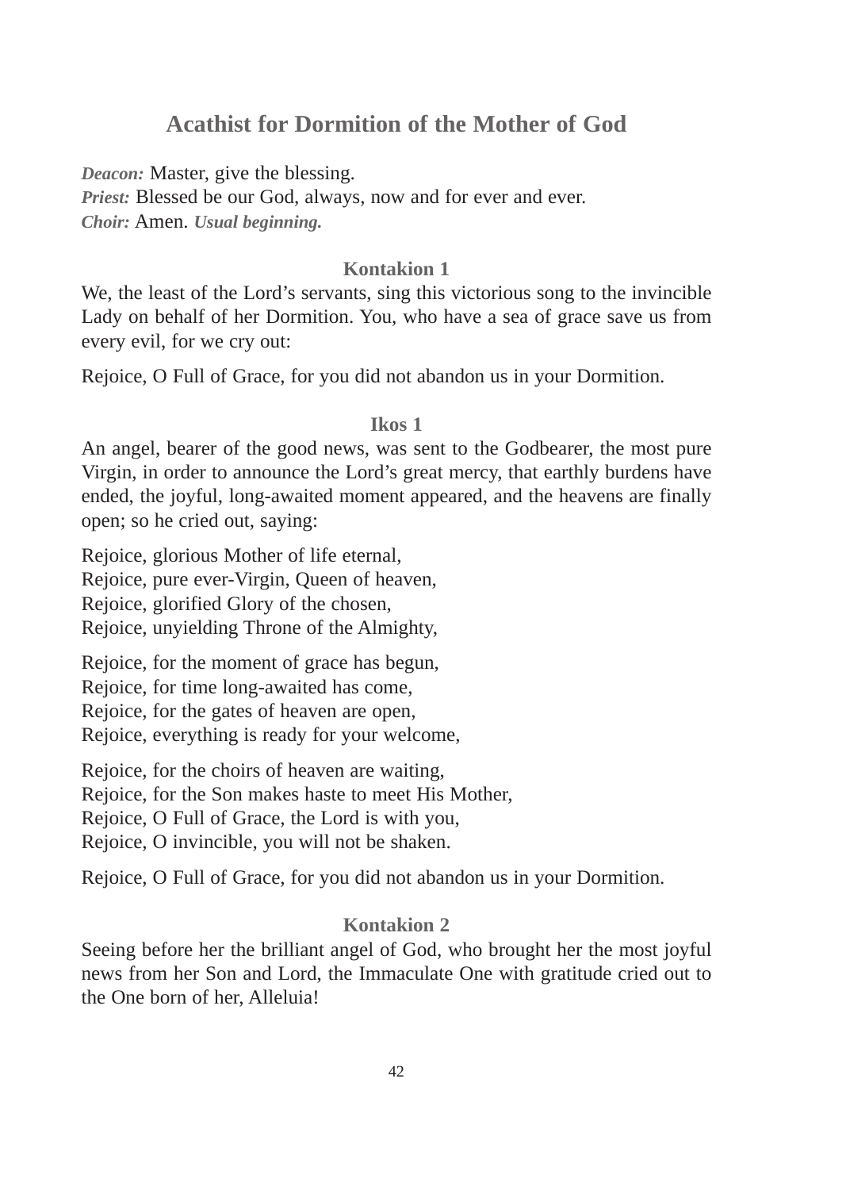# Acathist for Dormition of the Mother of God

***Deacon:*** Master, give the blessing.
***Priest:*** Blessed be our God, always, now and for ever and ever.
***Choir:*** Amen. ***Usual beginning.***

### Kontakion 1

We, the least of the Lord's servants, sing this victorious song to the invincible Lady on behalf of her Dormition. You, who have a sea of grace save us from every evil, for we cry out:

Rejoice, O Full of Grace, for you did not abandon us in your Dormition.

### Ikos 1

An angel, bearer of the good news, was sent to the Godbearer, the most pure Virgin, in order to announce the Lord's great mercy, that earthly burdens have ended, the joyful, long-awaited moment appeared, and the heavens are finally open; so he cried out, saying:

Rejoice, glorious Mother of life eternal,
Rejoice, pure ever-Virgin, Queen of heaven,
Rejoice, glorified Glory of the chosen,
Rejoice, unyielding Throne of the Almighty,

Rejoice, for the moment of grace has begun,
Rejoice, for time long-awaited has come,
Rejoice, for the gates of heaven are open,
Rejoice, everything is ready for your welcome,

Rejoice, for the choirs of heaven are waiting,
Rejoice, for the Son makes haste to meet His Mother,
Rejoice, O Full of Grace, the Lord is with you,
Rejoice, O invincible, you will not be shaken.

Rejoice, O Full of Grace, for you did not abandon us in your Dormition.

### Kontakion 2

Seeing before her the brilliant angel of God, who brought her the most joyful news from her Son and Lord, the Immaculate One with gratitude cried out to the One born of her, Alleluia!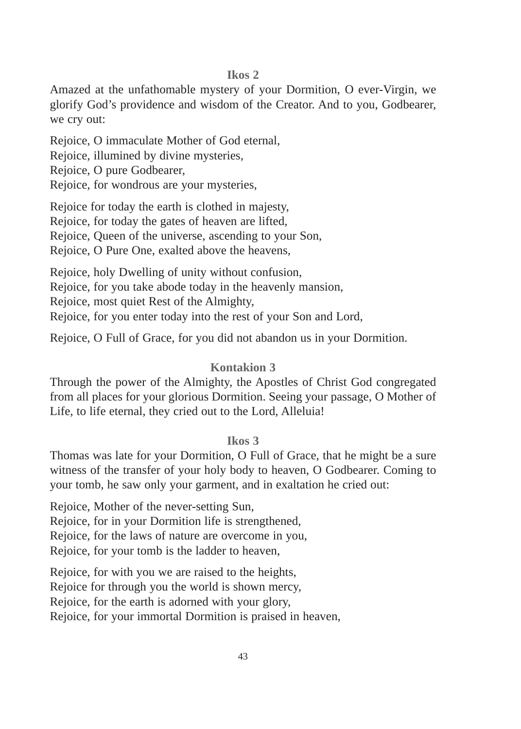### Ikos 2

Amazed at the unfathomable mystery of your Dormition, O ever-Virgin, we glorify God's providence and wisdom of the Creator. And to you, Godbearer, we cry out:

Rejoice, O immaculate Mother of God eternal,
Rejoice, illumined by divine mysteries,
Rejoice, O pure Godbearer,
Rejoice, for wondrous are your mysteries,

Rejoice for today the earth is clothed in majesty,
Rejoice, for today the gates of heaven are lifted,
Rejoice, Queen of the universe, ascending to your Son,
Rejoice, O Pure One, exalted above the heavens,

Rejoice, holy Dwelling of unity without confusion,
Rejoice, for you take abode today in the heavenly mansion,
Rejoice, most quiet Rest of the Almighty,
Rejoice, for you enter today into the rest of your Son and Lord,

Rejoice, O Full of Grace, for you did not abandon us in your Dormition.

### Kontakion 3

Through the power of the Almighty, the Apostles of Christ God congregated from all places for your glorious Dormition. Seeing your passage, O Mother of Life, to life eternal, they cried out to the Lord, Alleluia!

### Ikos 3

Thomas was late for your Dormition, O Full of Grace, that he might be a sure witness of the transfer of your holy body to heaven, O Godbearer. Coming to your tomb, he saw only your garment, and in exaltation he cried out:

Rejoice, Mother of the never-setting Sun,
Rejoice, for in your Dormition life is strengthened,
Rejoice, for the laws of nature are overcome in you,
Rejoice, for your tomb is the ladder to heaven,

Rejoice, for with you we are raised to the heights,
Rejoice for through you the world is shown mercy,
Rejoice, for the earth is adorned with your glory,
Rejoice, for your immortal Dormition is praised in heaven,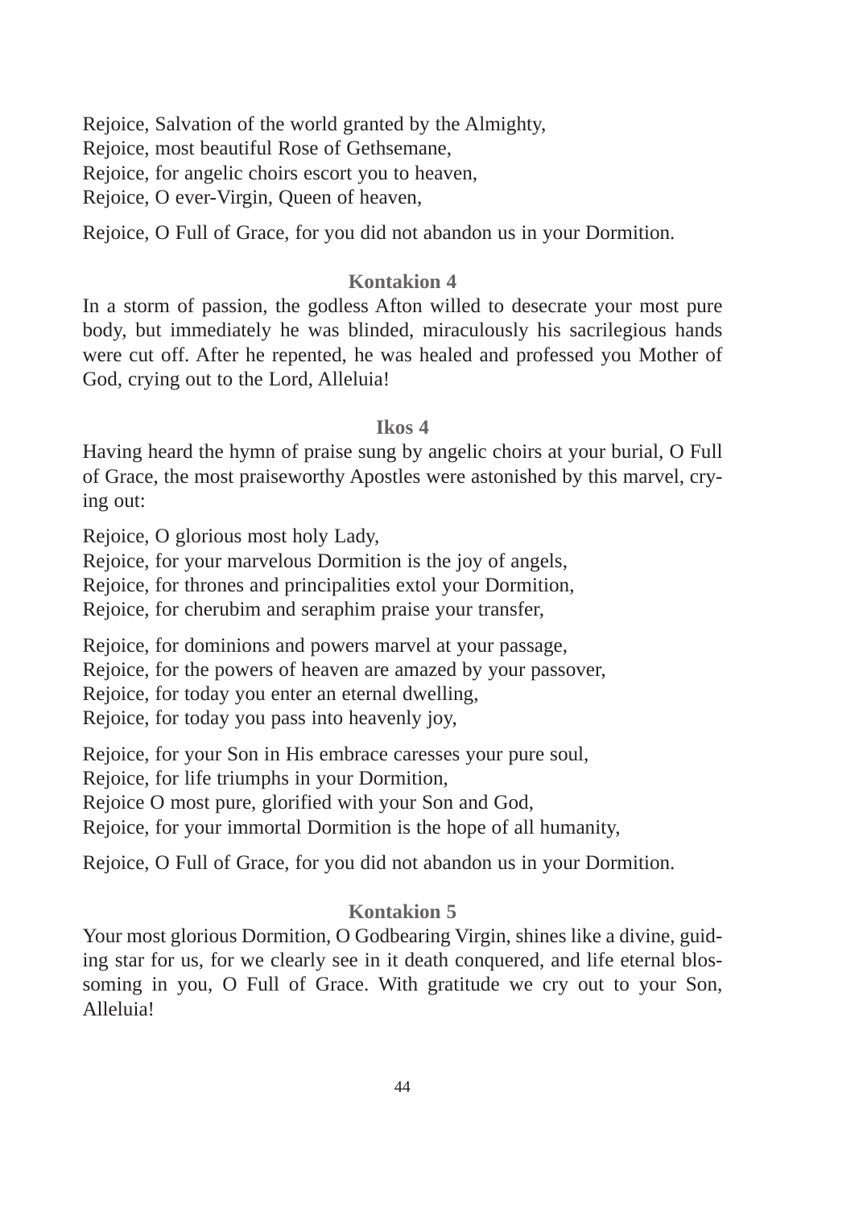Rejoice, Salvation of the world granted by the Almighty,
Rejoice, most beautiful Rose of Gethsemane,
Rejoice, for angelic choirs escort you to heaven,
Rejoice, O ever-Virgin, Queen of heaven,

Rejoice, O Full of Grace, for you did not abandon us in your Dormition.

### Kontakion 4

In a storm of passion, the godless Afton willed to desecrate your most pure body, but immediately he was blinded, miraculously his sacrilegious hands were cut off. After he repented, he was healed and professed you Mother of God, crying out to the Lord, Alleluia!

### Ikos 4

Having heard the hymn of praise sung by angelic choirs at your burial, O Full of Grace, the most praiseworthy Apostles were astonished by this marvel, crying out:

Rejoice, O glorious most holy Lady,
Rejoice, for your marvelous Dormition is the joy of angels,
Rejoice, for thrones and principalities extol your Dormition,
Rejoice, for cherubim and seraphim praise your transfer,

Rejoice, for dominions and powers marvel at your passage,
Rejoice, for the powers of heaven are amazed by your passover,
Rejoice, for today you enter an eternal dwelling,
Rejoice, for today you pass into heavenly joy,

Rejoice, for your Son in His embrace caresses your pure soul,
Rejoice, for life triumphs in your Dormition,
Rejoice O most pure, glorified with your Son and God,
Rejoice, for your immortal Dormition is the hope of all humanity,

Rejoice, O Full of Grace, for you did not abandon us in your Dormition.

### Kontakion 5

Your most glorious Dormition, O Godbearing Virgin, shines like a divine, guiding star for us, for we clearly see in it death conquered, and life eternal blossoming in you, O Full of Grace. With gratitude we cry out to your Son, Alleluia!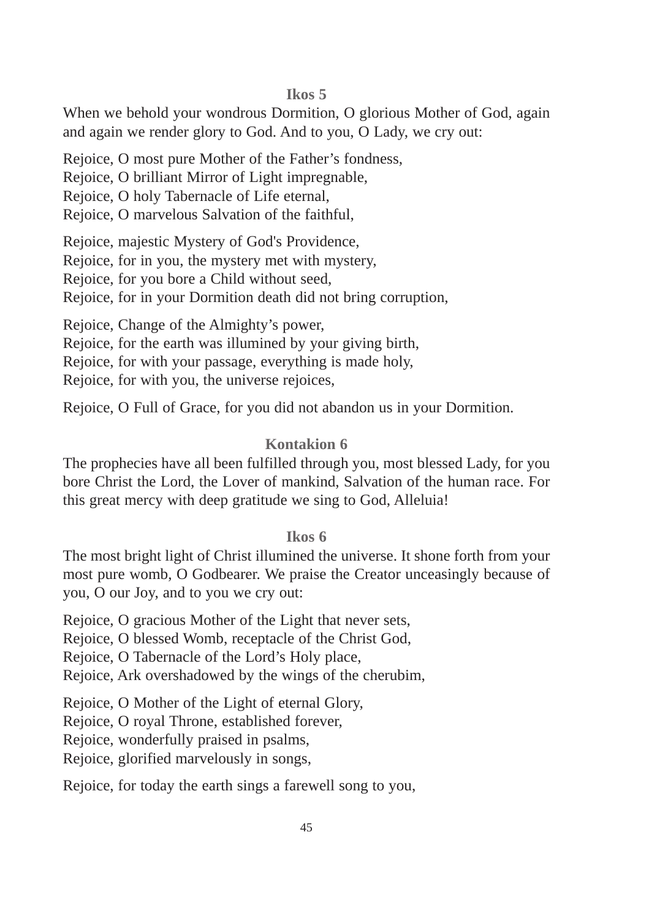### Ikos 5

When we behold your wondrous Dormition, O glorious Mother of God, again and again we render glory to God. And to you, O Lady, we cry out:

Rejoice, O most pure Mother of the Father's fondness,
Rejoice, O brilliant Mirror of Light impregnable,
Rejoice, O holy Tabernacle of Life eternal,
Rejoice, O marvelous Salvation of the faithful,

Rejoice, majestic Mystery of God's Providence,
Rejoice, for in you, the mystery met with mystery,
Rejoice, for you bore a Child without seed,
Rejoice, for in your Dormition death did not bring corruption,

Rejoice, Change of the Almighty's power,
Rejoice, for the earth was illumined by your giving birth,
Rejoice, for with your passage, everything is made holy,
Rejoice, for with you, the universe rejoices,

Rejoice, O Full of Grace, for you did not abandon us in your Dormition.

### Kontakion 6

The prophecies have all been fulfilled through you, most blessed Lady, for you bore Christ the Lord, the Lover of mankind, Salvation of the human race. For this great mercy with deep gratitude we sing to God, Alleluia!

### Ikos 6

The most bright light of Christ illumined the universe. It shone forth from your most pure womb, O Godbearer. We praise the Creator unceasingly because of you, O our Joy, and to you we cry out:

Rejoice, O gracious Mother of the Light that never sets,
Rejoice, O blessed Womb, receptacle of the Christ God,
Rejoice, O Tabernacle of the Lord's Holy place,
Rejoice, Ark overshadowed by the wings of the cherubim,

Rejoice, O Mother of the Light of eternal Glory,
Rejoice, O royal Throne, established forever,
Rejoice, wonderfully praised in psalms,
Rejoice, glorified marvelously in songs,

Rejoice, for today the earth sings a farewell song to you,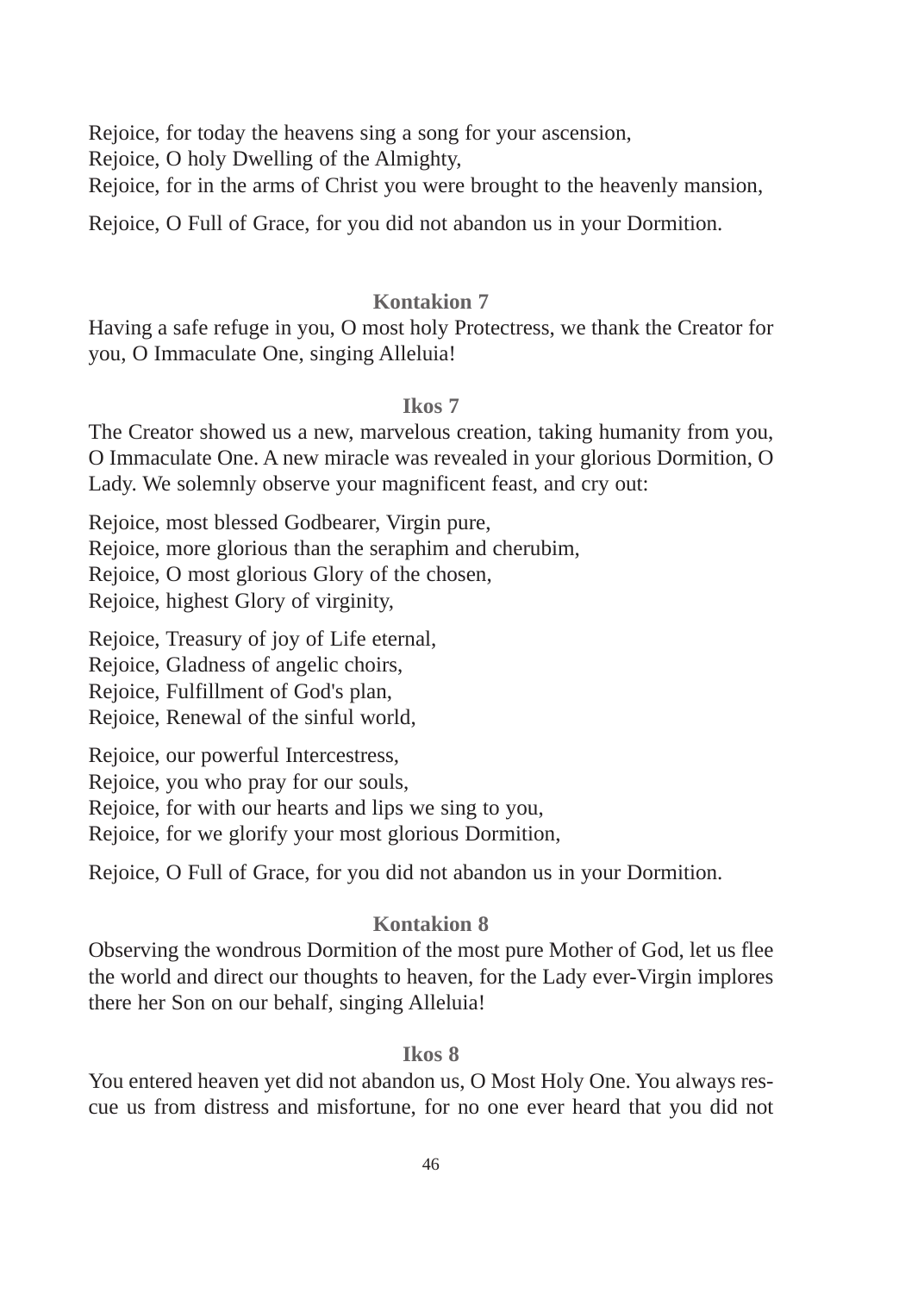Rejoice, for today the heavens sing a song for your ascension,
Rejoice, O holy Dwelling of the Almighty,
Rejoice, for in the arms of Christ you were brought to the heavenly mansion,

Rejoice, O Full of Grace, for you did not abandon us in your Dormition.

### Kontakion 7

Having a safe refuge in you, O most holy Protectress, we thank the Creator for you, O Immaculate One, singing Alleluia!

### Ikos 7

The Creator showed us a new, marvelous creation, taking humanity from you, O Immaculate One. A new miracle was revealed in your glorious Dormition, O Lady. We solemnly observe your magnificent feast, and cry out:

Rejoice, most blessed Godbearer, Virgin pure,
Rejoice, more glorious than the seraphim and cherubim,
Rejoice, O most glorious Glory of the chosen,
Rejoice, highest Glory of virginity,

Rejoice, Treasury of joy of Life eternal,
Rejoice, Gladness of angelic choirs,
Rejoice, Fulfillment of God's plan,
Rejoice, Renewal of the sinful world,

Rejoice, our powerful Intercestress,
Rejoice, you who pray for our souls,
Rejoice, for with our hearts and lips we sing to you,
Rejoice, for we glorify your most glorious Dormition,

Rejoice, O Full of Grace, for you did not abandon us in your Dormition.

### Kontakion 8

Observing the wondrous Dormition of the most pure Mother of God, let us flee the world and direct our thoughts to heaven, for the Lady ever-Virgin implores there her Son on our behalf, singing Alleluia!

### Ikos 8

You entered heaven yet did not abandon us, O Most Holy One. You always rescue us from distress and misfortune, for no one ever heard that you did not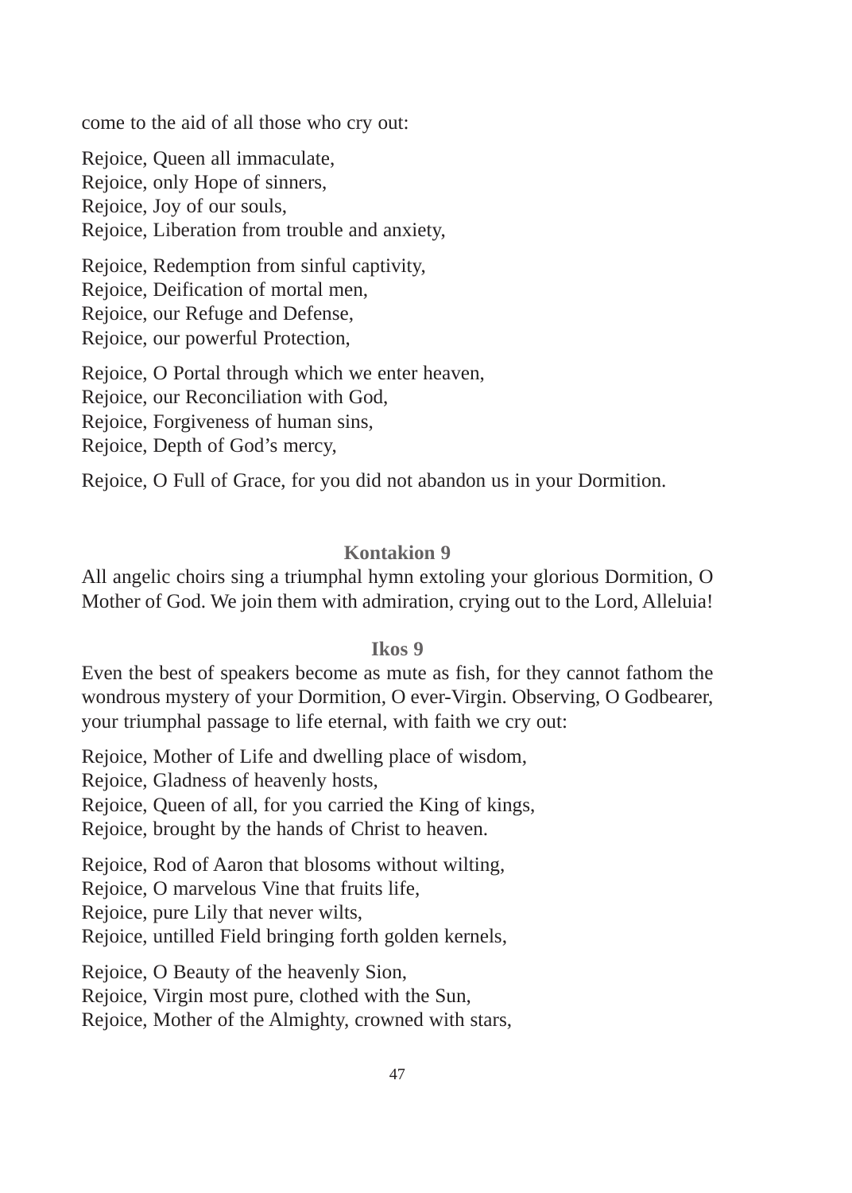come to the aid of all those who cry out:

Rejoice, Queen all immaculate,  
Rejoice, only Hope of sinners,  
Rejoice, Joy of our souls,  
Rejoice, Liberation from trouble and anxiety,

Rejoice, Redemption from sinful captivity,  
Rejoice, Deification of mortal men,  
Rejoice, our Refuge and Defense,  
Rejoice, our powerful Protection,

Rejoice, O Portal through which we enter heaven,  
Rejoice, our Reconciliation with God,  
Rejoice, Forgiveness of human sins,  
Rejoice, Depth of God's mercy,

Rejoice, O Full of Grace, for you did not abandon us in your Dormition.

### Kontakion 9

All angelic choirs sing a triumphal hymn extoling your glorious Dormition, O Mother of God. We join them with admiration, crying out to the Lord, Alleluia!

### Ikos 9

Even the best of speakers become as mute as fish, for they cannot fathom the wondrous mystery of your Dormition, O ever-Virgin. Observing, O Godbearer, your triumphal passage to life eternal, with faith we cry out:

Rejoice, Mother of Life and dwelling place of wisdom,  
Rejoice, Gladness of heavenly hosts,  
Rejoice, Queen of all, for you carried the King of kings,  
Rejoice, brought by the hands of Christ to heaven.

Rejoice, Rod of Aaron that blosoms without wilting,  
Rejoice, O marvelous Vine that fruits life,  
Rejoice, pure Lily that never wilts,  
Rejoice, untilled Field bringing forth golden kernels,

Rejoice, O Beauty of the heavenly Sion,  
Rejoice, Virgin most pure, clothed with the Sun,  
Rejoice, Mother of the Almighty, crowned with stars,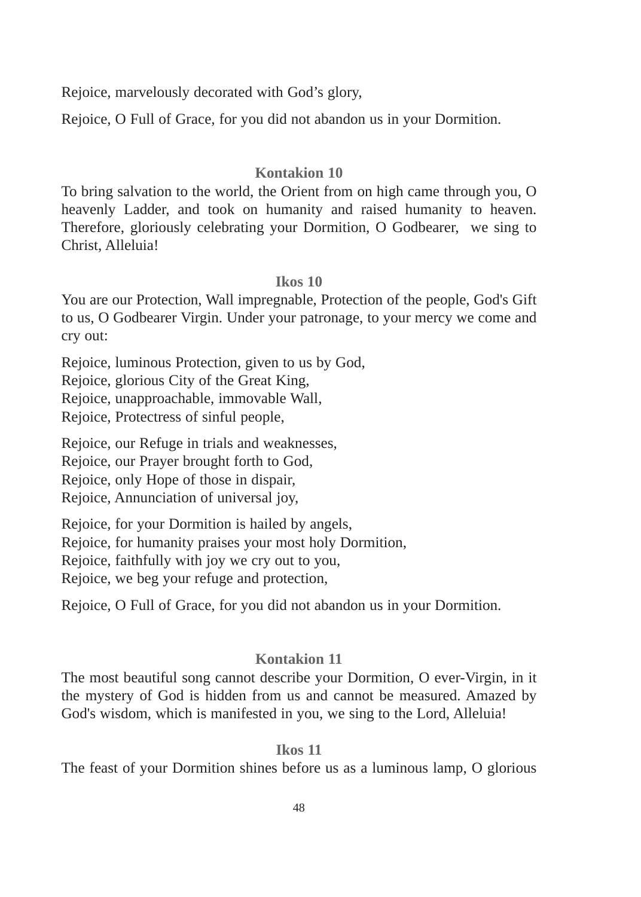Rejoice, marvelously decorated with God's glory,

Rejoice, O Full of Grace, for you did not abandon us in your Dormition.

### Kontakion 10

To bring salvation to the world, the Orient from on high came through you, O heavenly Ladder, and took on humanity and raised humanity to heaven. Therefore, gloriously celebrating your Dormition, O Godbearer, we sing to Christ, Alleluia!

### Ikos 10

You are our Protection, Wall impregnable, Protection of the people, God's Gift to us, O Godbearer Virgin. Under your patronage, to your mercy we come and cry out:

Rejoice, luminous Protection, given to us by God,
Rejoice, glorious City of the Great King,
Rejoice, unapproachable, immovable Wall,
Rejoice, Protectress of sinful people,

Rejoice, our Refuge in trials and weaknesses,
Rejoice, our Prayer brought forth to God,
Rejoice, only Hope of those in dispair,
Rejoice, Annunciation of universal joy,

Rejoice, for your Dormition is hailed by angels,
Rejoice, for humanity praises your most holy Dormition,
Rejoice, faithfully with joy we cry out to you,
Rejoice, we beg your refuge and protection,

Rejoice, O Full of Grace, for you did not abandon us in your Dormition.

### Kontakion 11

The most beautiful song cannot describe your Dormition, O ever-Virgin, in it the mystery of God is hidden from us and cannot be measured. Amazed by God's wisdom, which is manifested in you, we sing to the Lord, Alleluia!

### Ikos 11

The feast of your Dormition shines before us as a luminous lamp, O glorious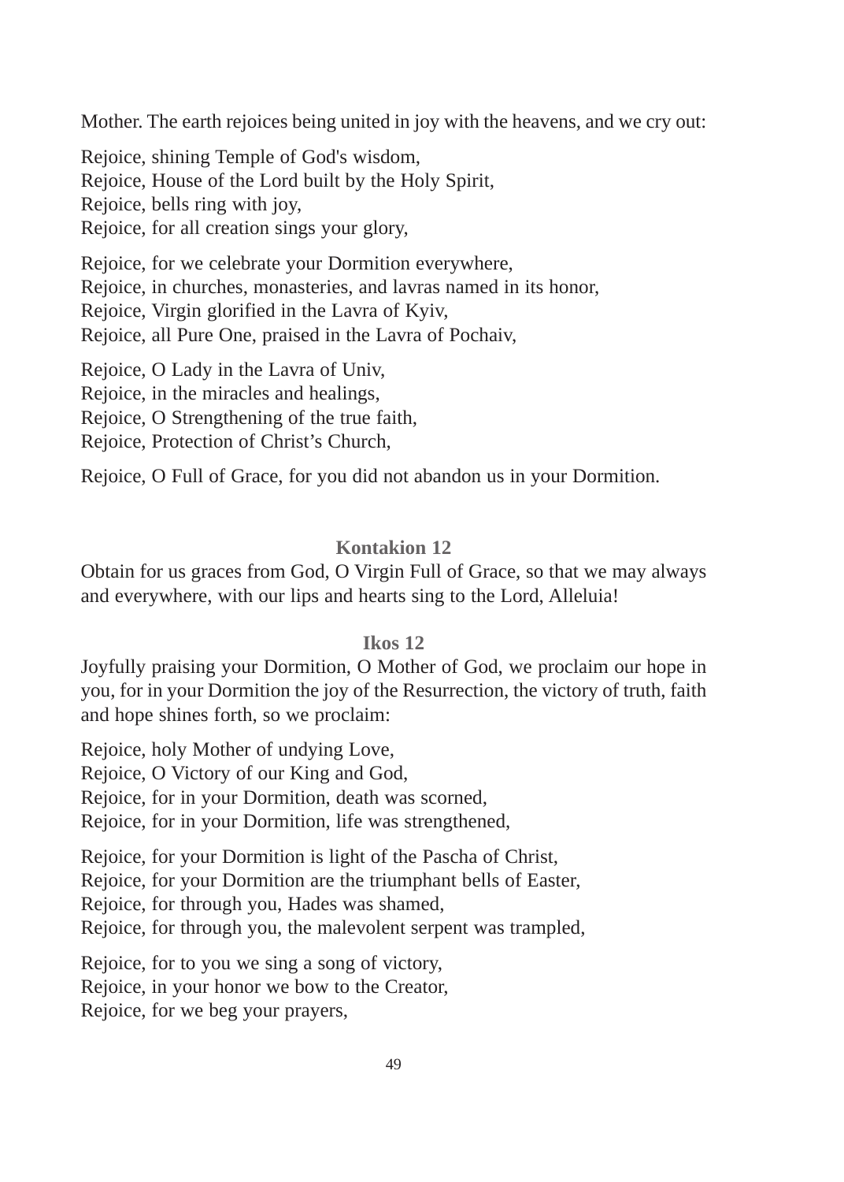Mother. The earth rejoices being united in joy with the heavens, and we cry out:

Rejoice, shining Temple of God's wisdom,
Rejoice, House of the Lord built by the Holy Spirit,
Rejoice, bells ring with joy,
Rejoice, for all creation sings your glory,

Rejoice, for we celebrate your Dormition everywhere,
Rejoice, in churches, monasteries, and lavras named in its honor,
Rejoice, Virgin glorified in the Lavra of Kyiv,
Rejoice, all Pure One, praised in the Lavra of Pochaiv,

Rejoice, O Lady in the Lavra of Univ,
Rejoice, in the miracles and healings,
Rejoice, O Strengthening of the true faith,
Rejoice, Protection of Christ's Church,

Rejoice, O Full of Grace, for you did not abandon us in your Dormition.

### Kontakion 12

Obtain for us graces from God, O Virgin Full of Grace, so that we may always and everywhere, with our lips and hearts sing to the Lord, Alleluia!

### Ikos 12

Joyfully praising your Dormition, O Mother of God, we proclaim our hope in you, for in your Dormition the joy of the Resurrection, the victory of truth, faith and hope shines forth, so we proclaim:

Rejoice, holy Mother of undying Love,
Rejoice, O Victory of our King and God,
Rejoice, for in your Dormition, death was scorned,
Rejoice, for in your Dormition, life was strengthened,

Rejoice, for your Dormition is light of the Pascha of Christ,
Rejoice, for your Dormition are the triumphant bells of Easter,
Rejoice, for through you, Hades was shamed,
Rejoice, for through you, the malevolent serpent was trampled,

Rejoice, for to you we sing a song of victory,
Rejoice, in your honor we bow to the Creator,
Rejoice, for we beg your prayers,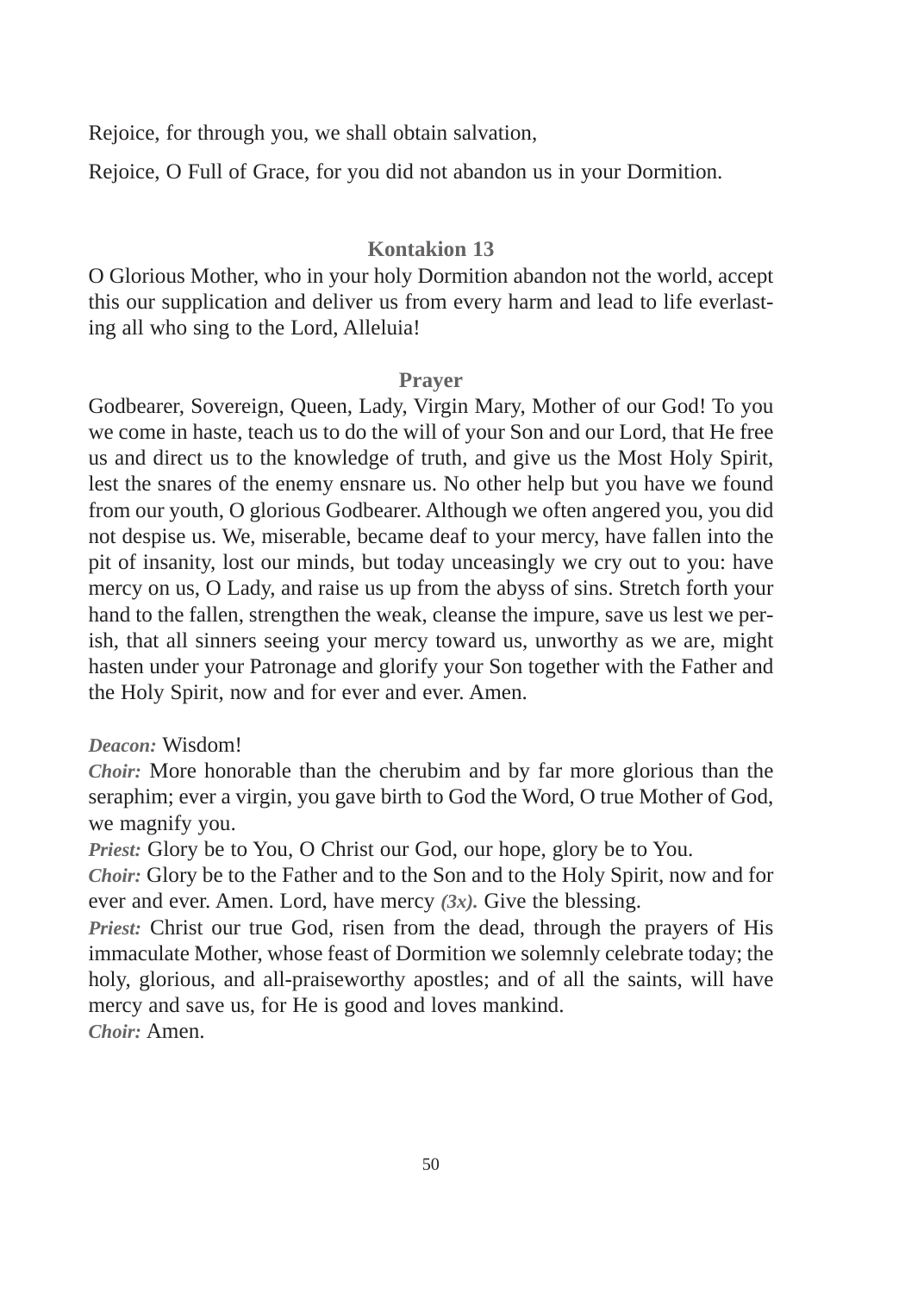Rejoice, for through you, we shall obtain salvation,

Rejoice, O Full of Grace, for you did not abandon us in your Dormition.

### Kontakion 13

O Glorious Mother, who in your holy Dormition abandon not the world, accept this our supplication and deliver us from every harm and lead to life everlasting all who sing to the Lord, Alleluia!

### Prayer

Godbearer, Sovereign, Queen, Lady, Virgin Mary, Mother of our God! To you we come in haste, teach us to do the will of your Son and our Lord, that He free us and direct us to the knowledge of truth, and give us the Most Holy Spirit, lest the snares of the enemy ensnare us. No other help but you have we found from our youth, O glorious Godbearer. Although we often angered you, you did not despise us. We, miserable, became deaf to your mercy, have fallen into the pit of insanity, lost our minds, but today unceasingly we cry out to you: have mercy on us, O Lady, and raise us up from the abyss of sins. Stretch forth your hand to the fallen, strengthen the weak, cleanse the impure, save us lest we perish, that all sinners seeing your mercy toward us, unworthy as we are, might hasten under your Patronage and glorify your Son together with the Father and the Holy Spirit, now and for ever and ever. Amen.

***Deacon:*** Wisdom!
***Choir:*** More honorable than the cherubim and by far more glorious than the seraphim; ever a virgin, you gave birth to God the Word, O true Mother of God, we magnify you.
***Priest:*** Glory be to You, O Christ our God, our hope, glory be to You.
***Choir:*** Glory be to the Father and to the Son and to the Holy Spirit, now and for ever and ever. Amen. Lord, have mercy ***(3x).*** Give the blessing.
***Priest:*** Christ our true God, risen from the dead, through the prayers of His immaculate Mother, whose feast of Dormition we solemnly celebrate today; the holy, glorious, and all-praiseworthy apostles; and of all the saints, will have mercy and save us, for He is good and loves mankind.
***Choir:*** Amen.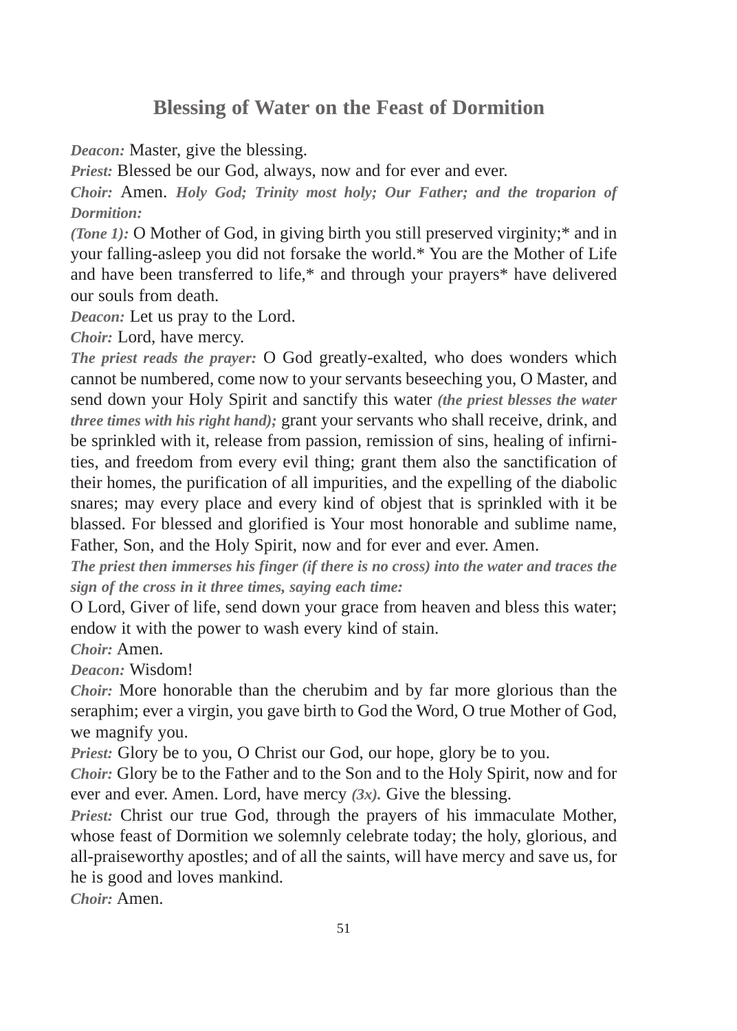# Blessing of Water on the Feast of Dormition

***Deacon:*** Master, give the blessing.

***Priest:*** Blessed be our God, always, now and for ever and ever.

***Choir:*** Amen. ***Holy God; Trinity most holy; Our Father; and the troparion of Dormition:***

***(Tone 1):*** O Mother of God, in giving birth you still preserved virginity;* and in your falling-asleep you did not forsake the world.* You are the Mother of Life and have been transferred to life,* and through your prayers* have delivered our souls from death.

***Deacon:*** Let us pray to the Lord.

***Choir:*** Lord, have mercy.

***The priest reads the prayer:*** O God greatly-exalted, who does wonders which cannot be numbered, come now to your servants beseeching you, O Master, and send down your Holy Spirit and sanctify this water ***(the priest blesses the water three times with his right hand);*** grant your servants who shall receive, drink, and be sprinkled with it, release from passion, remission of sins, healing of infirnities, and freedom from every evil thing; grant them also the sanctification of their homes, the purification of all impurities, and the expelling of the diabolic snares; may every place and every kind of objest that is sprinkled with it be blassed. For blessed and glorified is Your most honorable and sublime name, Father, Son, and the Holy Spirit, now and for ever and ever. Amen.

***The priest then immerses his finger (if there is no cross) into the water and traces the sign of the cross in it three times, saying each time:***

O Lord, Giver of life, send down your grace from heaven and bless this water; endow it with the power to wash every kind of stain.

***Choir:*** Amen.

***Deacon:*** Wisdom!

***Choir:*** More honorable than the cherubim and by far more glorious than the seraphim; ever a virgin, you gave birth to God the Word, O true Mother of God, we magnify you.

***Priest:*** Glory be to you, O Christ our God, our hope, glory be to you.

***Choir:*** Glory be to the Father and to the Son and to the Holy Spirit, now and for ever and ever. Amen. Lord, have mercy ***(3x).*** Give the blessing.

***Priest:*** Christ our true God, through the prayers of his immaculate Mother, whose feast of Dormition we solemnly celebrate today; the holy, glorious, and all-praiseworthy apostles; and of all the saints, will have mercy and save us, for he is good and loves mankind.

***Choir:*** Amen.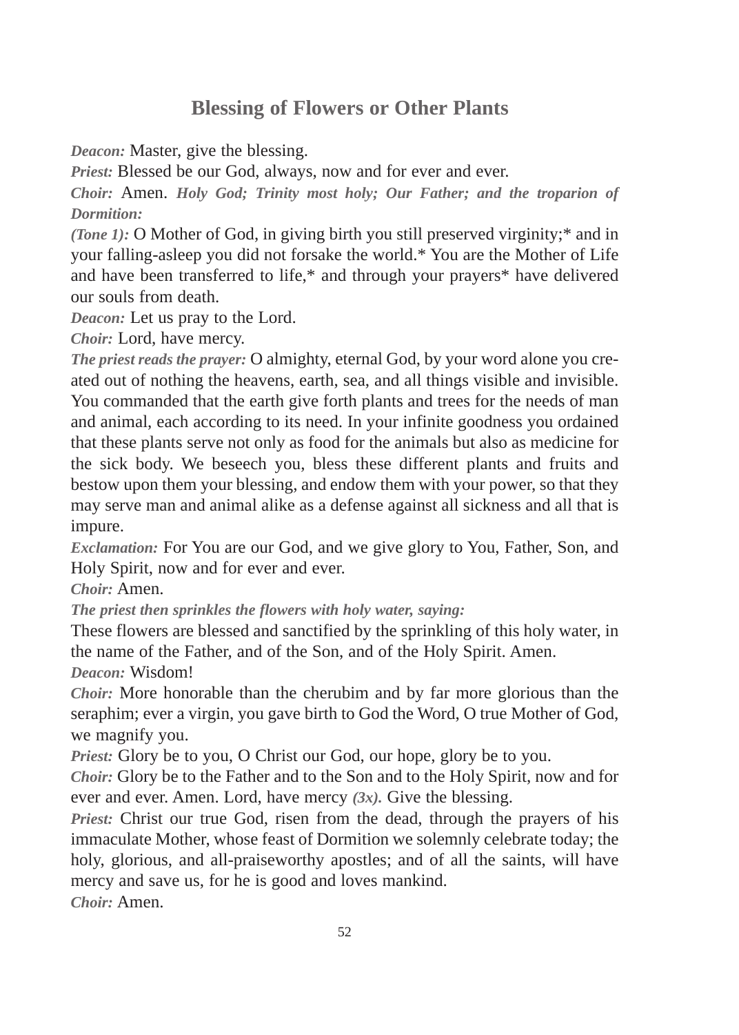## Blessing of Flowers or Other Plants

***Deacon:*** Master, give the blessing.

***Priest:*** Blessed be our God, always, now and for ever and ever.

***Choir:*** Amen. ***Holy God; Trinity most holy; Our Father; and the troparion of Dormition:***

***(Tone 1):*** O Mother of God, in giving birth you still preserved virginity;* and in your falling-asleep you did not forsake the world.* You are the Mother of Life and have been transferred to life,* and through your prayers* have delivered our souls from death.

***Deacon:*** Let us pray to the Lord.

***Choir:*** Lord, have mercy.

***The priest reads the prayer:*** O almighty, eternal God, by your word alone you created out of nothing the heavens, earth, sea, and all things visible and invisible. You commanded that the earth give forth plants and trees for the needs of man and animal, each according to its need. In your infinite goodness you ordained that these plants serve not only as food for the animals but also as medicine for the sick body. We beseech you, bless these different plants and fruits and bestow upon them your blessing, and endow them with your power, so that they may serve man and animal alike as a defense against all sickness and all that is impure.

***Exclamation:*** For You are our God, and we give glory to You, Father, Son, and Holy Spirit, now and for ever and ever.

***Choir:*** Amen.

***The priest then sprinkles the flowers with holy water, saying:***

These flowers are blessed and sanctified by the sprinkling of this holy water, in the name of the Father, and of the Son, and of the Holy Spirit. Amen.

***Deacon:*** Wisdom!

***Choir:*** More honorable than the cherubim and by far more glorious than the seraphim; ever a virgin, you gave birth to God the Word, O true Mother of God, we magnify you.

***Priest:*** Glory be to you, O Christ our God, our hope, glory be to you.

***Choir:*** Glory be to the Father and to the Son and to the Holy Spirit, now and for ever and ever. Amen. Lord, have mercy ***(3x).*** Give the blessing.

***Priest:*** Christ our true God, risen from the dead, through the prayers of his immaculate Mother, whose feast of Dormition we solemnly celebrate today; the holy, glorious, and all-praiseworthy apostles; and of all the saints, will have mercy and save us, for he is good and loves mankind.

***Choir:*** Amen.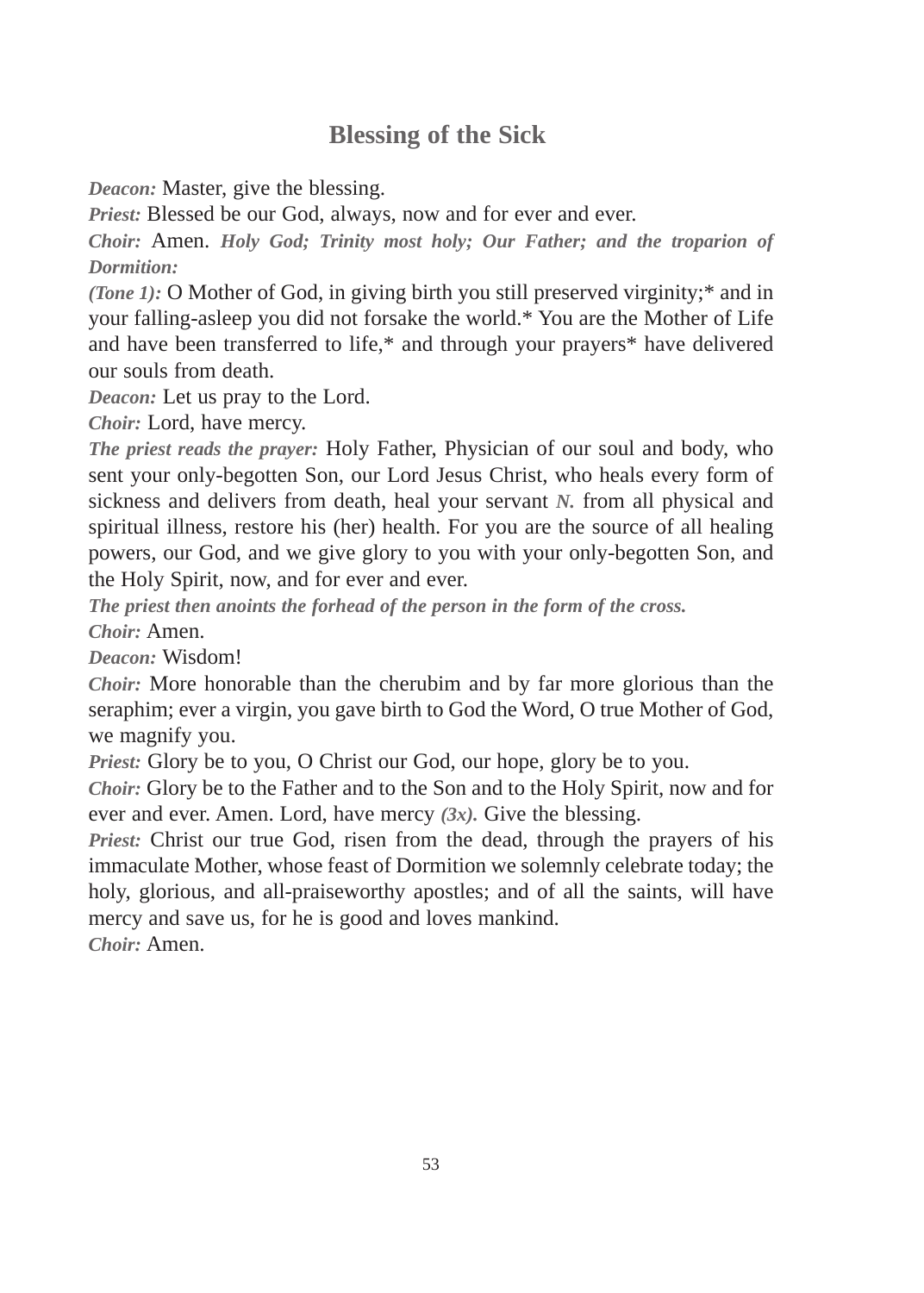# Blessing of the Sick

***Deacon:*** Master, give the blessing.

***Priest:*** Blessed be our God, always, now and for ever and ever.

***Choir:*** Amen. ***Holy God; Trinity most holy; Our Father; and the troparion of Dormition:***

***(Tone 1):*** O Mother of God, in giving birth you still preserved virginity;* and in your falling-asleep you did not forsake the world.* You are the Mother of Life and have been transferred to life,* and through your prayers* have delivered our souls from death.

***Deacon:*** Let us pray to the Lord.

***Choir:*** Lord, have mercy.

***The priest reads the prayer:*** Holy Father, Physician of our soul and body, who sent your only-begotten Son, our Lord Jesus Christ, who heals every form of sickness and delivers from death, heal your servant ***N.*** from all physical and spiritual illness, restore his (her) health. For you are the source of all healing powers, our God, and we give glory to you with your only-begotten Son, and the Holy Spirit, now, and for ever and ever.

***The priest then anoints the forhead of the person in the form of the cross.***

***Choir:*** Amen.

***Deacon:*** Wisdom!

***Choir:*** More honorable than the cherubim and by far more glorious than the seraphim; ever a virgin, you gave birth to God the Word, O true Mother of God, we magnify you.

***Priest:*** Glory be to you, O Christ our God, our hope, glory be to you.

***Choir:*** Glory be to the Father and to the Son and to the Holy Spirit, now and for ever and ever. Amen. Lord, have mercy ***(3x).*** Give the blessing.

***Priest:*** Christ our true God, risen from the dead, through the prayers of his immaculate Mother, whose feast of Dormition we solemnly celebrate today; the holy, glorious, and all-praiseworthy apostles; and of all the saints, will have mercy and save us, for he is good and loves mankind.

***Choir:*** Amen.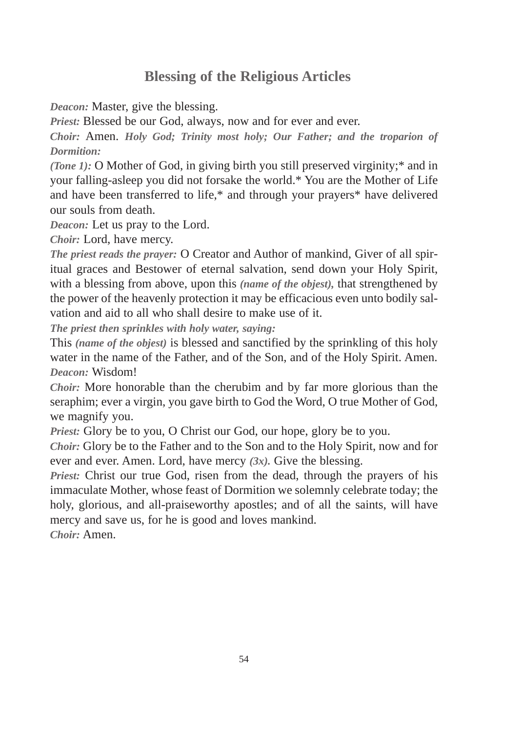## Blessing of the Religious Articles

***Deacon:*** Master, give the blessing.

***Priest:*** Blessed be our God, always, now and for ever and ever.

***Choir:*** Amen. ***Holy God; Trinity most holy; Our Father; and the troparion of Dormition:***

***(Tone 1):*** O Mother of God, in giving birth you still preserved virginity;* and in your falling-asleep you did not forsake the world.* You are the Mother of Life and have been transferred to life,* and through your prayers* have delivered our souls from death.

***Deacon:*** Let us pray to the Lord.

***Choir:*** Lord, have mercy.

***The priest reads the prayer:*** O Creator and Author of mankind, Giver of all spiritual graces and Bestower of eternal salvation, send down your Holy Spirit, with a blessing from above, upon this ***(name of the objest),*** that strengthened by the power of the heavenly protection it may be efficacious even unto bodily salvation and aid to all who shall desire to make use of it.

***The priest then sprinkles with holy water, saying:***

This ***(name of the objest)*** is blessed and sanctified by the sprinkling of this holy water in the name of the Father, and of the Son, and of the Holy Spirit. Amen.

***Deacon:*** Wisdom!

***Choir:*** More honorable than the cherubim and by far more glorious than the seraphim; ever a virgin, you gave birth to God the Word, O true Mother of God, we magnify you.

***Priest:*** Glory be to you, O Christ our God, our hope, glory be to you.

***Choir:*** Glory be to the Father and to the Son and to the Holy Spirit, now and for ever and ever. Amen. Lord, have mercy ***(3x).*** Give the blessing.

***Priest:*** Christ our true God, risen from the dead, through the prayers of his immaculate Mother, whose feast of Dormition we solemnly celebrate today; the holy, glorious, and all-praiseworthy apostles; and of all the saints, will have mercy and save us, for he is good and loves mankind.

***Choir:*** Amen.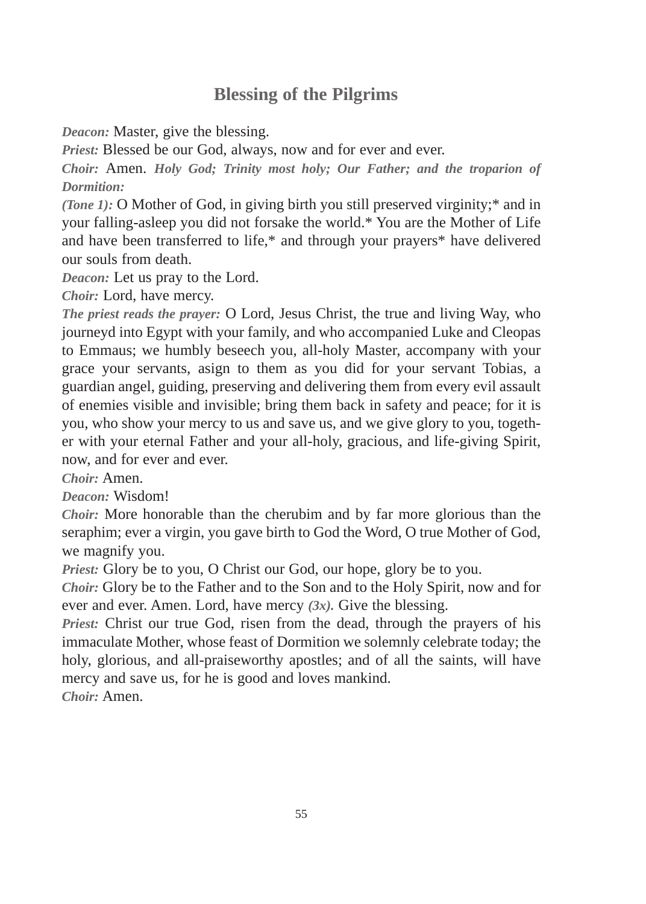## Blessing of the Pilgrims

***Deacon:*** Master, give the blessing.

***Priest:*** Blessed be our God, always, now and for ever and ever.

***Choir:*** Amen. ***Holy God; Trinity most holy; Our Father; and the troparion of Dormition:***

***(Tone 1):*** O Mother of God, in giving birth you still preserved virginity;* and in your falling-asleep you did not forsake the world.* You are the Mother of Life and have been transferred to life,* and through your prayers* have delivered our souls from death.

***Deacon:*** Let us pray to the Lord.

***Choir:*** Lord, have mercy.

***The priest reads the prayer:*** O Lord, Jesus Christ, the true and living Way, who journeyd into Egypt with your family, and who accompanied Luke and Cleopas to Emmaus; we humbly beseech you, all-holy Master, accompany with your grace your servants, asign to them as you did for your servant Tobias, a guardian angel, guiding, preserving and delivering them from every evil assault of enemies visible and invisible; bring them back in safety and peace; for it is you, who show your mercy to us and save us, and we give glory to you, together with your eternal Father and your all-holy, gracious, and life-giving Spirit, now, and for ever and ever.

***Choir:*** Amen.

***Deacon:*** Wisdom!

***Choir:*** More honorable than the cherubim and by far more glorious than the seraphim; ever a virgin, you gave birth to God the Word, O true Mother of God, we magnify you.

***Priest:*** Glory be to you, O Christ our God, our hope, glory be to you.

***Choir:*** Glory be to the Father and to the Son and to the Holy Spirit, now and for ever and ever. Amen. Lord, have mercy ***(3x).*** Give the blessing.

***Priest:*** Christ our true God, risen from the dead, through the prayers of his immaculate Mother, whose feast of Dormition we solemnly celebrate today; the holy, glorious, and all-praiseworthy apostles; and of all the saints, will have mercy and save us, for he is good and loves mankind.

***Choir:*** Amen.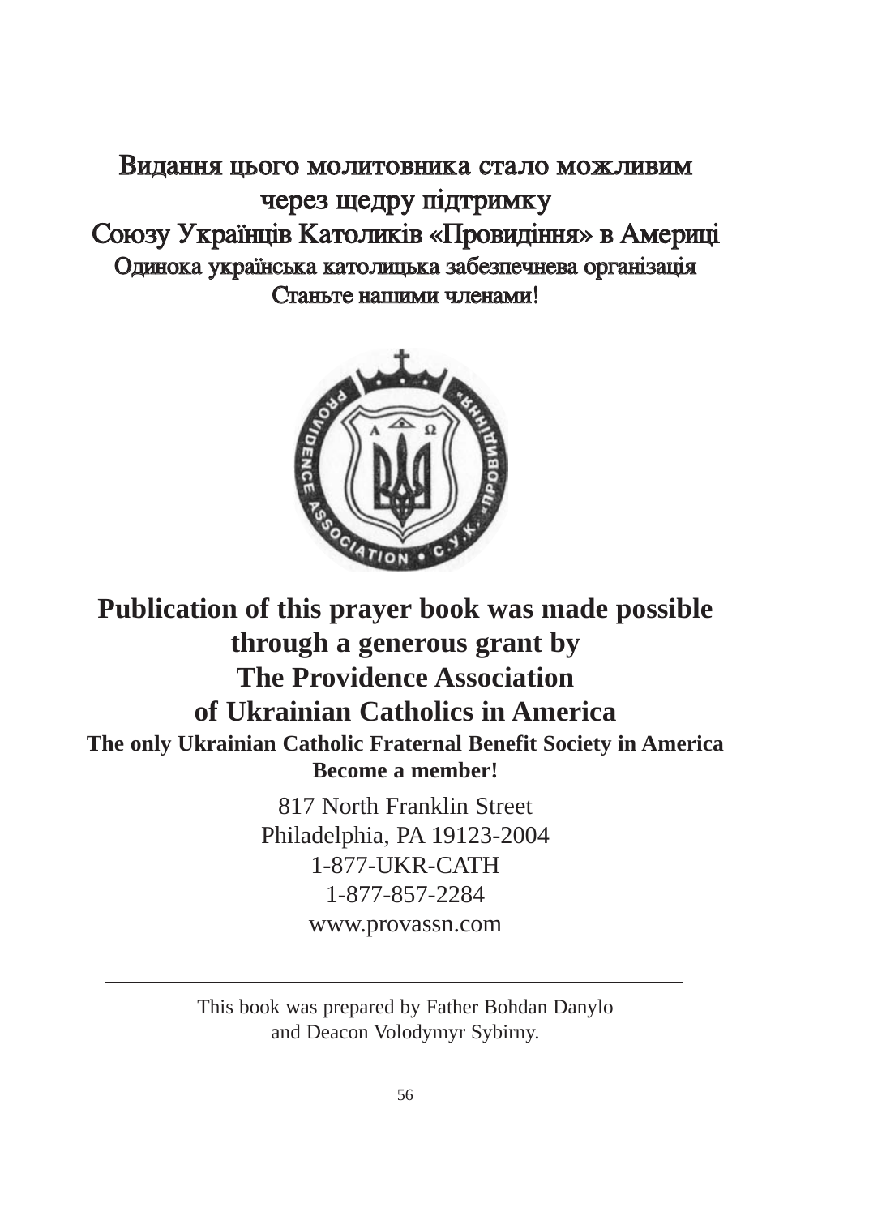**Видання цього молитовника стало можливим**
**через щедру підтримку**
**Союзу Українців Католиків «Провидіння» в Америці**
**Одинока українська католицька забезпечнева організація**
**Станьте нашими членами!**

**Publication of this prayer book was made possible**
**through a generous grant by**
**The Providence Association**
**of Ukrainian Catholics in America**
**The only Ukrainian Catholic Fraternal Benefit Society in America**
**Become a member!**

817 North Franklin Street
Philadelphia, PA 19123-2004
1-877-UKR-CATH
1-877-857-2284
www.provassn.com

---

This book was prepared by Father Bohdan Danylo
and Deacon Volodymyr Sybirny.